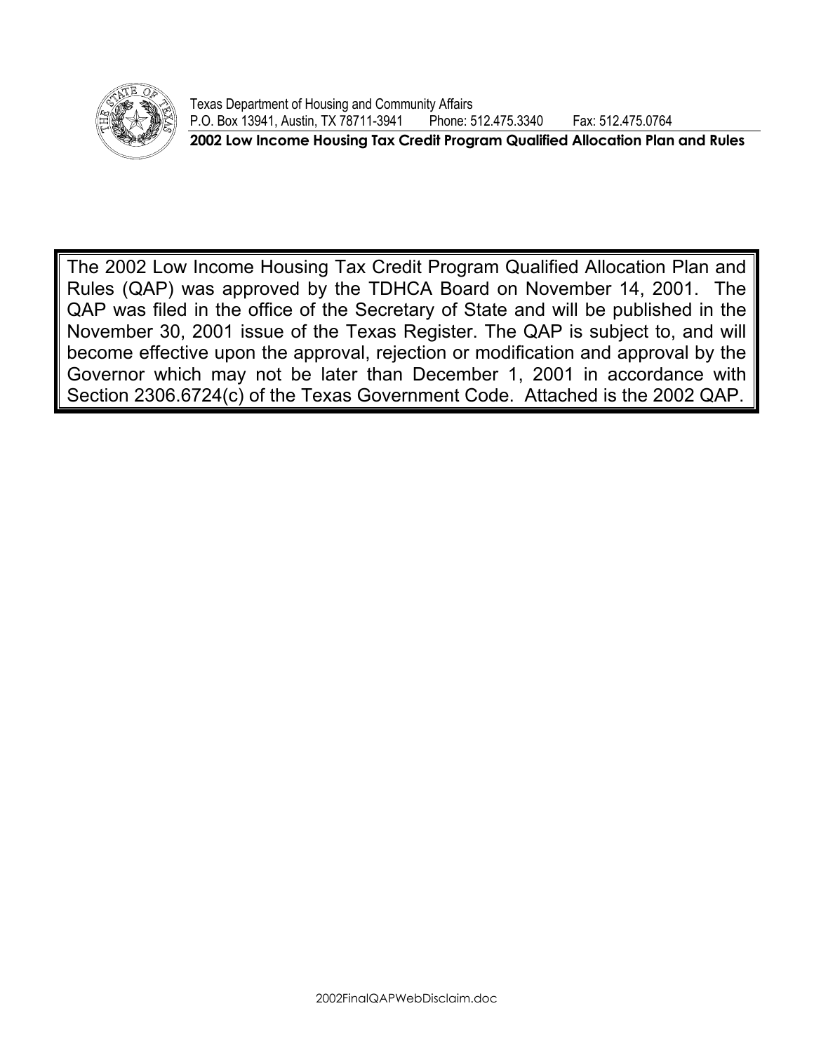Texas Department of Housing and Community Affairs
P.O. Box 13941, Austin, TX 78711-3941  Phone: 512.475.3340  Fax: 512.475.0764

**2002 Low Income Housing Tax Credit Program Qualified Allocation Plan and Rules**

The 2002 Low Income Housing Tax Credit Program Qualified Allocation Plan and Rules (QAP) was approved by the TDHCA Board on November 14, 2001. The QAP was filed in the office of the Secretary of State and will be published in the November 30, 2001 issue of the Texas Register. The QAP is subject to, and will become effective upon the approval, rejection or modification and approval by the Governor which may not be later than December 1, 2001 in accordance with Section 2306.6724(c) of the Texas Government Code. Attached is the 2002 QAP.

2002FinalQAPWebDisclaim.doc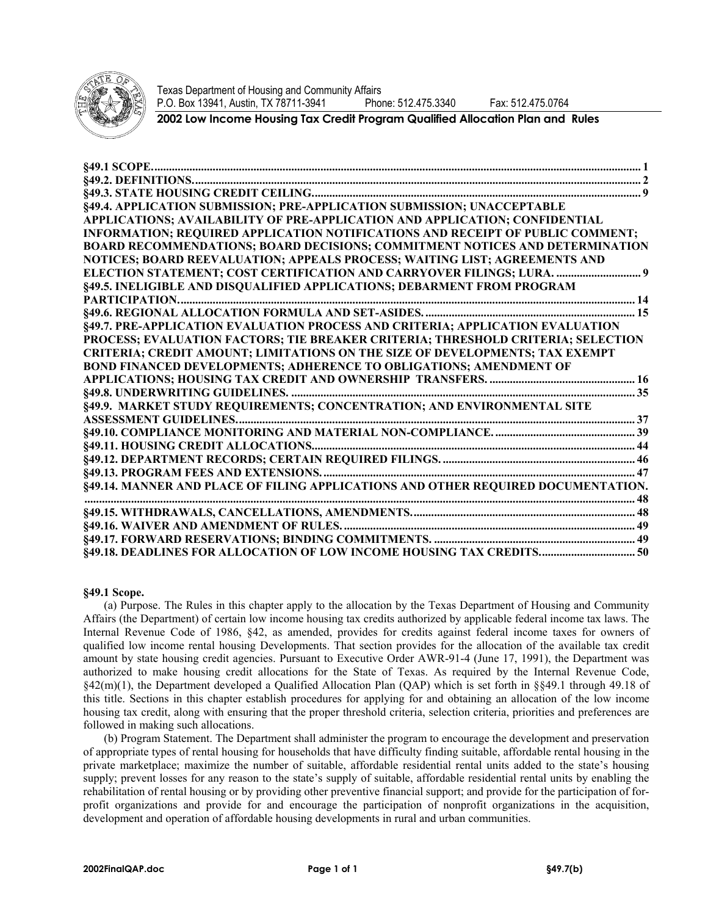Texas Department of Housing and Community Affairs
P.O. Box 13941, Austin, TX 78711-3941 Phone: 512.475.3340 Fax: 512.475.0764

**2002 Low Income Housing Tax Credit Program Qualified Allocation Plan and Rules**

**§49.1 SCOPE.** 1
**§49.2. DEFINITIONS.** 2
**§49.3. STATE HOUSING CREDIT CEILING.** 9
**§49.4. APPLICATION SUBMISSION; PRE-APPLICATION SUBMISSION; UNACCEPTABLE APPLICATIONS; AVAILABILITY OF PRE-APPLICATION AND APPLICATION; CONFIDENTIAL INFORMATION; REQUIRED APPLICATION NOTIFICATIONS AND RECEIPT OF PUBLIC COMMENT; BOARD RECOMMENDATIONS; BOARD DECISIONS; COMMITMENT NOTICES AND DETERMINATION NOTICES; BOARD REEVALUATION; APPEALS PROCESS; WAITING LIST; AGREEMENTS AND ELECTION STATEMENT; COST CERTIFICATION AND CARRYOVER FILINGS; LURA.** 9
**§49.5. INELIGIBLE AND DISQUALIFIED APPLICATIONS; DEBARMENT FROM PROGRAM PARTICIPATION.** 14
**§49.6. REGIONAL ALLOCATION FORMULA AND SET-ASIDES.** 15
**§49.7. PRE-APPLICATION EVALUATION PROCESS AND CRITERIA; APPLICATION EVALUATION PROCESS; EVALUATION FACTORS; TIE BREAKER CRITERIA; THRESHOLD CRITERIA; SELECTION CRITERIA; CREDIT AMOUNT; LIMITATIONS ON THE SIZE OF DEVELOPMENTS; TAX EXEMPT BOND FINANCED DEVELOPMENTS; ADHERENCE TO OBLIGATIONS; AMENDMENT OF APPLICATIONS; HOUSING TAX CREDIT AND OWNERSHIP TRANSFERS.** 16
**§49.8. UNDERWRITING GUIDELINES.** 35
**§49.9. MARKET STUDY REQUIREMENTS; CONCENTRATION; AND ENVIRONMENTAL SITE ASSESSMENT GUIDELINES.** 37
**§49.10. COMPLIANCE MONITORING AND MATERIAL NON-COMPLIANCE.** 39
**§49.11. HOUSING CREDIT ALLOCATIONS.** 44
**§49.12. DEPARTMENT RECORDS; CERTAIN REQUIRED FILINGS.** 46
**§49.13. PROGRAM FEES AND EXTENSIONS.** 47
**§49.14. MANNER AND PLACE OF FILING APPLICATIONS AND OTHER REQUIRED DOCUMENTATION.** 48
**§49.15. WITHDRAWALS, CANCELLATIONS, AMENDMENTS.** 48
**§49.16. WAIVER AND AMENDMENT OF RULES.** 49
**§49.17. FORWARD RESERVATIONS; BINDING COMMITMENTS.** 49
**§49.18. DEADLINES FOR ALLOCATION OF LOW INCOME HOUSING TAX CREDITS.** 50

## §49.1 Scope.

(a) Purpose. The Rules in this chapter apply to the allocation by the Texas Department of Housing and Community Affairs (the Department) of certain low income housing tax credits authorized by applicable federal income tax laws. The Internal Revenue Code of 1986, §42, as amended, provides for credits against federal income taxes for owners of qualified low income rental housing Developments. That section provides for the allocation of the available tax credit amount by state housing credit agencies. Pursuant to Executive Order AWR-91-4 (June 17, 1991), the Department was authorized to make housing credit allocations for the State of Texas. As required by the Internal Revenue Code, §42(m)(1), the Department developed a Qualified Allocation Plan (QAP) which is set forth in §§49.1 through 49.18 of this title. Sections in this chapter establish procedures for applying for and obtaining an allocation of the low income housing tax credit, along with ensuring that the proper threshold criteria, selection criteria, priorities and preferences are followed in making such allocations.

(b) Program Statement. The Department shall administer the program to encourage the development and preservation of appropriate types of rental housing for households that have difficulty finding suitable, affordable rental housing in the private marketplace; maximize the number of suitable, affordable residential rental units added to the state's housing supply; prevent losses for any reason to the state's supply of suitable, affordable residential rental units by enabling the rehabilitation of rental housing or by providing other preventive financial support; and provide for the participation of for-profit organizations and provide for and encourage the participation of nonprofit organizations in the acquisition, development and operation of affordable housing developments in rural and urban communities.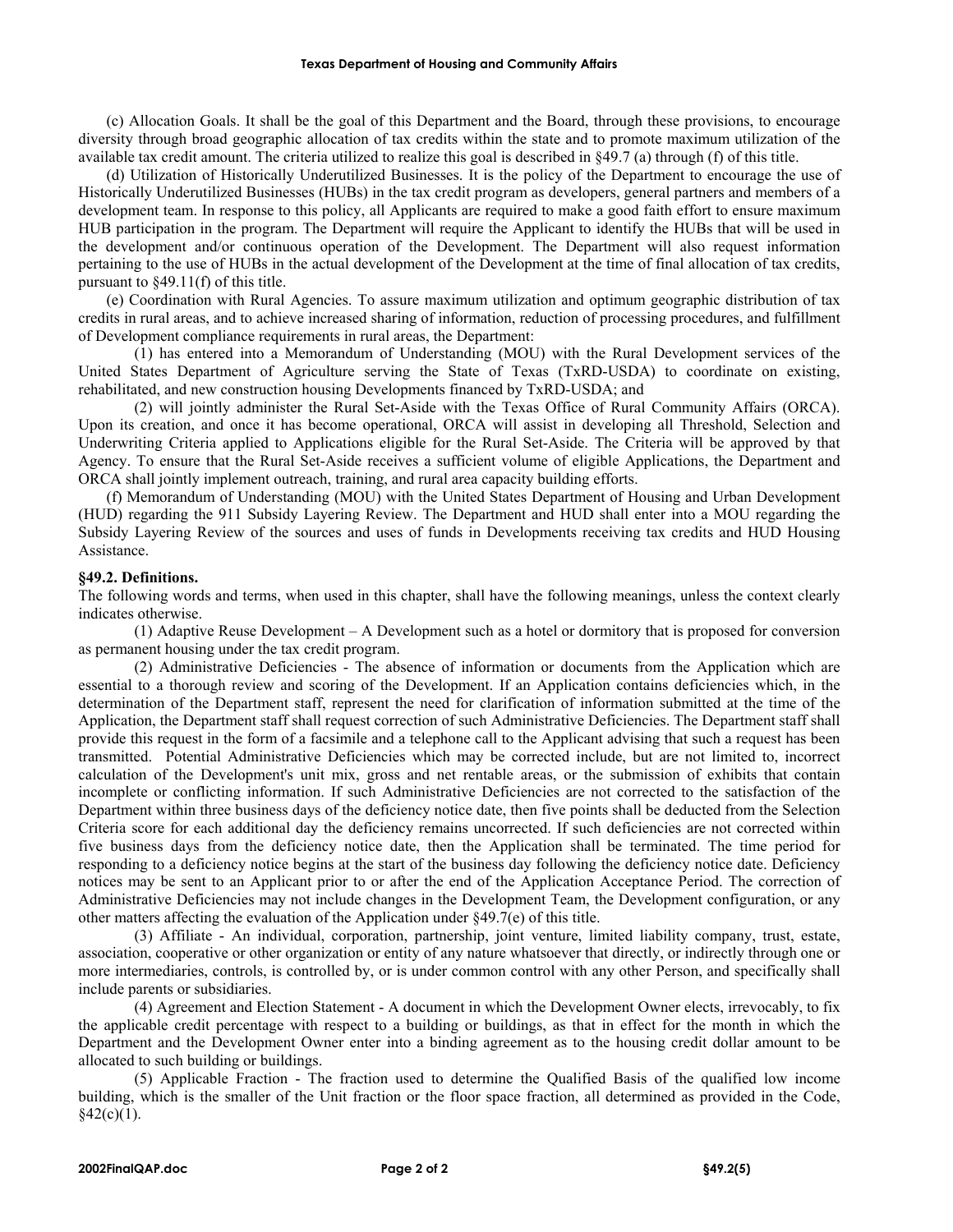(c) Allocation Goals. It shall be the goal of this Department and the Board, through these provisions, to encourage diversity through broad geographic allocation of tax credits within the state and to promote maximum utilization of the available tax credit amount. The criteria utilized to realize this goal is described in §49.7 (a) through (f) of this title.

(d) Utilization of Historically Underutilized Businesses. It is the policy of the Department to encourage the use of Historically Underutilized Businesses (HUBs) in the tax credit program as developers, general partners and members of a development team. In response to this policy, all Applicants are required to make a good faith effort to ensure maximum HUB participation in the program. The Department will require the Applicant to identify the HUBs that will be used in the development and/or continuous operation of the Development. The Department will also request information pertaining to the use of HUBs in the actual development of the Development at the time of final allocation of tax credits, pursuant to §49.11(f) of this title.

(e) Coordination with Rural Agencies. To assure maximum utilization and optimum geographic distribution of tax credits in rural areas, and to achieve increased sharing of information, reduction of processing procedures, and fulfillment of Development compliance requirements in rural areas, the Department:

(1) has entered into a Memorandum of Understanding (MOU) with the Rural Development services of the United States Department of Agriculture serving the State of Texas (TxRD-USDA) to coordinate on existing, rehabilitated, and new construction housing Developments financed by TxRD-USDA; and

(2) will jointly administer the Rural Set-Aside with the Texas Office of Rural Community Affairs (ORCA). Upon its creation, and once it has become operational, ORCA will assist in developing all Threshold, Selection and Underwriting Criteria applied to Applications eligible for the Rural Set-Aside. The Criteria will be approved by that Agency. To ensure that the Rural Set-Aside receives a sufficient volume of eligible Applications, the Department and ORCA shall jointly implement outreach, training, and rural area capacity building efforts.

(f) Memorandum of Understanding (MOU) with the United States Department of Housing and Urban Development (HUD) regarding the 911 Subsidy Layering Review. The Department and HUD shall enter into a MOU regarding the Subsidy Layering Review of the sources and uses of funds in Developments receiving tax credits and HUD Housing Assistance.

**§49.2. Definitions.**

The following words and terms, when used in this chapter, shall have the following meanings, unless the context clearly indicates otherwise.

(1) Adaptive Reuse Development – A Development such as a hotel or dormitory that is proposed for conversion as permanent housing under the tax credit program.

(2) Administrative Deficiencies - The absence of information or documents from the Application which are essential to a thorough review and scoring of the Development. If an Application contains deficiencies which, in the determination of the Department staff, represent the need for clarification of information submitted at the time of the Application, the Department staff shall request correction of such Administrative Deficiencies. The Department staff shall provide this request in the form of a facsimile and a telephone call to the Applicant advising that such a request has been transmitted. Potential Administrative Deficiencies which may be corrected include, but are not limited to, incorrect calculation of the Development's unit mix, gross and net rentable areas, or the submission of exhibits that contain incomplete or conflicting information. If such Administrative Deficiencies are not corrected to the satisfaction of the Department within three business days of the deficiency notice date, then five points shall be deducted from the Selection Criteria score for each additional day the deficiency remains uncorrected. If such deficiencies are not corrected within five business days from the deficiency notice date, then the Application shall be terminated. The time period for responding to a deficiency notice begins at the start of the business day following the deficiency notice date. Deficiency notices may be sent to an Applicant prior to or after the end of the Application Acceptance Period. The correction of Administrative Deficiencies may not include changes in the Development Team, the Development configuration, or any other matters affecting the evaluation of the Application under §49.7(e) of this title.

(3) Affiliate - An individual, corporation, partnership, joint venture, limited liability company, trust, estate, association, cooperative or other organization or entity of any nature whatsoever that directly, or indirectly through one or more intermediaries, controls, is controlled by, or is under common control with any other Person, and specifically shall include parents or subsidiaries.

(4) Agreement and Election Statement - A document in which the Development Owner elects, irrevocably, to fix the applicable credit percentage with respect to a building or buildings, as that in effect for the month in which the Department and the Development Owner enter into a binding agreement as to the housing credit dollar amount to be allocated to such building or buildings.

(5) Applicable Fraction - The fraction used to determine the Qualified Basis of the qualified low income building, which is the smaller of the Unit fraction or the floor space fraction, all determined as provided in the Code, §42(c)(1).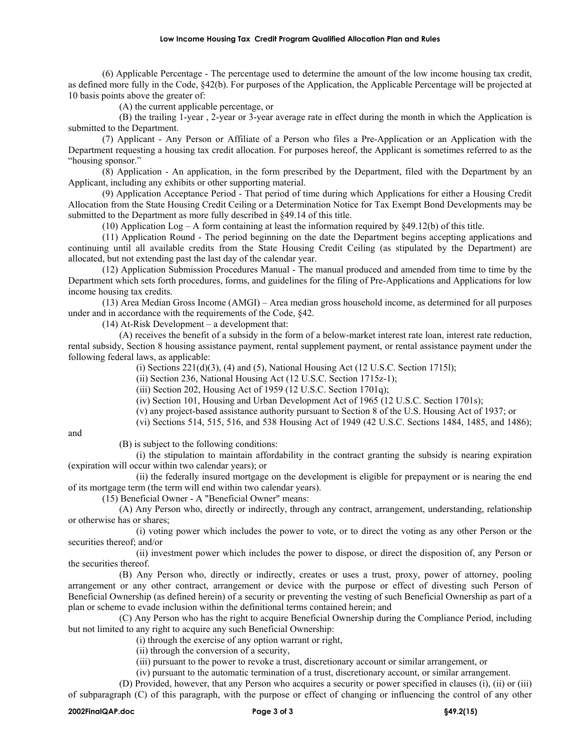(6) Applicable Percentage - The percentage used to determine the amount of the low income housing tax credit, as defined more fully in the Code, §42(b). For purposes of the Application, the Applicable Percentage will be projected at 10 basis points above the greater of:

(A) the current applicable percentage, or

(B) the trailing 1-year , 2-year or 3-year average rate in effect during the month in which the Application is submitted to the Department.

(7) Applicant - Any Person or Affiliate of a Person who files a Pre-Application or an Application with the Department requesting a housing tax credit allocation. For purposes hereof, the Applicant is sometimes referred to as the "housing sponsor."

(8) Application - An application, in the form prescribed by the Department, filed with the Department by an Applicant, including any exhibits or other supporting material.

(9) Application Acceptance Period - That period of time during which Applications for either a Housing Credit Allocation from the State Housing Credit Ceiling or a Determination Notice for Tax Exempt Bond Developments may be submitted to the Department as more fully described in §49.14 of this title.

(10) Application Log – A form containing at least the information required by §49.12(b) of this title.

(11) Application Round - The period beginning on the date the Department begins accepting applications and continuing until all available credits from the State Housing Credit Ceiling (as stipulated by the Department) are allocated, but not extending past the last day of the calendar year.

(12) Application Submission Procedures Manual - The manual produced and amended from time to time by the Department which sets forth procedures, forms, and guidelines for the filing of Pre-Applications and Applications for low income housing tax credits.

(13) Area Median Gross Income (AMGI) – Area median gross household income, as determined for all purposes under and in accordance with the requirements of the Code, §42.

(14) At-Risk Development – a development that:

(A) receives the benefit of a subsidy in the form of a below-market interest rate loan, interest rate reduction, rental subsidy, Section 8 housing assistance payment, rental supplement payment, or rental assistance payment under the following federal laws, as applicable:

(i) Sections 221(d)(3), (4) and (5), National Housing Act (12 U.S.C. Section 1715l);

(ii) Section 236, National Housing Act (12 U.S.C. Section 1715z-1);

(iii) Section 202, Housing Act of 1959 (12 U.S.C. Section 1701q);

(iv) Section 101, Housing and Urban Development Act of 1965 (12 U.S.C. Section 1701s);

(v) any project-based assistance authority pursuant to Section 8 of the U.S. Housing Act of 1937; or

(vi) Sections 514, 515, 516, and 538 Housing Act of 1949 (42 U.S.C. Sections 1484, 1485, and 1486);

and

(B) is subject to the following conditions:

(i) the stipulation to maintain affordability in the contract granting the subsidy is nearing expiration (expiration will occur within two calendar years); or

(ii) the federally insured mortgage on the development is eligible for prepayment or is nearing the end of its mortgage term (the term will end within two calendar years).

(15) Beneficial Owner - A "Beneficial Owner" means:

(A) Any Person who, directly or indirectly, through any contract, arrangement, understanding, relationship or otherwise has or shares;

(i) voting power which includes the power to vote, or to direct the voting as any other Person or the securities thereof; and/or

(ii) investment power which includes the power to dispose, or direct the disposition of, any Person or the securities thereof.

(B) Any Person who, directly or indirectly, creates or uses a trust, proxy, power of attorney, pooling arrangement or any other contract, arrangement or device with the purpose or effect of divesting such Person of Beneficial Ownership (as defined herein) of a security or preventing the vesting of such Beneficial Ownership as part of a plan or scheme to evade inclusion within the definitional terms contained herein; and

(C) Any Person who has the right to acquire Beneficial Ownership during the Compliance Period, including but not limited to any right to acquire any such Beneficial Ownership:

(i) through the exercise of any option warrant or right,

(ii) through the conversion of a security,

(iii) pursuant to the power to revoke a trust, discretionary account or similar arrangement, or

(iv) pursuant to the automatic termination of a trust, discretionary account, or similar arrangement.

(D) Provided, however, that any Person who acquires a security or power specified in clauses (i), (ii) or (iii) of subparagraph (C) of this paragraph, with the purpose or effect of changing or influencing the control of any other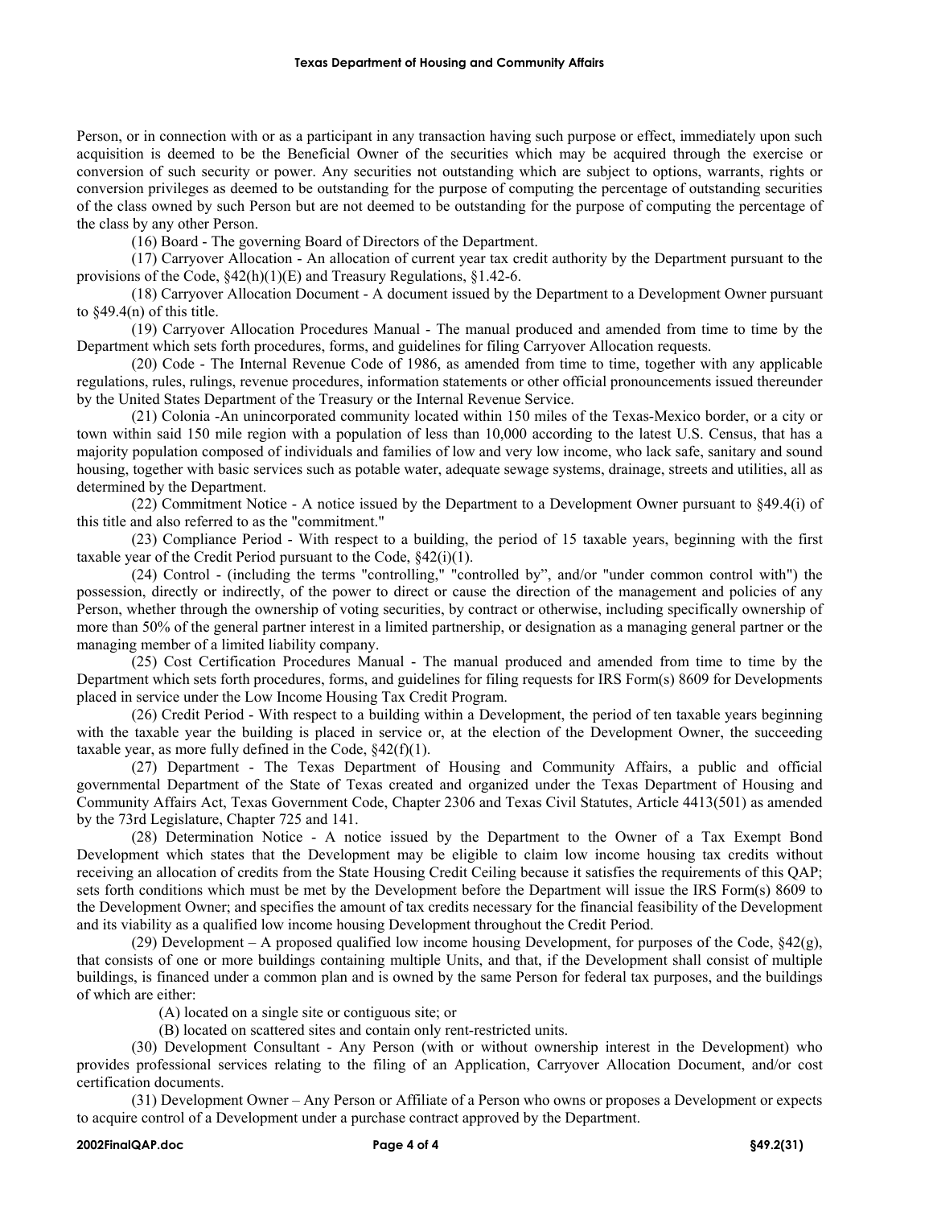Person, or in connection with or as a participant in any transaction having such purpose or effect, immediately upon such acquisition is deemed to be the Beneficial Owner of the securities which may be acquired through the exercise or conversion of such security or power. Any securities not outstanding which are subject to options, warrants, rights or conversion privileges as deemed to be outstanding for the purpose of computing the percentage of outstanding securities of the class owned by such Person but are not deemed to be outstanding for the purpose of computing the percentage of the class by any other Person.

(16) Board - The governing Board of Directors of the Department.

(17) Carryover Allocation - An allocation of current year tax credit authority by the Department pursuant to the provisions of the Code, §42(h)(1)(E) and Treasury Regulations, §1.42-6.

(18) Carryover Allocation Document - A document issued by the Department to a Development Owner pursuant to §49.4(n) of this title.

(19) Carryover Allocation Procedures Manual - The manual produced and amended from time to time by the Department which sets forth procedures, forms, and guidelines for filing Carryover Allocation requests.

(20) Code - The Internal Revenue Code of 1986, as amended from time to time, together with any applicable regulations, rules, rulings, revenue procedures, information statements or other official pronouncements issued thereunder by the United States Department of the Treasury or the Internal Revenue Service.

(21) Colonia -An unincorporated community located within 150 miles of the Texas-Mexico border, or a city or town within said 150 mile region with a population of less than 10,000 according to the latest U.S. Census, that has a majority population composed of individuals and families of low and very low income, who lack safe, sanitary and sound housing, together with basic services such as potable water, adequate sewage systems, drainage, streets and utilities, all as determined by the Department.

(22) Commitment Notice - A notice issued by the Department to a Development Owner pursuant to §49.4(i) of this title and also referred to as the "commitment."

(23) Compliance Period - With respect to a building, the period of 15 taxable years, beginning with the first taxable year of the Credit Period pursuant to the Code, §42(i)(1).

(24) Control - (including the terms "controlling," "controlled by", and/or "under common control with") the possession, directly or indirectly, of the power to direct or cause the direction of the management and policies of any Person, whether through the ownership of voting securities, by contract or otherwise, including specifically ownership of more than 50% of the general partner interest in a limited partnership, or designation as a managing general partner or the managing member of a limited liability company.

(25) Cost Certification Procedures Manual - The manual produced and amended from time to time by the Department which sets forth procedures, forms, and guidelines for filing requests for IRS Form(s) 8609 for Developments placed in service under the Low Income Housing Tax Credit Program.

(26) Credit Period - With respect to a building within a Development, the period of ten taxable years beginning with the taxable year the building is placed in service or, at the election of the Development Owner, the succeeding taxable year, as more fully defined in the Code, §42(f)(1).

(27) Department - The Texas Department of Housing and Community Affairs, a public and official governmental Department of the State of Texas created and organized under the Texas Department of Housing and Community Affairs Act, Texas Government Code, Chapter 2306 and Texas Civil Statutes, Article 4413(501) as amended by the 73rd Legislature, Chapter 725 and 141.

(28) Determination Notice - A notice issued by the Department to the Owner of a Tax Exempt Bond Development which states that the Development may be eligible to claim low income housing tax credits without receiving an allocation of credits from the State Housing Credit Ceiling because it satisfies the requirements of this QAP; sets forth conditions which must be met by the Development before the Department will issue the IRS Form(s) 8609 to the Development Owner; and specifies the amount of tax credits necessary for the financial feasibility of the Development and its viability as a qualified low income housing Development throughout the Credit Period.

(29) Development – A proposed qualified low income housing Development, for purposes of the Code, §42(g), that consists of one or more buildings containing multiple Units, and that, if the Development shall consist of multiple buildings, is financed under a common plan and is owned by the same Person for federal tax purposes, and the buildings of which are either:

(A) located on a single site or contiguous site; or

(B) located on scattered sites and contain only rent-restricted units.

(30) Development Consultant - Any Person (with or without ownership interest in the Development) who provides professional services relating to the filing of an Application, Carryover Allocation Document, and/or cost certification documents.

(31) Development Owner – Any Person or Affiliate of a Person who owns or proposes a Development or expects to acquire control of a Development under a purchase contract approved by the Department.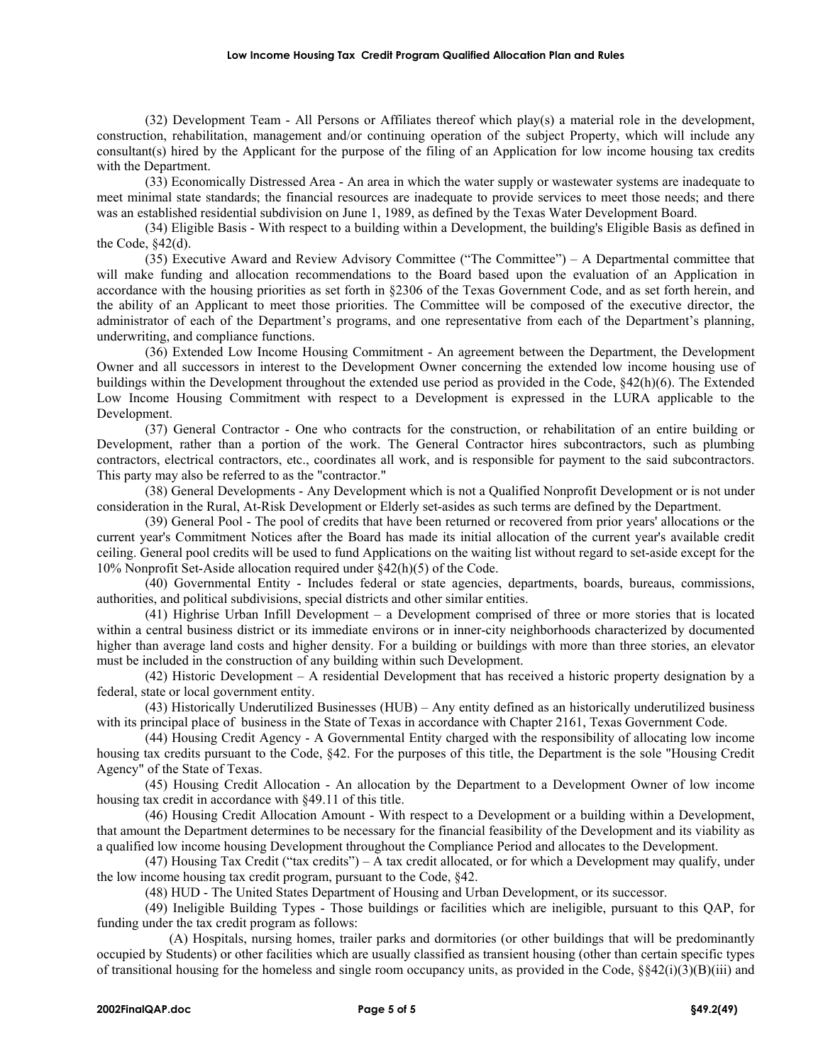(32) Development Team - All Persons or Affiliates thereof which play(s) a material role in the development, construction, rehabilitation, management and/or continuing operation of the subject Property, which will include any consultant(s) hired by the Applicant for the purpose of the filing of an Application for low income housing tax credits with the Department.

(33) Economically Distressed Area - An area in which the water supply or wastewater systems are inadequate to meet minimal state standards; the financial resources are inadequate to provide services to meet those needs; and there was an established residential subdivision on June 1, 1989, as defined by the Texas Water Development Board.

(34) Eligible Basis - With respect to a building within a Development, the building's Eligible Basis as defined in the Code, §42(d).

(35) Executive Award and Review Advisory Committee ("The Committee") – A Departmental committee that will make funding and allocation recommendations to the Board based upon the evaluation of an Application in accordance with the housing priorities as set forth in §2306 of the Texas Government Code, and as set forth herein, and the ability of an Applicant to meet those priorities. The Committee will be composed of the executive director, the administrator of each of the Department's programs, and one representative from each of the Department's planning, underwriting, and compliance functions.

(36) Extended Low Income Housing Commitment - An agreement between the Department, the Development Owner and all successors in interest to the Development Owner concerning the extended low income housing use of buildings within the Development throughout the extended use period as provided in the Code, §42(h)(6). The Extended Low Income Housing Commitment with respect to a Development is expressed in the LURA applicable to the Development.

(37) General Contractor - One who contracts for the construction, or rehabilitation of an entire building or Development, rather than a portion of the work. The General Contractor hires subcontractors, such as plumbing contractors, electrical contractors, etc., coordinates all work, and is responsible for payment to the said subcontractors. This party may also be referred to as the "contractor."

(38) General Developments - Any Development which is not a Qualified Nonprofit Development or is not under consideration in the Rural, At-Risk Development or Elderly set-asides as such terms are defined by the Department.

(39) General Pool - The pool of credits that have been returned or recovered from prior years' allocations or the current year's Commitment Notices after the Board has made its initial allocation of the current year's available credit ceiling. General pool credits will be used to fund Applications on the waiting list without regard to set-aside except for the 10% Nonprofit Set-Aside allocation required under §42(h)(5) of the Code.

(40) Governmental Entity - Includes federal or state agencies, departments, boards, bureaus, commissions, authorities, and political subdivisions, special districts and other similar entities.

(41) Highrise Urban Infill Development – a Development comprised of three or more stories that is located within a central business district or its immediate environs or in inner-city neighborhoods characterized by documented higher than average land costs and higher density. For a building or buildings with more than three stories, an elevator must be included in the construction of any building within such Development.

(42) Historic Development – A residential Development that has received a historic property designation by a federal, state or local government entity.

(43) Historically Underutilized Businesses (HUB) – Any entity defined as an historically underutilized business with its principal place of business in the State of Texas in accordance with Chapter 2161, Texas Government Code.

(44) Housing Credit Agency - A Governmental Entity charged with the responsibility of allocating low income housing tax credits pursuant to the Code, §42. For the purposes of this title, the Department is the sole "Housing Credit Agency" of the State of Texas.

(45) Housing Credit Allocation - An allocation by the Department to a Development Owner of low income housing tax credit in accordance with §49.11 of this title.

(46) Housing Credit Allocation Amount - With respect to a Development or a building within a Development, that amount the Department determines to be necessary for the financial feasibility of the Development and its viability as a qualified low income housing Development throughout the Compliance Period and allocates to the Development.

(47) Housing Tax Credit ("tax credits") – A tax credit allocated, or for which a Development may qualify, under the low income housing tax credit program, pursuant to the Code, §42.

(48) HUD - The United States Department of Housing and Urban Development, or its successor.

(49) Ineligible Building Types - Those buildings or facilities which are ineligible, pursuant to this QAP, for funding under the tax credit program as follows:

(A) Hospitals, nursing homes, trailer parks and dormitories (or other buildings that will be predominantly occupied by Students) or other facilities which are usually classified as transient housing (other than certain specific types of transitional housing for the homeless and single room occupancy units, as provided in the Code, §§42(i)(3)(B)(iii) and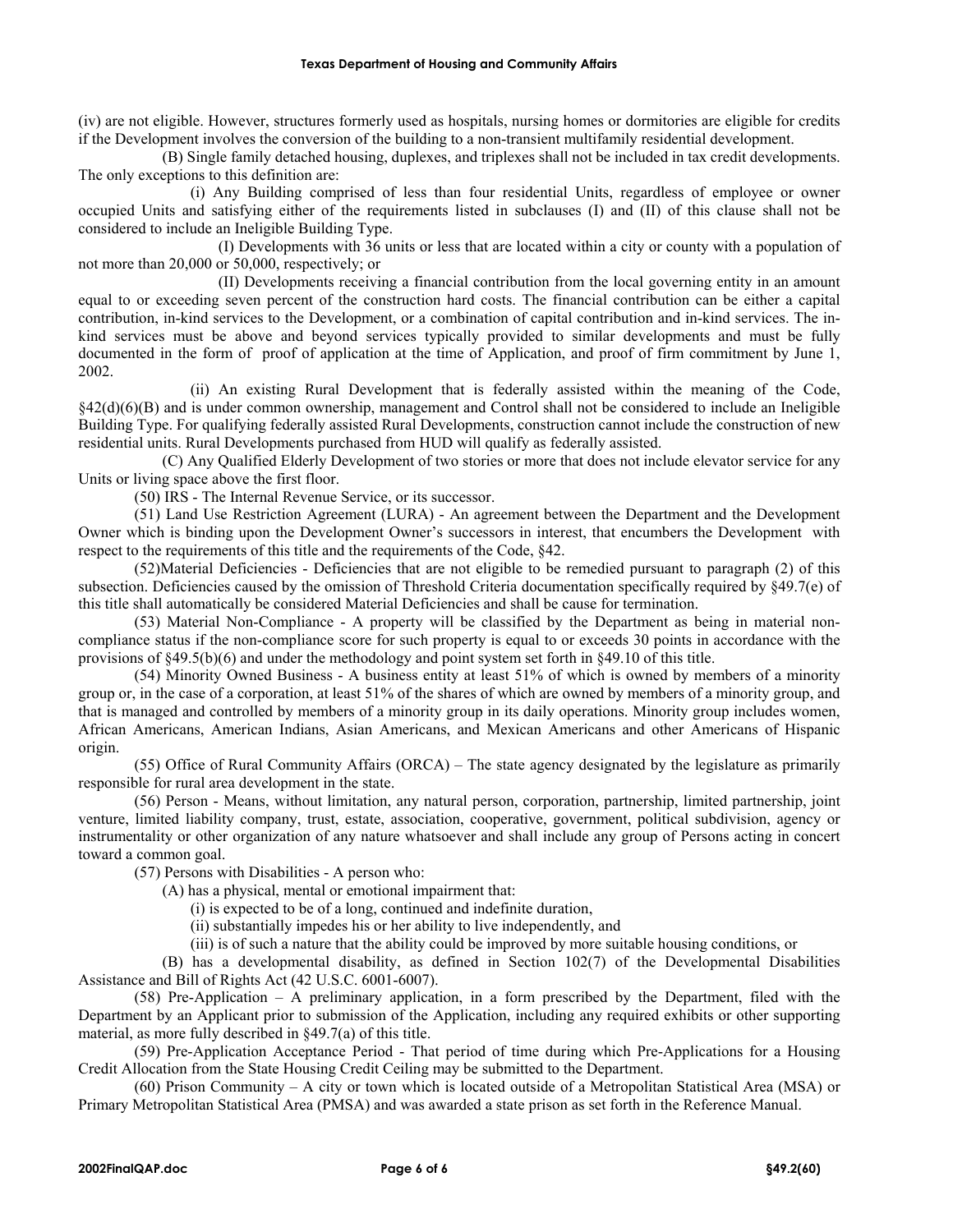(iv) are not eligible. However, structures formerly used as hospitals, nursing homes or dormitories are eligible for credits if the Development involves the conversion of the building to a non-transient multifamily residential development.

(B) Single family detached housing, duplexes, and triplexes shall not be included in tax credit developments. The only exceptions to this definition are:

(i) Any Building comprised of less than four residential Units, regardless of employee or owner occupied Units and satisfying either of the requirements listed in subclauses (I) and (II) of this clause shall not be considered to include an Ineligible Building Type.

(I) Developments with 36 units or less that are located within a city or county with a population of not more than 20,000 or 50,000, respectively; or

(II) Developments receiving a financial contribution from the local governing entity in an amount equal to or exceeding seven percent of the construction hard costs. The financial contribution can be either a capital contribution, in-kind services to the Development, or a combination of capital contribution and in-kind services. The in-kind services must be above and beyond services typically provided to similar developments and must be fully documented in the form of proof of application at the time of Application, and proof of firm commitment by June 1, 2002.

(ii) An existing Rural Development that is federally assisted within the meaning of the Code, §42(d)(6)(B) and is under common ownership, management and Control shall not be considered to include an Ineligible Building Type. For qualifying federally assisted Rural Developments, construction cannot include the construction of new residential units. Rural Developments purchased from HUD will qualify as federally assisted.

(C) Any Qualified Elderly Development of two stories or more that does not include elevator service for any Units or living space above the first floor.

(50) IRS - The Internal Revenue Service, or its successor.

(51) Land Use Restriction Agreement (LURA) - An agreement between the Department and the Development Owner which is binding upon the Development Owner's successors in interest, that encumbers the Development with respect to the requirements of this title and the requirements of the Code, §42.

(52)Material Deficiencies - Deficiencies that are not eligible to be remedied pursuant to paragraph (2) of this subsection. Deficiencies caused by the omission of Threshold Criteria documentation specifically required by §49.7(e) of this title shall automatically be considered Material Deficiencies and shall be cause for termination.

(53) Material Non-Compliance - A property will be classified by the Department as being in material non-compliance status if the non-compliance score for such property is equal to or exceeds 30 points in accordance with the provisions of §49.5(b)(6) and under the methodology and point system set forth in §49.10 of this title.

(54) Minority Owned Business - A business entity at least 51% of which is owned by members of a minority group or, in the case of a corporation, at least 51% of the shares of which are owned by members of a minority group, and that is managed and controlled by members of a minority group in its daily operations. Minority group includes women, African Americans, American Indians, Asian Americans, and Mexican Americans and other Americans of Hispanic origin.

(55) Office of Rural Community Affairs (ORCA) – The state agency designated by the legislature as primarily responsible for rural area development in the state.

(56) Person - Means, without limitation, any natural person, corporation, partnership, limited partnership, joint venture, limited liability company, trust, estate, association, cooperative, government, political subdivision, agency or instrumentality or other organization of any nature whatsoever and shall include any group of Persons acting in concert toward a common goal.

(57) Persons with Disabilities - A person who:

(A) has a physical, mental or emotional impairment that:

(i) is expected to be of a long, continued and indefinite duration,

(ii) substantially impedes his or her ability to live independently, and

(iii) is of such a nature that the ability could be improved by more suitable housing conditions, or

(B) has a developmental disability, as defined in Section 102(7) of the Developmental Disabilities Assistance and Bill of Rights Act (42 U.S.C. 6001-6007).

(58) Pre-Application – A preliminary application, in a form prescribed by the Department, filed with the Department by an Applicant prior to submission of the Application, including any required exhibits or other supporting material, as more fully described in §49.7(a) of this title.

(59) Pre-Application Acceptance Period - That period of time during which Pre-Applications for a Housing Credit Allocation from the State Housing Credit Ceiling may be submitted to the Department.

(60) Prison Community – A city or town which is located outside of a Metropolitan Statistical Area (MSA) or Primary Metropolitan Statistical Area (PMSA) and was awarded a state prison as set forth in the Reference Manual.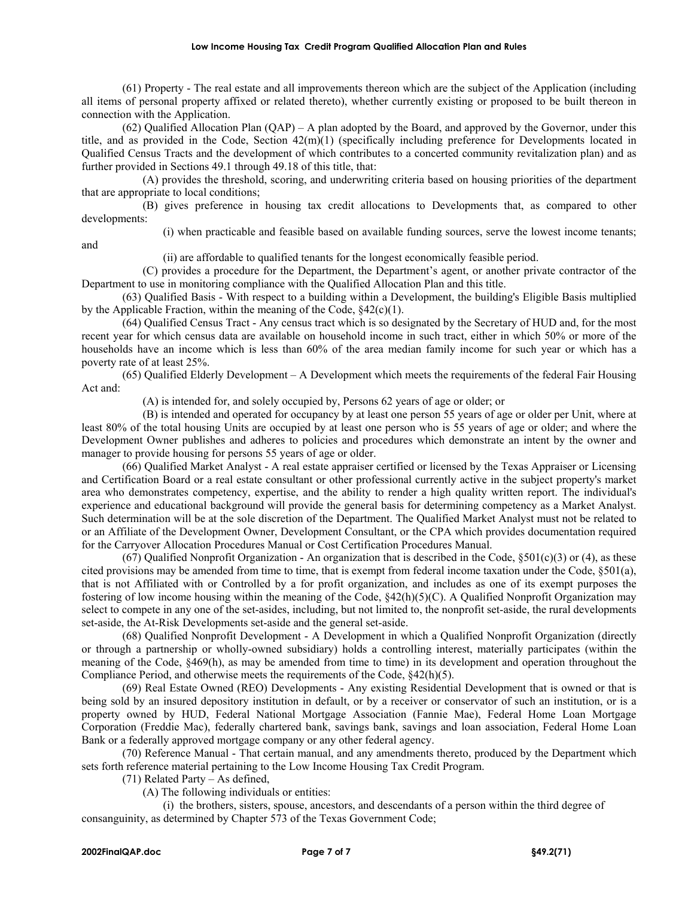(61) Property - The real estate and all improvements thereon which are the subject of the Application (including all items of personal property affixed or related thereto), whether currently existing or proposed to be built thereon in connection with the Application.

(62) Qualified Allocation Plan (QAP) – A plan adopted by the Board, and approved by the Governor, under this title, and as provided in the Code, Section 42(m)(1) (specifically including preference for Developments located in Qualified Census Tracts and the development of which contributes to a concerted community revitalization plan) and as further provided in Sections 49.1 through 49.18 of this title, that:

(A) provides the threshold, scoring, and underwriting criteria based on housing priorities of the department that are appropriate to local conditions;

(B) gives preference in housing tax credit allocations to Developments that, as compared to other developments:

(i) when practicable and feasible based on available funding sources, serve the lowest income tenants; and

(ii) are affordable to qualified tenants for the longest economically feasible period.

(C) provides a procedure for the Department, the Department's agent, or another private contractor of the Department to use in monitoring compliance with the Qualified Allocation Plan and this title.

(63) Qualified Basis - With respect to a building within a Development, the building's Eligible Basis multiplied by the Applicable Fraction, within the meaning of the Code, §42(c)(1).

(64) Qualified Census Tract - Any census tract which is so designated by the Secretary of HUD and, for the most recent year for which census data are available on household income in such tract, either in which 50% or more of the households have an income which is less than 60% of the area median family income for such year or which has a poverty rate of at least 25%.

(65) Qualified Elderly Development – A Development which meets the requirements of the federal Fair Housing Act and:

(A) is intended for, and solely occupied by, Persons 62 years of age or older; or

(B) is intended and operated for occupancy by at least one person 55 years of age or older per Unit, where at least 80% of the total housing Units are occupied by at least one person who is 55 years of age or older; and where the Development Owner publishes and adheres to policies and procedures which demonstrate an intent by the owner and manager to provide housing for persons 55 years of age or older.

(66) Qualified Market Analyst - A real estate appraiser certified or licensed by the Texas Appraiser or Licensing and Certification Board or a real estate consultant or other professional currently active in the subject property's market area who demonstrates competency, expertise, and the ability to render a high quality written report. The individual's experience and educational background will provide the general basis for determining competency as a Market Analyst. Such determination will be at the sole discretion of the Department. The Qualified Market Analyst must not be related to or an Affiliate of the Development Owner, Development Consultant, or the CPA which provides documentation required for the Carryover Allocation Procedures Manual or Cost Certification Procedures Manual.

(67) Qualified Nonprofit Organization - An organization that is described in the Code, §501(c)(3) or (4), as these cited provisions may be amended from time to time, that is exempt from federal income taxation under the Code, §501(a), that is not Affiliated with or Controlled by a for profit organization, and includes as one of its exempt purposes the fostering of low income housing within the meaning of the Code, §42(h)(5)(C). A Qualified Nonprofit Organization may select to compete in any one of the set-asides, including, but not limited to, the nonprofit set-aside, the rural developments set-aside, the At-Risk Developments set-aside and the general set-aside.

(68) Qualified Nonprofit Development - A Development in which a Qualified Nonprofit Organization (directly or through a partnership or wholly-owned subsidiary) holds a controlling interest, materially participates (within the meaning of the Code, §469(h), as may be amended from time to time) in its development and operation throughout the Compliance Period, and otherwise meets the requirements of the Code, §42(h)(5).

(69) Real Estate Owned (REO) Developments - Any existing Residential Development that is owned or that is being sold by an insured depository institution in default, or by a receiver or conservator of such an institution, or is a property owned by HUD, Federal National Mortgage Association (Fannie Mae), Federal Home Loan Mortgage Corporation (Freddie Mac), federally chartered bank, savings bank, savings and loan association, Federal Home Loan Bank or a federally approved mortgage company or any other federal agency.

(70) Reference Manual - That certain manual, and any amendments thereto, produced by the Department which sets forth reference material pertaining to the Low Income Housing Tax Credit Program.

(71) Related Party – As defined,

(A) The following individuals or entities:

(i) the brothers, sisters, spouse, ancestors, and descendants of a person within the third degree of consanguinity, as determined by Chapter 573 of the Texas Government Code;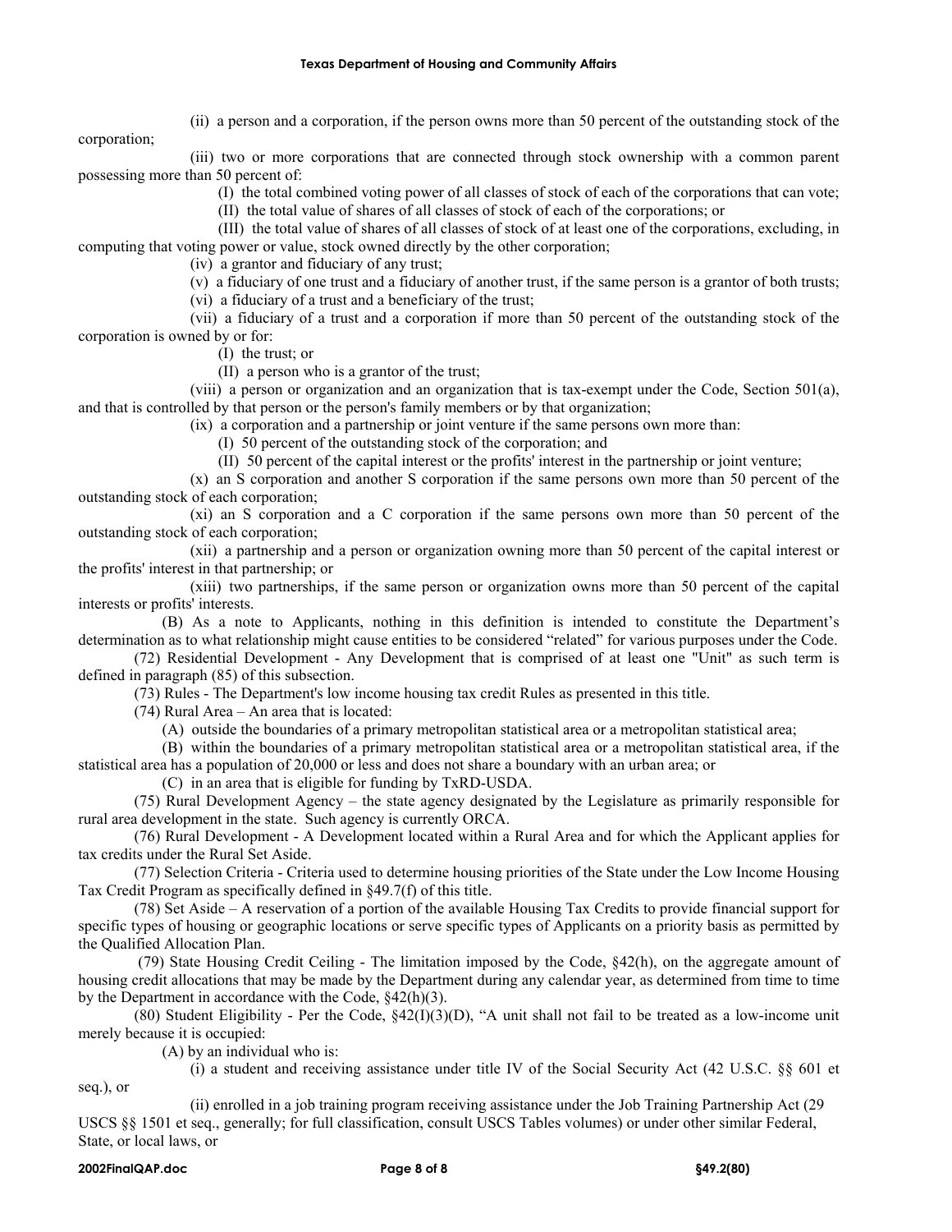(ii) a person and a corporation, if the person owns more than 50 percent of the outstanding stock of the corporation;

(iii) two or more corporations that are connected through stock ownership with a common parent possessing more than 50 percent of:

(I) the total combined voting power of all classes of stock of each of the corporations that can vote;

(II) the total value of shares of all classes of stock of each of the corporations; or

(III) the total value of shares of all classes of stock of at least one of the corporations, excluding, in computing that voting power or value, stock owned directly by the other corporation;

(iv) a grantor and fiduciary of any trust;

(v) a fiduciary of one trust and a fiduciary of another trust, if the same person is a grantor of both trusts;

(vi) a fiduciary of a trust and a beneficiary of the trust;

(vii) a fiduciary of a trust and a corporation if more than 50 percent of the outstanding stock of the corporation is owned by or for:

(I) the trust; or

(II) a person who is a grantor of the trust;

(viii) a person or organization and an organization that is tax-exempt under the Code, Section 501(a), and that is controlled by that person or the person's family members or by that organization;

(ix) a corporation and a partnership or joint venture if the same persons own more than:

(I) 50 percent of the outstanding stock of the corporation; and

(II) 50 percent of the capital interest or the profits' interest in the partnership or joint venture;

(x) an S corporation and another S corporation if the same persons own more than 50 percent of the outstanding stock of each corporation;

(xi) an S corporation and a C corporation if the same persons own more than 50 percent of the outstanding stock of each corporation;

(xii) a partnership and a person or organization owning more than 50 percent of the capital interest or the profits' interest in that partnership; or

(xiii) two partnerships, if the same person or organization owns more than 50 percent of the capital interests or profits' interests.

(B) As a note to Applicants, nothing in this definition is intended to constitute the Department's determination as to what relationship might cause entities to be considered "related" for various purposes under the Code.

(72) Residential Development - Any Development that is comprised of at least one "Unit" as such term is defined in paragraph (85) of this subsection.

(73) Rules - The Department's low income housing tax credit Rules as presented in this title.

(74) Rural Area – An area that is located:

(A) outside the boundaries of a primary metropolitan statistical area or a metropolitan statistical area;

(B) within the boundaries of a primary metropolitan statistical area or a metropolitan statistical area, if the statistical area has a population of 20,000 or less and does not share a boundary with an urban area; or

(C) in an area that is eligible for funding by TxRD-USDA.

(75) Rural Development Agency – the state agency designated by the Legislature as primarily responsible for rural area development in the state. Such agency is currently ORCA.

(76) Rural Development - A Development located within a Rural Area and for which the Applicant applies for tax credits under the Rural Set Aside.

(77) Selection Criteria - Criteria used to determine housing priorities of the State under the Low Income Housing Tax Credit Program as specifically defined in §49.7(f) of this title.

(78) Set Aside – A reservation of a portion of the available Housing Tax Credits to provide financial support for specific types of housing or geographic locations or serve specific types of Applicants on a priority basis as permitted by the Qualified Allocation Plan.

(79) State Housing Credit Ceiling - The limitation imposed by the Code, §42(h), on the aggregate amount of housing credit allocations that may be made by the Department during any calendar year, as determined from time to time by the Department in accordance with the Code, §42(h)(3).

(80) Student Eligibility - Per the Code, §42(I)(3)(D), "A unit shall not fail to be treated as a low-income unit merely because it is occupied:

(A) by an individual who is:

(i) a student and receiving assistance under title IV of the Social Security Act (42 U.S.C. §§ 601 et seq.), or

(ii) enrolled in a job training program receiving assistance under the Job Training Partnership Act (29 USCS §§ 1501 et seq., generally; for full classification, consult USCS Tables volumes) or under other similar Federal, State, or local laws, or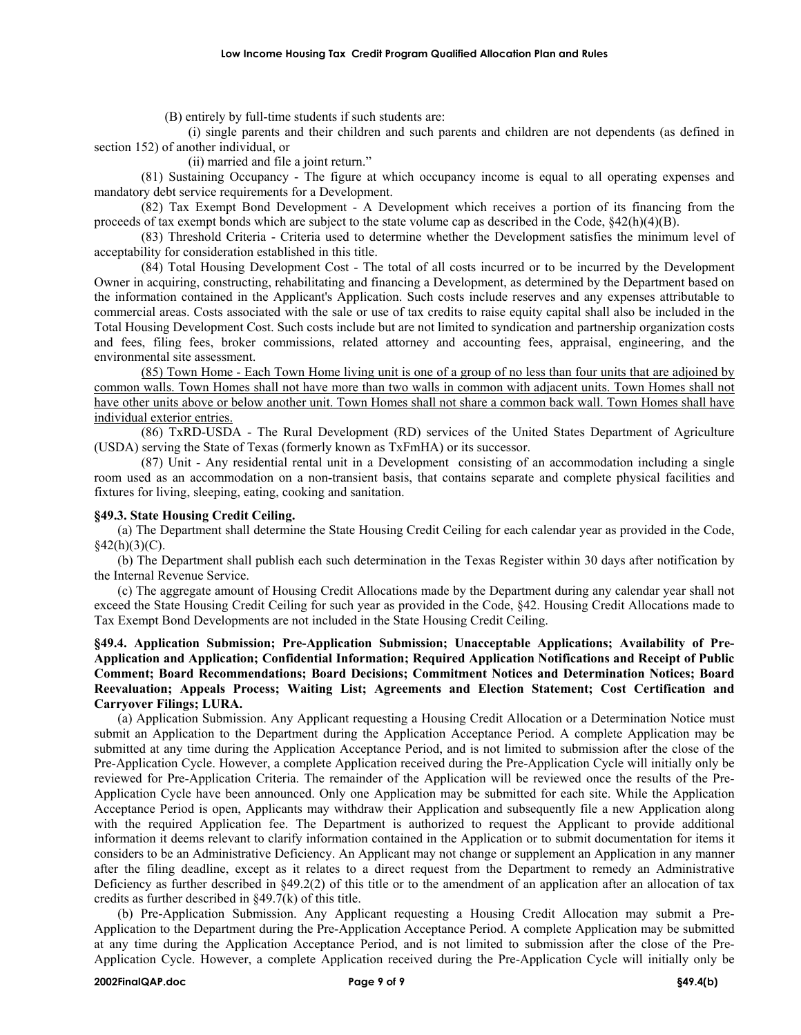(B) entirely by full-time students if such students are:

(i) single parents and their children and such parents and children are not dependents (as defined in section 152) of another individual, or

(ii) married and file a joint return."

(81) Sustaining Occupancy - The figure at which occupancy income is equal to all operating expenses and mandatory debt service requirements for a Development.

(82) Tax Exempt Bond Development - A Development which receives a portion of its financing from the proceeds of tax exempt bonds which are subject to the state volume cap as described in the Code, §42(h)(4)(B).

(83) Threshold Criteria - Criteria used to determine whether the Development satisfies the minimum level of acceptability for consideration established in this title.

(84) Total Housing Development Cost - The total of all costs incurred or to be incurred by the Development Owner in acquiring, constructing, rehabilitating and financing a Development, as determined by the Department based on the information contained in the Applicant's Application. Such costs include reserves and any expenses attributable to commercial areas. Costs associated with the sale or use of tax credits to raise equity capital shall also be included in the Total Housing Development Cost. Such costs include but are not limited to syndication and partnership organization costs and fees, filing fees, broker commissions, related attorney and accounting fees, appraisal, engineering, and the environmental site assessment.

<u>(85) Town Home - Each Town Home living unit is one of a group of no less than four units that are adjoined by common walls. Town Homes shall not have more than two walls in common with adjacent units. Town Homes shall not have other units above or below another unit. Town Homes shall not share a common back wall. Town Homes shall have individual exterior entries.</u>

(86) TxRD-USDA - The Rural Development (RD) services of the United States Department of Agriculture (USDA) serving the State of Texas (formerly known as TxFmHA) or its successor.

(87) Unit - Any residential rental unit in a Development consisting of an accommodation including a single room used as an accommodation on a non-transient basis, that contains separate and complete physical facilities and fixtures for living, sleeping, eating, cooking and sanitation.

**§49.3. State Housing Credit Ceiling.**

(a) The Department shall determine the State Housing Credit Ceiling for each calendar year as provided in the Code, §42(h)(3)(C).

(b) The Department shall publish each such determination in the Texas Register within 30 days after notification by the Internal Revenue Service.

(c) The aggregate amount of Housing Credit Allocations made by the Department during any calendar year shall not exceed the State Housing Credit Ceiling for such year as provided in the Code, §42. Housing Credit Allocations made to Tax Exempt Bond Developments are not included in the State Housing Credit Ceiling.

**§49.4. Application Submission; Pre-Application Submission; Unacceptable Applications; Availability of Pre-Application and Application; Confidential Information; Required Application Notifications and Receipt of Public Comment; Board Recommendations; Board Decisions; Commitment Notices and Determination Notices; Board Reevaluation; Appeals Process; Waiting List; Agreements and Election Statement; Cost Certification and Carryover Filings; LURA.**

(a) Application Submission. Any Applicant requesting a Housing Credit Allocation or a Determination Notice must submit an Application to the Department during the Application Acceptance Period. A complete Application may be submitted at any time during the Application Acceptance Period, and is not limited to submission after the close of the Pre-Application Cycle. However, a complete Application received during the Pre-Application Cycle will initially only be reviewed for Pre-Application Criteria. The remainder of the Application will be reviewed once the results of the Pre-Application Cycle have been announced. Only one Application may be submitted for each site. While the Application Acceptance Period is open, Applicants may withdraw their Application and subsequently file a new Application along with the required Application fee. The Department is authorized to request the Applicant to provide additional information it deems relevant to clarify information contained in the Application or to submit documentation for items it considers to be an Administrative Deficiency. An Applicant may not change or supplement an Application in any manner after the filing deadline, except as it relates to a direct request from the Department to remedy an Administrative Deficiency as further described in §49.2(2) of this title or to the amendment of an application after an allocation of tax credits as further described in §49.7(k) of this title.

(b) Pre-Application Submission. Any Applicant requesting a Housing Credit Allocation may submit a Pre-Application to the Department during the Pre-Application Acceptance Period. A complete Application may be submitted at any time during the Application Acceptance Period, and is not limited to submission after the close of the Pre-Application Cycle. However, a complete Application received during the Pre-Application Cycle will initially only be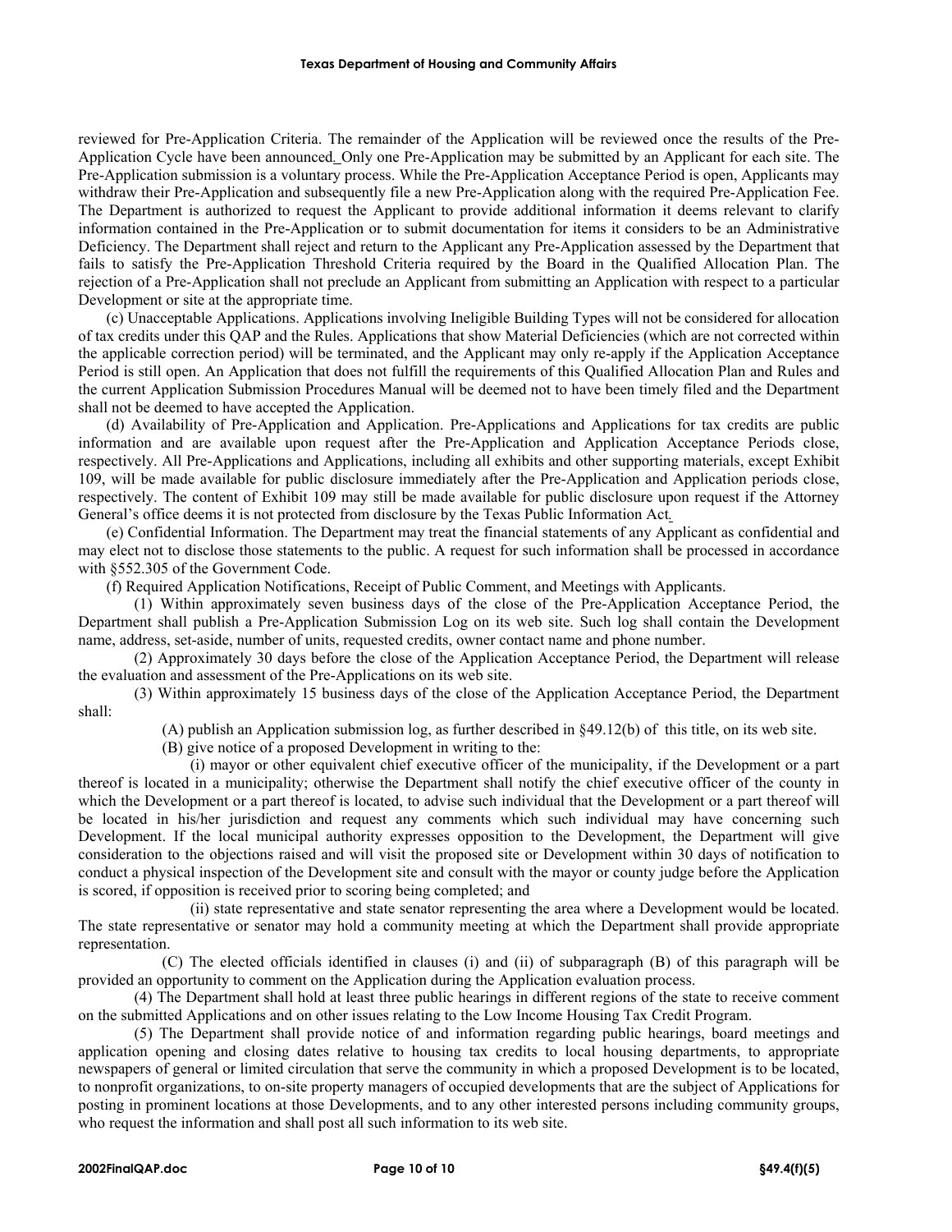reviewed for Pre-Application Criteria. The remainder of the Application will be reviewed once the results of the Pre-Application Cycle have been announced. Only one Pre-Application may be submitted by an Applicant for each site. The Pre-Application submission is a voluntary process. While the Pre-Application Acceptance Period is open, Applicants may withdraw their Pre-Application and subsequently file a new Pre-Application along with the required Pre-Application Fee. The Department is authorized to request the Applicant to provide additional information it deems relevant to clarify information contained in the Pre-Application or to submit documentation for items it considers to be an Administrative Deficiency. The Department shall reject and return to the Applicant any Pre-Application assessed by the Department that fails to satisfy the Pre-Application Threshold Criteria required by the Board in the Qualified Allocation Plan. The rejection of a Pre-Application shall not preclude an Applicant from submitting an Application with respect to a particular Development or site at the appropriate time.

(c) Unacceptable Applications. Applications involving Ineligible Building Types will not be considered for allocation of tax credits under this QAP and the Rules. Applications that show Material Deficiencies (which are not corrected within the applicable correction period) will be terminated, and the Applicant may only re-apply if the Application Acceptance Period is still open. An Application that does not fulfill the requirements of this Qualified Allocation Plan and Rules and the current Application Submission Procedures Manual will be deemed not to have been timely filed and the Department shall not be deemed to have accepted the Application.

(d) Availability of Pre-Application and Application. Pre-Applications and Applications for tax credits are public information and are available upon request after the Pre-Application and Application Acceptance Periods close, respectively. All Pre-Applications and Applications, including all exhibits and other supporting materials, except Exhibit 109, will be made available for public disclosure immediately after the Pre-Application and Application periods close, respectively. The content of Exhibit 109 may still be made available for public disclosure upon request if the Attorney General's office deems it is not protected from disclosure by the Texas Public Information Act.

(e) Confidential Information. The Department may treat the financial statements of any Applicant as confidential and may elect not to disclose those statements to the public. A request for such information shall be processed in accordance with §552.305 of the Government Code.

(f) Required Application Notifications, Receipt of Public Comment, and Meetings with Applicants.

(1) Within approximately seven business days of the close of the Pre-Application Acceptance Period, the Department shall publish a Pre-Application Submission Log on its web site. Such log shall contain the Development name, address, set-aside, number of units, requested credits, owner contact name and phone number.

(2) Approximately 30 days before the close of the Application Acceptance Period, the Department will release the evaluation and assessment of the Pre-Applications on its web site.

(3) Within approximately 15 business days of the close of the Application Acceptance Period, the Department shall:

(A) publish an Application submission log, as further described in §49.12(b) of this title, on its web site.

(B) give notice of a proposed Development in writing to the:

(i) mayor or other equivalent chief executive officer of the municipality, if the Development or a part thereof is located in a municipality; otherwise the Department shall notify the chief executive officer of the county in which the Development or a part thereof is located, to advise such individual that the Development or a part thereof will be located in his/her jurisdiction and request any comments which such individual may have concerning such Development. If the local municipal authority expresses opposition to the Development, the Department will give consideration to the objections raised and will visit the proposed site or Development within 30 days of notification to conduct a physical inspection of the Development site and consult with the mayor or county judge before the Application is scored, if opposition is received prior to scoring being completed; and

(ii) state representative and state senator representing the area where a Development would be located. The state representative or senator may hold a community meeting at which the Department shall provide appropriate representation.

(C) The elected officials identified in clauses (i) and (ii) of subparagraph (B) of this paragraph will be provided an opportunity to comment on the Application during the Application evaluation process.

(4) The Department shall hold at least three public hearings in different regions of the state to receive comment on the submitted Applications and on other issues relating to the Low Income Housing Tax Credit Program.

(5) The Department shall provide notice of and information regarding public hearings, board meetings and application opening and closing dates relative to housing tax credits to local housing departments, to appropriate newspapers of general or limited circulation that serve the community in which a proposed Development is to be located, to nonprofit organizations, to on-site property managers of occupied developments that are the subject of Applications for posting in prominent locations at those Developments, and to any other interested persons including community groups, who request the information and shall post all such information to its web site.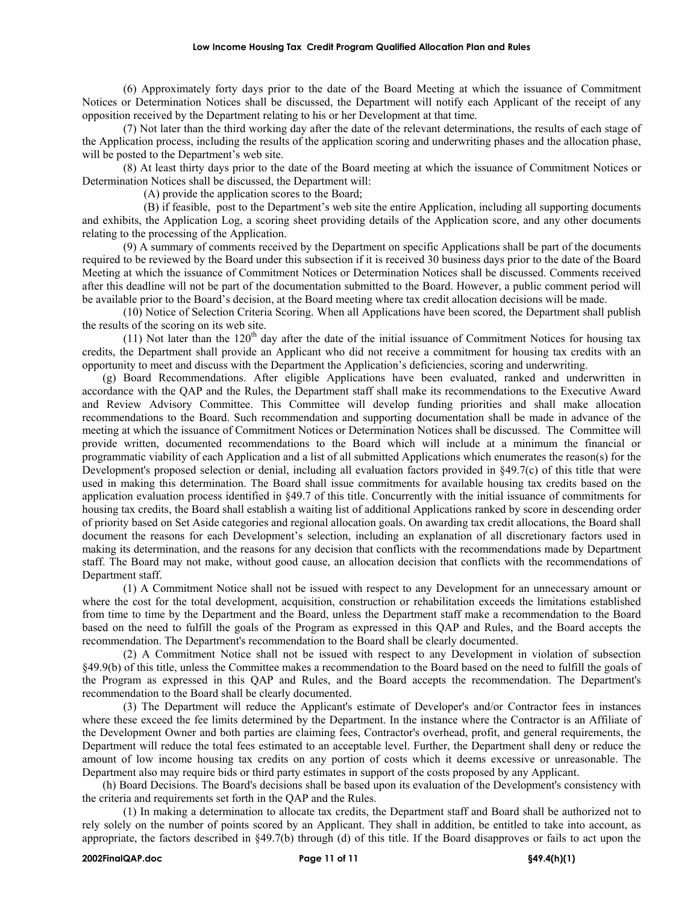(6) Approximately forty days prior to the date of the Board Meeting at which the issuance of Commitment Notices or Determination Notices shall be discussed, the Department will notify each Applicant of the receipt of any opposition received by the Department relating to his or her Development at that time.

(7) Not later than the third working day after the date of the relevant determinations, the results of each stage of the Application process, including the results of the application scoring and underwriting phases and the allocation phase, will be posted to the Department's web site.

(8) At least thirty days prior to the date of the Board meeting at which the issuance of Commitment Notices or Determination Notices shall be discussed, the Department will:

(A) provide the application scores to the Board;

(B) if feasible, post to the Department's web site the entire Application, including all supporting documents and exhibits, the Application Log, a scoring sheet providing details of the Application score, and any other documents relating to the processing of the Application.

(9) A summary of comments received by the Department on specific Applications shall be part of the documents required to be reviewed by the Board under this subsection if it is received 30 business days prior to the date of the Board Meeting at which the issuance of Commitment Notices or Determination Notices shall be discussed. Comments received after this deadline will not be part of the documentation submitted to the Board. However, a public comment period will be available prior to the Board's decision, at the Board meeting where tax credit allocation decisions will be made.

(10) Notice of Selection Criteria Scoring. When all Applications have been scored, the Department shall publish the results of the scoring on its web site.

(11) Not later than the 120th day after the date of the initial issuance of Commitment Notices for housing tax credits, the Department shall provide an Applicant who did not receive a commitment for housing tax credits with an opportunity to meet and discuss with the Department the Application's deficiencies, scoring and underwriting.

(g) Board Recommendations. After eligible Applications have been evaluated, ranked and underwritten in accordance with the QAP and the Rules, the Department staff shall make its recommendations to the Executive Award and Review Advisory Committee. This Committee will develop funding priorities and shall make allocation recommendations to the Board. Such recommendation and supporting documentation shall be made in advance of the meeting at which the issuance of Commitment Notices or Determination Notices shall be discussed. The Committee will provide written, documented recommendations to the Board which will include at a minimum the financial or programmatic viability of each Application and a list of all submitted Applications which enumerates the reason(s) for the Development's proposed selection or denial, including all evaluation factors provided in §49.7(c) of this title that were used in making this determination. The Board shall issue commitments for available housing tax credits based on the application evaluation process identified in §49.7 of this title. Concurrently with the initial issuance of commitments for housing tax credits, the Board shall establish a waiting list of additional Applications ranked by score in descending order of priority based on Set Aside categories and regional allocation goals. On awarding tax credit allocations, the Board shall document the reasons for each Development's selection, including an explanation of all discretionary factors used in making its determination, and the reasons for any decision that conflicts with the recommendations made by Department staff. The Board may not make, without good cause, an allocation decision that conflicts with the recommendations of Department staff.

(1) A Commitment Notice shall not be issued with respect to any Development for an unnecessary amount or where the cost for the total development, acquisition, construction or rehabilitation exceeds the limitations established from time to time by the Department and the Board, unless the Department staff make a recommendation to the Board based on the need to fulfill the goals of the Program as expressed in this QAP and Rules, and the Board accepts the recommendation. The Department's recommendation to the Board shall be clearly documented.

(2) A Commitment Notice shall not be issued with respect to any Development in violation of subsection §49.9(b) of this title, unless the Committee makes a recommendation to the Board based on the need to fulfill the goals of the Program as expressed in this QAP and Rules, and the Board accepts the recommendation. The Department's recommendation to the Board shall be clearly documented.

(3) The Department will reduce the Applicant's estimate of Developer's and/or Contractor fees in instances where these exceed the fee limits determined by the Department. In the instance where the Contractor is an Affiliate of the Development Owner and both parties are claiming fees, Contractor's overhead, profit, and general requirements, the Department will reduce the total fees estimated to an acceptable level. Further, the Department shall deny or reduce the amount of low income housing tax credits on any portion of costs which it deems excessive or unreasonable. The Department also may require bids or third party estimates in support of the costs proposed by any Applicant.

(h) Board Decisions. The Board's decisions shall be based upon its evaluation of the Development's consistency with the criteria and requirements set forth in the QAP and the Rules.

(1) In making a determination to allocate tax credits, the Department staff and Board shall be authorized not to rely solely on the number of points scored by an Applicant. They shall in addition, be entitled to take into account, as appropriate, the factors described in §49.7(b) through (d) of this title. If the Board disapproves or fails to act upon the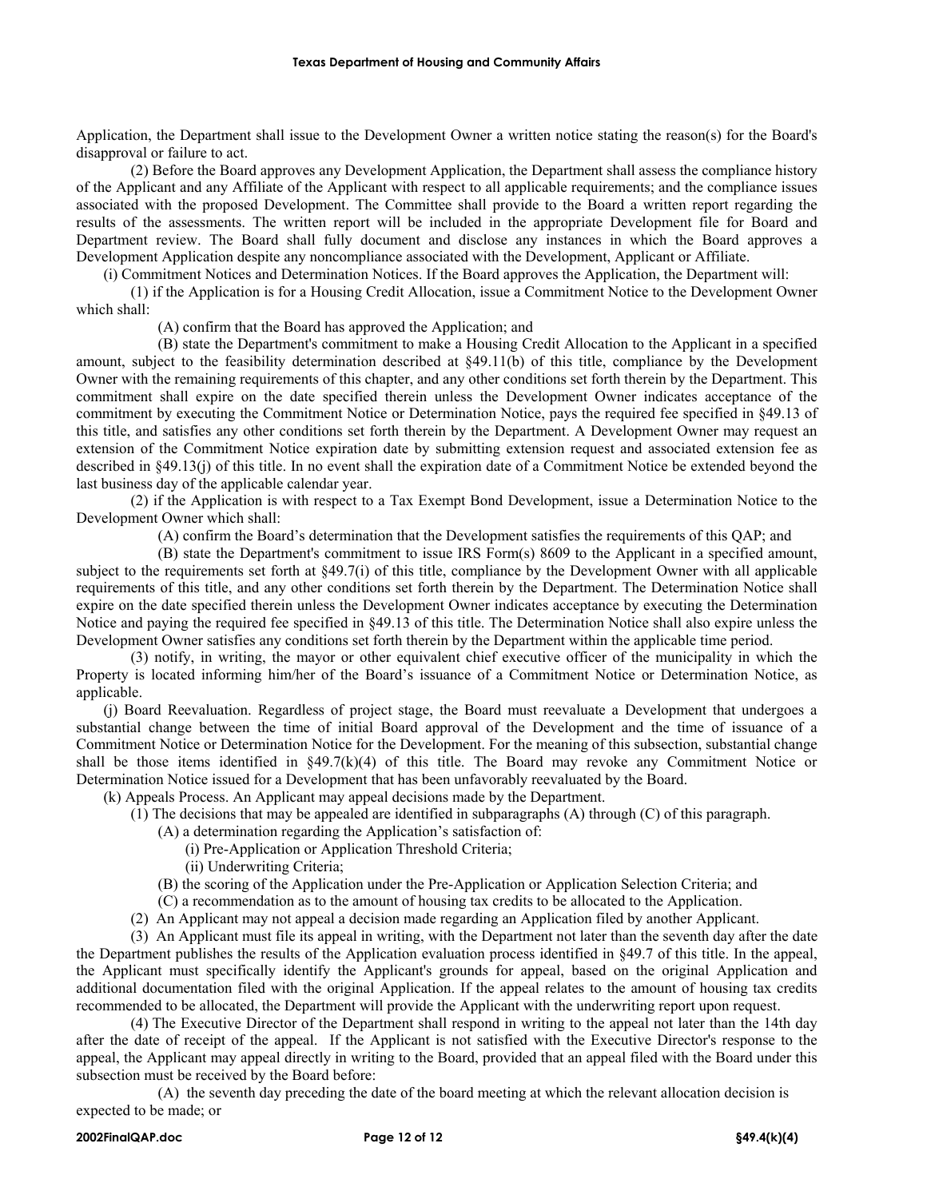Application, the Department shall issue to the Development Owner a written notice stating the reason(s) for the Board's disapproval or failure to act.

(2) Before the Board approves any Development Application, the Department shall assess the compliance history of the Applicant and any Affiliate of the Applicant with respect to all applicable requirements; and the compliance issues associated with the proposed Development. The Committee shall provide to the Board a written report regarding the results of the assessments. The written report will be included in the appropriate Development file for Board and Department review. The Board shall fully document and disclose any instances in which the Board approves a Development Application despite any noncompliance associated with the Development, Applicant or Affiliate.

(i) Commitment Notices and Determination Notices. If the Board approves the Application, the Department will:

(1) if the Application is for a Housing Credit Allocation, issue a Commitment Notice to the Development Owner which shall:

(A) confirm that the Board has approved the Application; and

(B) state the Department's commitment to make a Housing Credit Allocation to the Applicant in a specified amount, subject to the feasibility determination described at §49.11(b) of this title, compliance by the Development Owner with the remaining requirements of this chapter, and any other conditions set forth therein by the Department. This commitment shall expire on the date specified therein unless the Development Owner indicates acceptance of the commitment by executing the Commitment Notice or Determination Notice, pays the required fee specified in §49.13 of this title, and satisfies any other conditions set forth therein by the Department. A Development Owner may request an extension of the Commitment Notice expiration date by submitting extension request and associated extension fee as described in §49.13(j) of this title. In no event shall the expiration date of a Commitment Notice be extended beyond the last business day of the applicable calendar year.

(2) if the Application is with respect to a Tax Exempt Bond Development, issue a Determination Notice to the Development Owner which shall:

(A) confirm the Board's determination that the Development satisfies the requirements of this QAP; and

(B) state the Department's commitment to issue IRS Form(s) 8609 to the Applicant in a specified amount, subject to the requirements set forth at §49.7(i) of this title, compliance by the Development Owner with all applicable requirements of this title, and any other conditions set forth therein by the Department. The Determination Notice shall expire on the date specified therein unless the Development Owner indicates acceptance by executing the Determination Notice and paying the required fee specified in §49.13 of this title. The Determination Notice shall also expire unless the Development Owner satisfies any conditions set forth therein by the Department within the applicable time period.

(3) notify, in writing, the mayor or other equivalent chief executive officer of the municipality in which the Property is located informing him/her of the Board's issuance of a Commitment Notice or Determination Notice, as applicable.

(j) Board Reevaluation. Regardless of project stage, the Board must reevaluate a Development that undergoes a substantial change between the time of initial Board approval of the Development and the time of issuance of a Commitment Notice or Determination Notice for the Development. For the meaning of this subsection, substantial change shall be those items identified in §49.7(k)(4) of this title. The Board may revoke any Commitment Notice or Determination Notice issued for a Development that has been unfavorably reevaluated by the Board.

(k) Appeals Process. An Applicant may appeal decisions made by the Department.

(1) The decisions that may be appealed are identified in subparagraphs (A) through (C) of this paragraph.

(A) a determination regarding the Application's satisfaction of:

(i) Pre-Application or Application Threshold Criteria;

(ii) Underwriting Criteria;

(B) the scoring of the Application under the Pre-Application or Application Selection Criteria; and

(C) a recommendation as to the amount of housing tax credits to be allocated to the Application.

(2) An Applicant may not appeal a decision made regarding an Application filed by another Applicant.

(3) An Applicant must file its appeal in writing, with the Department not later than the seventh day after the date the Department publishes the results of the Application evaluation process identified in §49.7 of this title. In the appeal, the Applicant must specifically identify the Applicant's grounds for appeal, based on the original Application and additional documentation filed with the original Application. If the appeal relates to the amount of housing tax credits recommended to be allocated, the Department will provide the Applicant with the underwriting report upon request.

(4) The Executive Director of the Department shall respond in writing to the appeal not later than the 14th day after the date of receipt of the appeal. If the Applicant is not satisfied with the Executive Director's response to the appeal, the Applicant may appeal directly in writing to the Board, provided that an appeal filed with the Board under this subsection must be received by the Board before:

(A) the seventh day preceding the date of the board meeting at which the relevant allocation decision is expected to be made; or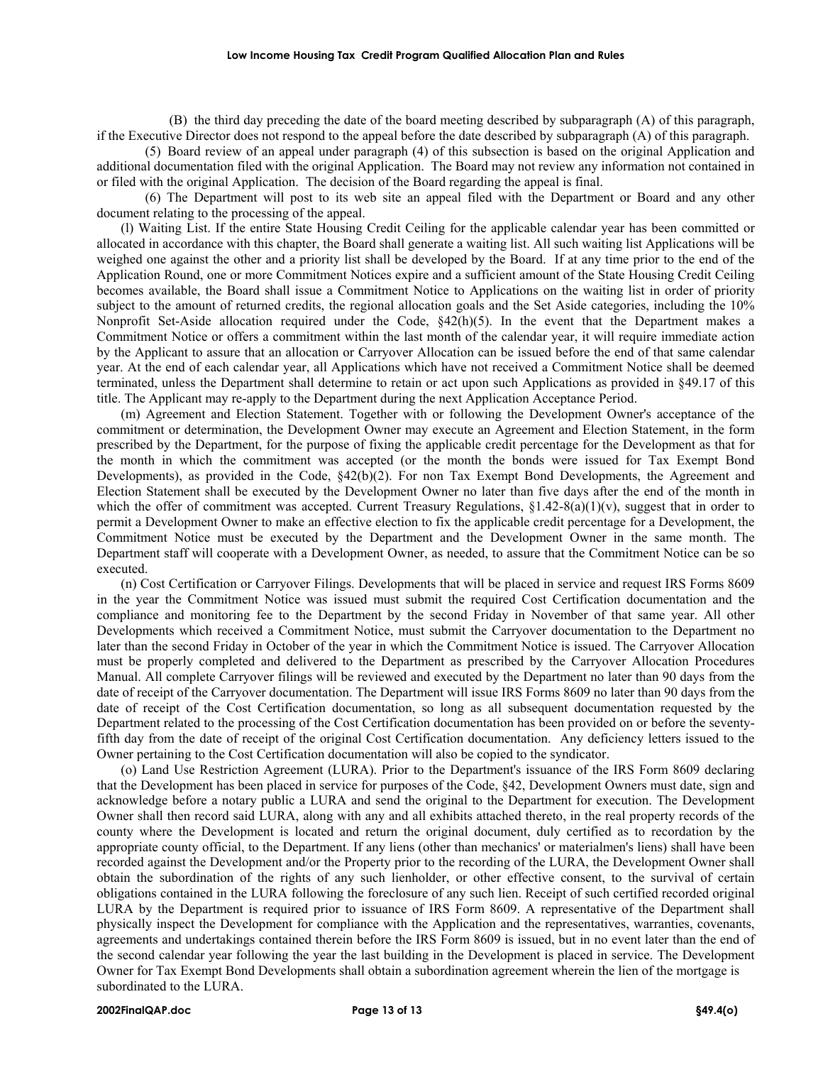(B) the third day preceding the date of the board meeting described by subparagraph (A) of this paragraph, if the Executive Director does not respond to the appeal before the date described by subparagraph (A) of this paragraph.

(5) Board review of an appeal under paragraph (4) of this subsection is based on the original Application and additional documentation filed with the original Application. The Board may not review any information not contained in or filed with the original Application. The decision of the Board regarding the appeal is final.

(6) The Department will post to its web site an appeal filed with the Department or Board and any other document relating to the processing of the appeal.

(l) Waiting List. If the entire State Housing Credit Ceiling for the applicable calendar year has been committed or allocated in accordance with this chapter, the Board shall generate a waiting list. All such waiting list Applications will be weighed one against the other and a priority list shall be developed by the Board. If at any time prior to the end of the Application Round, one or more Commitment Notices expire and a sufficient amount of the State Housing Credit Ceiling becomes available, the Board shall issue a Commitment Notice to Applications on the waiting list in order of priority subject to the amount of returned credits, the regional allocation goals and the Set Aside categories, including the 10% Nonprofit Set-Aside allocation required under the Code, §42(h)(5). In the event that the Department makes a Commitment Notice or offers a commitment within the last month of the calendar year, it will require immediate action by the Applicant to assure that an allocation or Carryover Allocation can be issued before the end of that same calendar year. At the end of each calendar year, all Applications which have not received a Commitment Notice shall be deemed terminated, unless the Department shall determine to retain or act upon such Applications as provided in §49.17 of this title. The Applicant may re-apply to the Department during the next Application Acceptance Period.

(m) Agreement and Election Statement. Together with or following the Development Owner's acceptance of the commitment or determination, the Development Owner may execute an Agreement and Election Statement, in the form prescribed by the Department, for the purpose of fixing the applicable credit percentage for the Development as that for the month in which the commitment was accepted (or the month the bonds were issued for Tax Exempt Bond Developments), as provided in the Code, §42(b)(2). For non Tax Exempt Bond Developments, the Agreement and Election Statement shall be executed by the Development Owner no later than five days after the end of the month in which the offer of commitment was accepted. Current Treasury Regulations, §1.42-8(a)(1)(v), suggest that in order to permit a Development Owner to make an effective election to fix the applicable credit percentage for a Development, the Commitment Notice must be executed by the Department and the Development Owner in the same month. The Department staff will cooperate with a Development Owner, as needed, to assure that the Commitment Notice can be so executed.

(n) Cost Certification or Carryover Filings. Developments that will be placed in service and request IRS Forms 8609 in the year the Commitment Notice was issued must submit the required Cost Certification documentation and the compliance and monitoring fee to the Department by the second Friday in November of that same year. All other Developments which received a Commitment Notice, must submit the Carryover documentation to the Department no later than the second Friday in October of the year in which the Commitment Notice is issued. The Carryover Allocation must be properly completed and delivered to the Department as prescribed by the Carryover Allocation Procedures Manual. All complete Carryover filings will be reviewed and executed by the Department no later than 90 days from the date of receipt of the Carryover documentation. The Department will issue IRS Forms 8609 no later than 90 days from the date of receipt of the Cost Certification documentation, so long as all subsequent documentation requested by the Department related to the processing of the Cost Certification documentation has been provided on or before the seventy-fifth day from the date of receipt of the original Cost Certification documentation. Any deficiency letters issued to the Owner pertaining to the Cost Certification documentation will also be copied to the syndicator.

(o) Land Use Restriction Agreement (LURA). Prior to the Department's issuance of the IRS Form 8609 declaring that the Development has been placed in service for purposes of the Code, §42, Development Owners must date, sign and acknowledge before a notary public a LURA and send the original to the Department for execution. The Development Owner shall then record said LURA, along with any and all exhibits attached thereto, in the real property records of the county where the Development is located and return the original document, duly certified as to recordation by the appropriate county official, to the Department. If any liens (other than mechanics' or materialmen's liens) shall have been recorded against the Development and/or the Property prior to the recording of the LURA, the Development Owner shall obtain the subordination of the rights of any such lienholder, or other effective consent, to the survival of certain obligations contained in the LURA following the foreclosure of any such lien. Receipt of such certified recorded original LURA by the Department is required prior to issuance of IRS Form 8609. A representative of the Department shall physically inspect the Development for compliance with the Application and the representatives, warranties, covenants, agreements and undertakings contained therein before the IRS Form 8609 is issued, but in no event later than the end of the second calendar year following the year the last building in the Development is placed in service. The Development Owner for Tax Exempt Bond Developments shall obtain a subordination agreement wherein the lien of the mortgage is subordinated to the LURA.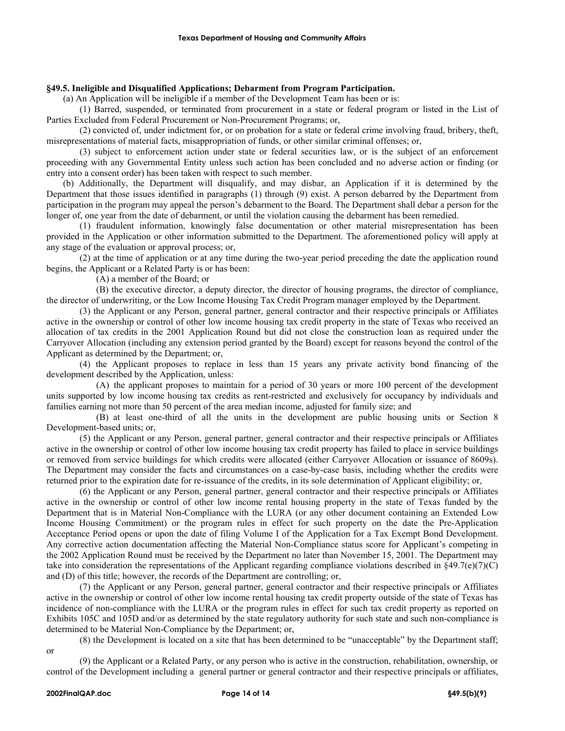**§49.5. Ineligible and Disqualified Applications; Debarment from Program Participation.**

(a) An Application will be ineligible if a member of the Development Team has been or is:

(1) Barred, suspended, or terminated from procurement in a state or federal program or listed in the List of Parties Excluded from Federal Procurement or Non-Procurement Programs; or,

(2) convicted of, under indictment for, or on probation for a state or federal crime involving fraud, bribery, theft, misrepresentations of material facts, misappropriation of funds, or other similar criminal offenses; or,

(3) subject to enforcement action under state or federal securities law, or is the subject of an enforcement proceeding with any Governmental Entity unless such action has been concluded and no adverse action or finding (or entry into a consent order) has been taken with respect to such member.

(b) Additionally, the Department will disqualify, and may disbar, an Application if it is determined by the Department that those issues identified in paragraphs (1) through (9) exist. A person debarred by the Department from participation in the program may appeal the person's debarment to the Board. The Department shall debar a person for the longer of, one year from the date of debarment, or until the violation causing the debarment has been remedied.

(1) fraudulent information, knowingly false documentation or other material misrepresentation has been provided in the Application or other information submitted to the Department. The aforementioned policy will apply at any stage of the evaluation or approval process; or,

(2) at the time of application or at any time during the two-year period preceding the date the application round begins, the Applicant or a Related Party is or has been:

(A) a member of the Board; or

(B) the executive director, a deputy director, the director of housing programs, the director of compliance, the director of underwriting, or the Low Income Housing Tax Credit Program manager employed by the Department.

(3) the Applicant or any Person, general partner, general contractor and their respective principals or Affiliates active in the ownership or control of other low income housing tax credit property in the state of Texas who received an allocation of tax credits in the 2001 Application Round but did not close the construction loan as required under the Carryover Allocation (including any extension period granted by the Board) except for reasons beyond the control of the Applicant as determined by the Department; or,

(4) the Applicant proposes to replace in less than 15 years any private activity bond financing of the development described by the Application, unless:

(A) the applicant proposes to maintain for a period of 30 years or more 100 percent of the development units supported by low income housing tax credits as rent-restricted and exclusively for occupancy by individuals and families earning not more than 50 percent of the area median income, adjusted for family size; and

(B) at least one-third of all the units in the development are public housing units or Section 8 Development-based units; or,

(5) the Applicant or any Person, general partner, general contractor and their respective principals or Affiliates active in the ownership or control of other low income housing tax credit property has failed to place in service buildings or removed from service buildings for which credits were allocated (either Carryover Allocation or issuance of 8609s). The Department may consider the facts and circumstances on a case-by-case basis, including whether the credits were returned prior to the expiration date for re-issuance of the credits, in its sole determination of Applicant eligibility; or,

(6) the Applicant or any Person, general partner, general contractor and their respective principals or Affiliates active in the ownership or control of other low income rental housing property in the state of Texas funded by the Department that is in Material Non-Compliance with the LURA (or any other document containing an Extended Low Income Housing Commitment) or the program rules in effect for such property on the date the Pre-Application Acceptance Period opens or upon the date of filing Volume I of the Application for a Tax Exempt Bond Development. Any corrective action documentation affecting the Material Non-Compliance status score for Applicant's competing in the 2002 Application Round must be received by the Department no later than November 15, 2001. The Department may take into consideration the representations of the Applicant regarding compliance violations described in §49.7(e)(7)(C) and (D) of this title; however, the records of the Department are controlling; or,

(7) the Applicant or any Person, general partner, general contractor and their respective principals or Affiliates active in the ownership or control of other low income rental housing tax credit property outside of the state of Texas has incidence of non-compliance with the LURA or the program rules in effect for such tax credit property as reported on Exhibits 105C and 105D and/or as determined by the state regulatory authority for such state and such non-compliance is determined to be Material Non-Compliance by the Department; or,

(8) the Development is located on a site that has been determined to be "unacceptable" by the Department staff; or

(9) the Applicant or a Related Party, or any person who is active in the construction, rehabilitation, ownership, or control of the Development including a general partner or general contractor and their respective principals or affiliates,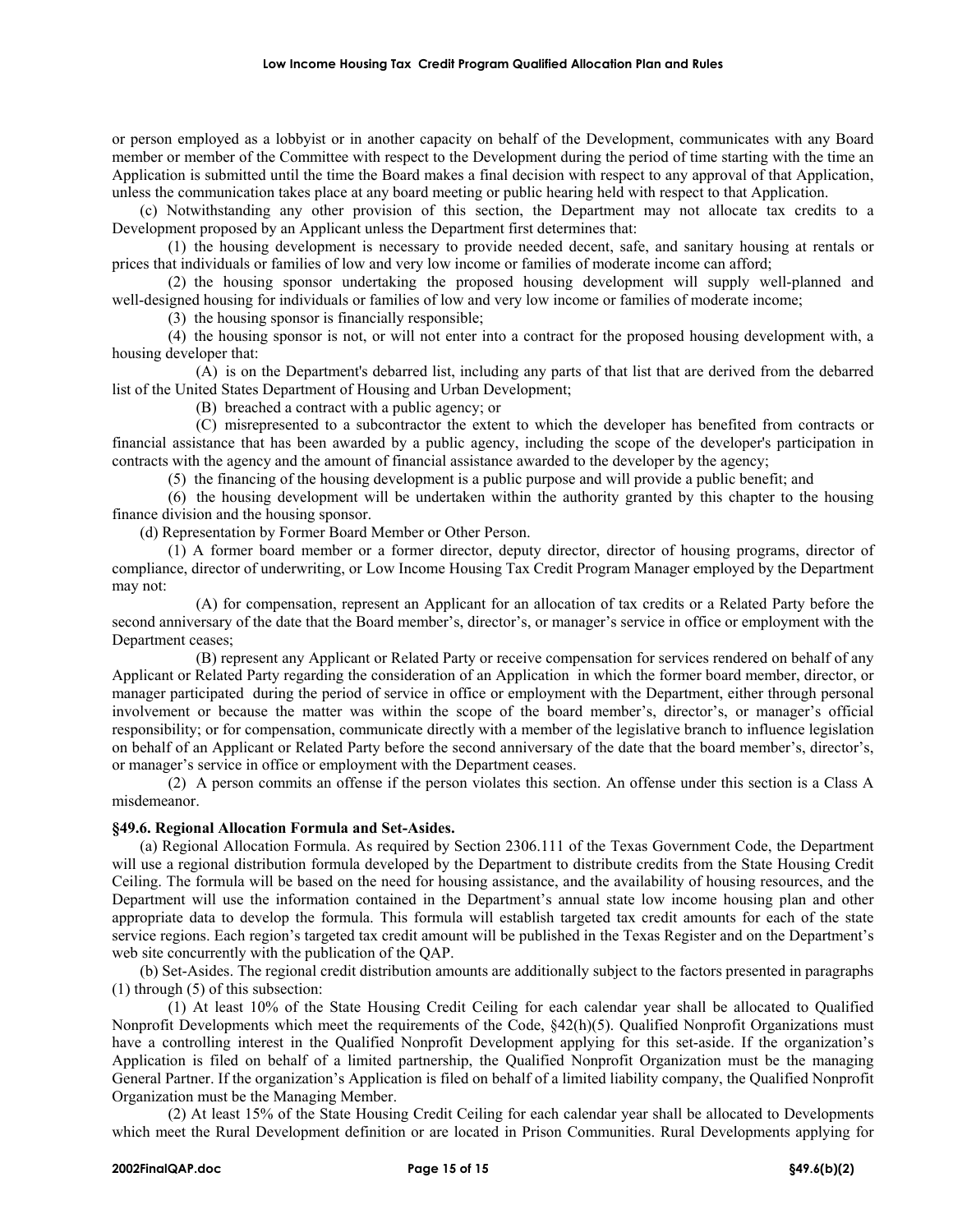or person employed as a lobbyist or in another capacity on behalf of the Development, communicates with any Board member or member of the Committee with respect to the Development during the period of time starting with the time an Application is submitted until the time the Board makes a final decision with respect to any approval of that Application, unless the communication takes place at any board meeting or public hearing held with respect to that Application.

(c) Notwithstanding any other provision of this section, the Department may not allocate tax credits to a Development proposed by an Applicant unless the Department first determines that:

(1) the housing development is necessary to provide needed decent, safe, and sanitary housing at rentals or prices that individuals or families of low and very low income or families of moderate income can afford;

(2) the housing sponsor undertaking the proposed housing development will supply well-planned and well-designed housing for individuals or families of low and very low income or families of moderate income;

(3) the housing sponsor is financially responsible;

(4) the housing sponsor is not, or will not enter into a contract for the proposed housing development with, a housing developer that:

(A) is on the Department's debarred list, including any parts of that list that are derived from the debarred list of the United States Department of Housing and Urban Development;

(B) breached a contract with a public agency; or

(C) misrepresented to a subcontractor the extent to which the developer has benefited from contracts or financial assistance that has been awarded by a public agency, including the scope of the developer's participation in contracts with the agency and the amount of financial assistance awarded to the developer by the agency;

(5) the financing of the housing development is a public purpose and will provide a public benefit; and

(6) the housing development will be undertaken within the authority granted by this chapter to the housing finance division and the housing sponsor.

(d) Representation by Former Board Member or Other Person.

(1) A former board member or a former director, deputy director, director of housing programs, director of compliance, director of underwriting, or Low Income Housing Tax Credit Program Manager employed by the Department may not:

(A) for compensation, represent an Applicant for an allocation of tax credits or a Related Party before the second anniversary of the date that the Board member's, director's, or manager's service in office or employment with the Department ceases;

(B) represent any Applicant or Related Party or receive compensation for services rendered on behalf of any Applicant or Related Party regarding the consideration of an Application in which the former board member, director, or manager participated during the period of service in office or employment with the Department, either through personal involvement or because the matter was within the scope of the board member's, director's, or manager's official responsibility; or for compensation, communicate directly with a member of the legislative branch to influence legislation on behalf of an Applicant or Related Party before the second anniversary of the date that the board member's, director's, or manager's service in office or employment with the Department ceases.

(2) A person commits an offense if the person violates this section. An offense under this section is a Class A misdemeanor.

**§49.6. Regional Allocation Formula and Set-Asides.**

(a) Regional Allocation Formula. As required by Section 2306.111 of the Texas Government Code, the Department will use a regional distribution formula developed by the Department to distribute credits from the State Housing Credit Ceiling. The formula will be based on the need for housing assistance, and the availability of housing resources, and the Department will use the information contained in the Department's annual state low income housing plan and other appropriate data to develop the formula. This formula will establish targeted tax credit amounts for each of the state service regions. Each region's targeted tax credit amount will be published in the Texas Register and on the Department's web site concurrently with the publication of the QAP.

(b) Set-Asides. The regional credit distribution amounts are additionally subject to the factors presented in paragraphs (1) through (5) of this subsection:

(1) At least 10% of the State Housing Credit Ceiling for each calendar year shall be allocated to Qualified Nonprofit Developments which meet the requirements of the Code, §42(h)(5). Qualified Nonprofit Organizations must have a controlling interest in the Qualified Nonprofit Development applying for this set-aside. If the organization's Application is filed on behalf of a limited partnership, the Qualified Nonprofit Organization must be the managing General Partner. If the organization's Application is filed on behalf of a limited liability company, the Qualified Nonprofit Organization must be the Managing Member.

(2) At least 15% of the State Housing Credit Ceiling for each calendar year shall be allocated to Developments which meet the Rural Development definition or are located in Prison Communities. Rural Developments applying for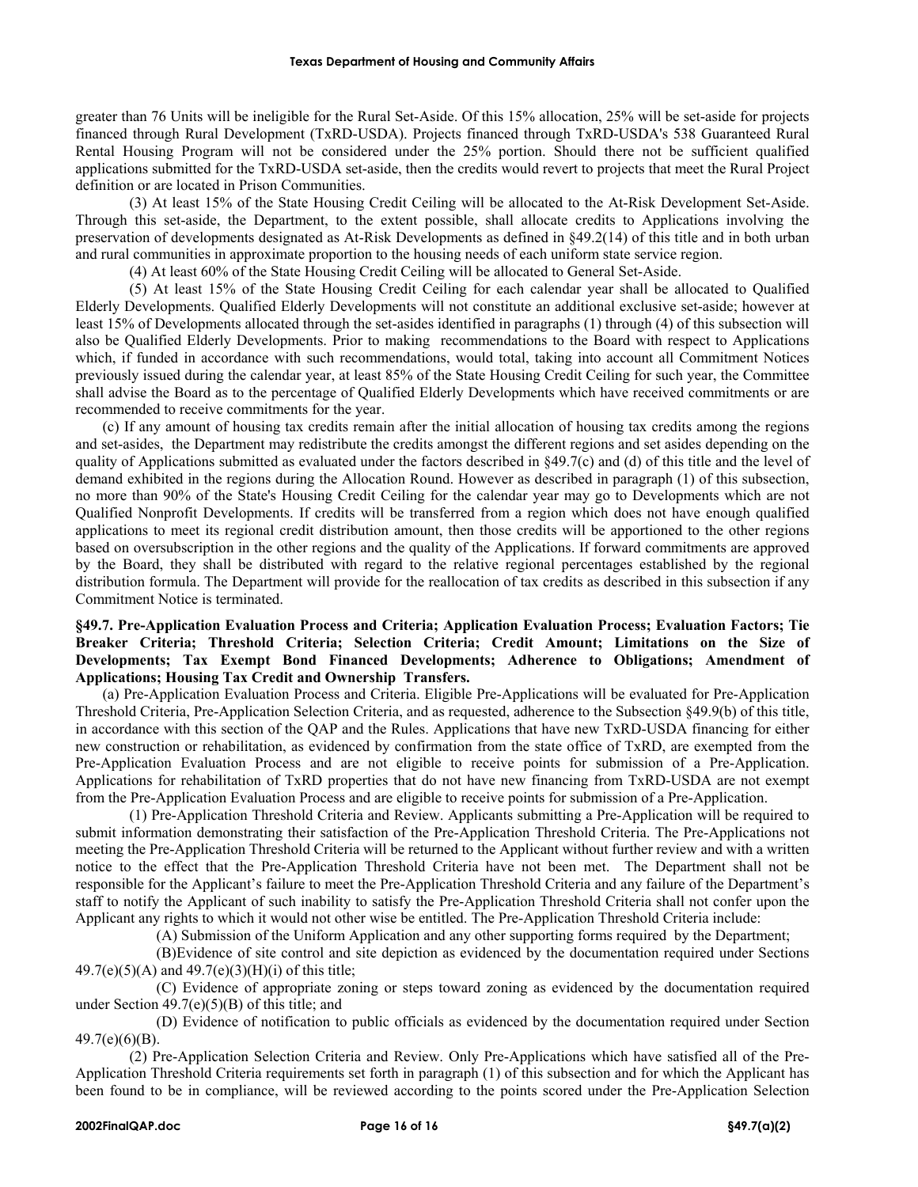greater than 76 Units will be ineligible for the Rural Set-Aside. Of this 15% allocation, 25% will be set-aside for projects financed through Rural Development (TxRD-USDA). Projects financed through TxRD-USDA's 538 Guaranteed Rural Rental Housing Program will not be considered under the 25% portion. Should there not be sufficient qualified applications submitted for the TxRD-USDA set-aside, then the credits would revert to projects that meet the Rural Project definition or are located in Prison Communities.

(3) At least 15% of the State Housing Credit Ceiling will be allocated to the At-Risk Development Set-Aside. Through this set-aside, the Department, to the extent possible, shall allocate credits to Applications involving the preservation of developments designated as At-Risk Developments as defined in §49.2(14) of this title and in both urban and rural communities in approximate proportion to the housing needs of each uniform state service region.

(4) At least 60% of the State Housing Credit Ceiling will be allocated to General Set-Aside.

(5) At least 15% of the State Housing Credit Ceiling for each calendar year shall be allocated to Qualified Elderly Developments. Qualified Elderly Developments will not constitute an additional exclusive set-aside; however at least 15% of Developments allocated through the set-asides identified in paragraphs (1) through (4) of this subsection will also be Qualified Elderly Developments. Prior to making recommendations to the Board with respect to Applications which, if funded in accordance with such recommendations, would total, taking into account all Commitment Notices previously issued during the calendar year, at least 85% of the State Housing Credit Ceiling for such year, the Committee shall advise the Board as to the percentage of Qualified Elderly Developments which have received commitments or are recommended to receive commitments for the year.

(c) If any amount of housing tax credits remain after the initial allocation of housing tax credits among the regions and set-asides, the Department may redistribute the credits amongst the different regions and set asides depending on the quality of Applications submitted as evaluated under the factors described in §49.7(c) and (d) of this title and the level of demand exhibited in the regions during the Allocation Round. However as described in paragraph (1) of this subsection, no more than 90% of the State's Housing Credit Ceiling for the calendar year may go to Developments which are not Qualified Nonprofit Developments. If credits will be transferred from a region which does not have enough qualified applications to meet its regional credit distribution amount, then those credits will be apportioned to the other regions based on oversubscription in the other regions and the quality of the Applications. If forward commitments are approved by the Board, they shall be distributed with regard to the relative regional percentages established by the regional distribution formula. The Department will provide for the reallocation of tax credits as described in this subsection if any Commitment Notice is terminated.

**§49.7. Pre-Application Evaluation Process and Criteria; Application Evaluation Process; Evaluation Factors; Tie Breaker Criteria; Threshold Criteria; Selection Criteria; Credit Amount; Limitations on the Size of Developments; Tax Exempt Bond Financed Developments; Adherence to Obligations; Amendment of Applications; Housing Tax Credit and Ownership Transfers.**

(a) Pre-Application Evaluation Process and Criteria. Eligible Pre-Applications will be evaluated for Pre-Application Threshold Criteria, Pre-Application Selection Criteria, and as requested, adherence to the Subsection §49.9(b) of this title, in accordance with this section of the QAP and the Rules. Applications that have new TxRD-USDA financing for either new construction or rehabilitation, as evidenced by confirmation from the state office of TxRD, are exempted from the Pre-Application Evaluation Process and are not eligible to receive points for submission of a Pre-Application. Applications for rehabilitation of TxRD properties that do not have new financing from TxRD-USDA are not exempt from the Pre-Application Evaluation Process and are eligible to receive points for submission of a Pre-Application.

(1) Pre-Application Threshold Criteria and Review. Applicants submitting a Pre-Application will be required to submit information demonstrating their satisfaction of the Pre-Application Threshold Criteria. The Pre-Applications not meeting the Pre-Application Threshold Criteria will be returned to the Applicant without further review and with a written notice to the effect that the Pre-Application Threshold Criteria have not been met. The Department shall not be responsible for the Applicant's failure to meet the Pre-Application Threshold Criteria and any failure of the Department's staff to notify the Applicant of such inability to satisfy the Pre-Application Threshold Criteria shall not confer upon the Applicant any rights to which it would not other wise be entitled. The Pre-Application Threshold Criteria include:

(A) Submission of the Uniform Application and any other supporting forms required by the Department;

(B)Evidence of site control and site depiction as evidenced by the documentation required under Sections 49.7(e)(5)(A) and 49.7(e)(3)(H)(i) of this title;

(C) Evidence of appropriate zoning or steps toward zoning as evidenced by the documentation required under Section 49.7(e)(5)(B) of this title; and

(D) Evidence of notification to public officials as evidenced by the documentation required under Section 49.7(e)(6)(B).

(2) Pre-Application Selection Criteria and Review. Only Pre-Applications which have satisfied all of the Pre-Application Threshold Criteria requirements set forth in paragraph (1) of this subsection and for which the Applicant has been found to be in compliance, will be reviewed according to the points scored under the Pre-Application Selection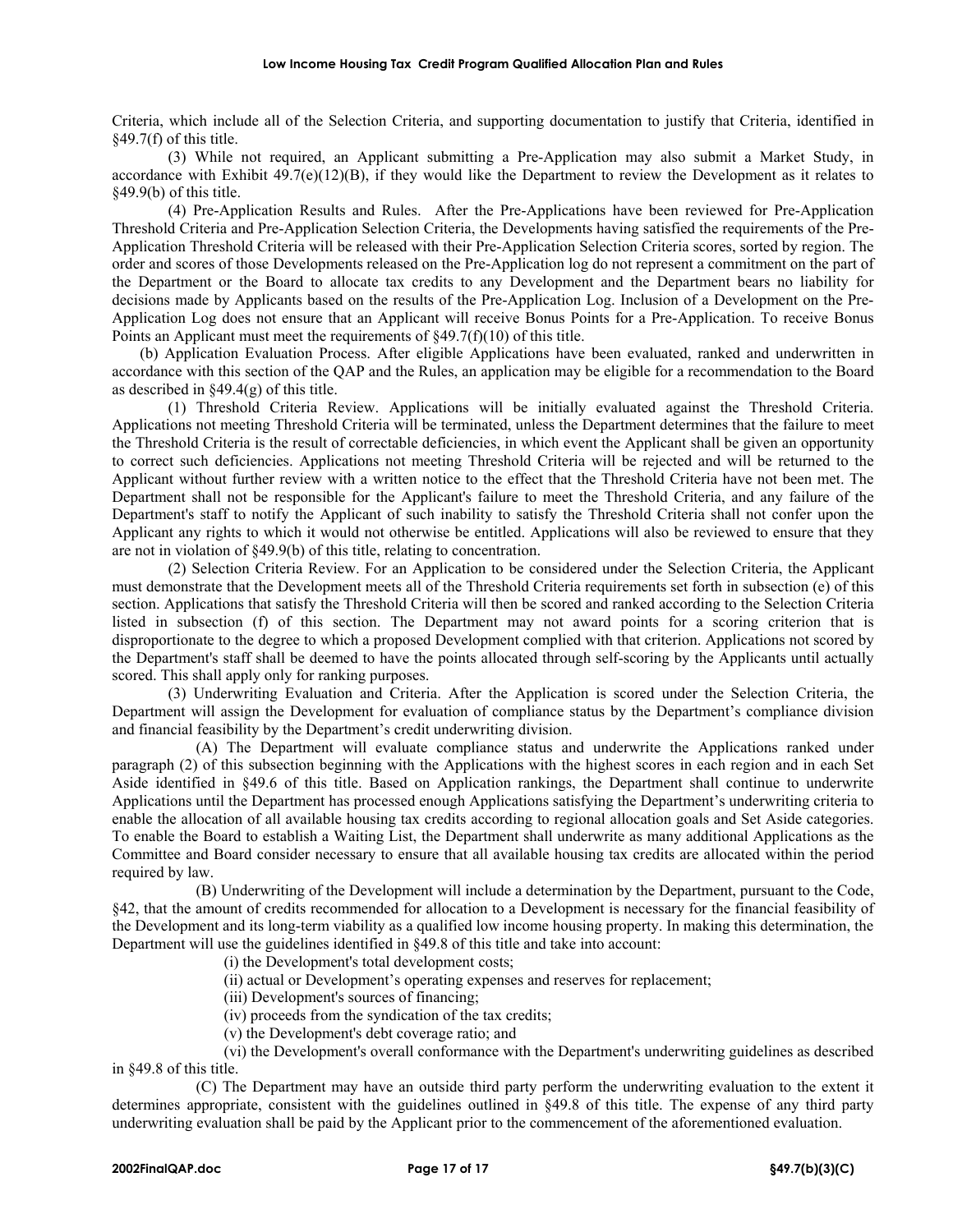Criteria, which include all of the Selection Criteria, and supporting documentation to justify that Criteria, identified in §49.7(f) of this title.

(3) While not required, an Applicant submitting a Pre-Application may also submit a Market Study, in accordance with Exhibit 49.7(e)(12)(B), if they would like the Department to review the Development as it relates to §49.9(b) of this title.

(4) Pre-Application Results and Rules. After the Pre-Applications have been reviewed for Pre-Application Threshold Criteria and Pre-Application Selection Criteria, the Developments having satisfied the requirements of the Pre-Application Threshold Criteria will be released with their Pre-Application Selection Criteria scores, sorted by region. The order and scores of those Developments released on the Pre-Application log do not represent a commitment on the part of the Department or the Board to allocate tax credits to any Development and the Department bears no liability for decisions made by Applicants based on the results of the Pre-Application Log. Inclusion of a Development on the Pre-Application Log does not ensure that an Applicant will receive Bonus Points for a Pre-Application. To receive Bonus Points an Applicant must meet the requirements of §49.7(f)(10) of this title.

(b) Application Evaluation Process. After eligible Applications have been evaluated, ranked and underwritten in accordance with this section of the QAP and the Rules, an application may be eligible for a recommendation to the Board as described in §49.4(g) of this title.

(1) Threshold Criteria Review. Applications will be initially evaluated against the Threshold Criteria. Applications not meeting Threshold Criteria will be terminated, unless the Department determines that the failure to meet the Threshold Criteria is the result of correctable deficiencies, in which event the Applicant shall be given an opportunity to correct such deficiencies. Applications not meeting Threshold Criteria will be rejected and will be returned to the Applicant without further review with a written notice to the effect that the Threshold Criteria have not been met. The Department shall not be responsible for the Applicant's failure to meet the Threshold Criteria, and any failure of the Department's staff to notify the Applicant of such inability to satisfy the Threshold Criteria shall not confer upon the Applicant any rights to which it would not otherwise be entitled. Applications will also be reviewed to ensure that they are not in violation of §49.9(b) of this title, relating to concentration.

(2) Selection Criteria Review. For an Application to be considered under the Selection Criteria, the Applicant must demonstrate that the Development meets all of the Threshold Criteria requirements set forth in subsection (e) of this section. Applications that satisfy the Threshold Criteria will then be scored and ranked according to the Selection Criteria listed in subsection (f) of this section. The Department may not award points for a scoring criterion that is disproportionate to the degree to which a proposed Development complied with that criterion. Applications not scored by the Department's staff shall be deemed to have the points allocated through self-scoring by the Applicants until actually scored. This shall apply only for ranking purposes.

(3) Underwriting Evaluation and Criteria. After the Application is scored under the Selection Criteria, the Department will assign the Development for evaluation of compliance status by the Department's compliance division and financial feasibility by the Department's credit underwriting division.

(A) The Department will evaluate compliance status and underwrite the Applications ranked under paragraph (2) of this subsection beginning with the Applications with the highest scores in each region and in each Set Aside identified in §49.6 of this title. Based on Application rankings, the Department shall continue to underwrite Applications until the Department has processed enough Applications satisfying the Department's underwriting criteria to enable the allocation of all available housing tax credits according to regional allocation goals and Set Aside categories. To enable the Board to establish a Waiting List, the Department shall underwrite as many additional Applications as the Committee and Board consider necessary to ensure that all available housing tax credits are allocated within the period required by law.

(B) Underwriting of the Development will include a determination by the Department, pursuant to the Code, §42, that the amount of credits recommended for allocation to a Development is necessary for the financial feasibility of the Development and its long-term viability as a qualified low income housing property. In making this determination, the Department will use the guidelines identified in §49.8 of this title and take into account:

(i) the Development's total development costs;

(ii) actual or Development's operating expenses and reserves for replacement;

(iii) Development's sources of financing;

(iv) proceeds from the syndication of the tax credits;

(v) the Development's debt coverage ratio; and

(vi) the Development's overall conformance with the Department's underwriting guidelines as described in §49.8 of this title.

(C) The Department may have an outside third party perform the underwriting evaluation to the extent it determines appropriate, consistent with the guidelines outlined in §49.8 of this title. The expense of any third party underwriting evaluation shall be paid by the Applicant prior to the commencement of the aforementioned evaluation.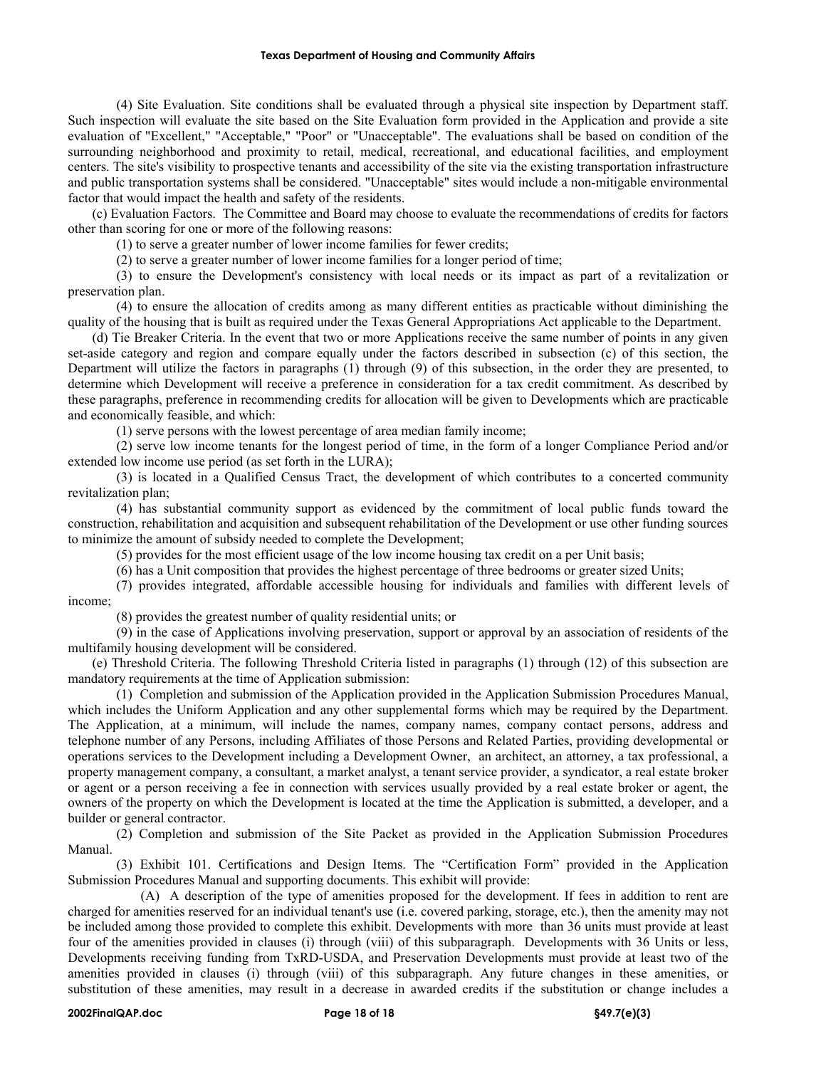(4) Site Evaluation. Site conditions shall be evaluated through a physical site inspection by Department staff. Such inspection will evaluate the site based on the Site Evaluation form provided in the Application and provide a site evaluation of "Excellent," "Acceptable," "Poor" or "Unacceptable". The evaluations shall be based on condition of the surrounding neighborhood and proximity to retail, medical, recreational, and educational facilities, and employment centers. The site's visibility to prospective tenants and accessibility of the site via the existing transportation infrastructure and public transportation systems shall be considered. "Unacceptable" sites would include a non-mitigable environmental factor that would impact the health and safety of the residents.

(c) Evaluation Factors. The Committee and Board may choose to evaluate the recommendations of credits for factors other than scoring for one or more of the following reasons:

(1) to serve a greater number of lower income families for fewer credits;

(2) to serve a greater number of lower income families for a longer period of time;

(3) to ensure the Development's consistency with local needs or its impact as part of a revitalization or preservation plan.

(4) to ensure the allocation of credits among as many different entities as practicable without diminishing the quality of the housing that is built as required under the Texas General Appropriations Act applicable to the Department.

(d) Tie Breaker Criteria. In the event that two or more Applications receive the same number of points in any given set-aside category and region and compare equally under the factors described in subsection (c) of this section, the Department will utilize the factors in paragraphs (1) through (9) of this subsection, in the order they are presented, to determine which Development will receive a preference in consideration for a tax credit commitment. As described by these paragraphs, preference in recommending credits for allocation will be given to Developments which are practicable and economically feasible, and which:

(1) serve persons with the lowest percentage of area median family income;

(2) serve low income tenants for the longest period of time, in the form of a longer Compliance Period and/or extended low income use period (as set forth in the LURA);

(3) is located in a Qualified Census Tract, the development of which contributes to a concerted community revitalization plan;

(4) has substantial community support as evidenced by the commitment of local public funds toward the construction, rehabilitation and acquisition and subsequent rehabilitation of the Development or use other funding sources to minimize the amount of subsidy needed to complete the Development;

(5) provides for the most efficient usage of the low income housing tax credit on a per Unit basis;

(6) has a Unit composition that provides the highest percentage of three bedrooms or greater sized Units;

(7) provides integrated, affordable accessible housing for individuals and families with different levels of income;

(8) provides the greatest number of quality residential units; or

(9) in the case of Applications involving preservation, support or approval by an association of residents of the multifamily housing development will be considered.

(e) Threshold Criteria. The following Threshold Criteria listed in paragraphs (1) through (12) of this subsection are mandatory requirements at the time of Application submission:

(1) Completion and submission of the Application provided in the Application Submission Procedures Manual, which includes the Uniform Application and any other supplemental forms which may be required by the Department. The Application, at a minimum, will include the names, company names, company contact persons, address and telephone number of any Persons, including Affiliates of those Persons and Related Parties, providing developmental or operations services to the Development including a Development Owner, an architect, an attorney, a tax professional, a property management company, a consultant, a market analyst, a tenant service provider, a syndicator, a real estate broker or agent or a person receiving a fee in connection with services usually provided by a real estate broker or agent, the owners of the property on which the Development is located at the time the Application is submitted, a developer, and a builder or general contractor.

(2) Completion and submission of the Site Packet as provided in the Application Submission Procedures Manual.

(3) Exhibit 101. Certifications and Design Items. The "Certification Form" provided in the Application Submission Procedures Manual and supporting documents. This exhibit will provide:

(A) A description of the type of amenities proposed for the development. If fees in addition to rent are charged for amenities reserved for an individual tenant's use (i.e. covered parking, storage, etc.), then the amenity may not be included among those provided to complete this exhibit. Developments with more than 36 units must provide at least four of the amenities provided in clauses (i) through (viii) of this subparagraph. Developments with 36 Units or less, Developments receiving funding from TxRD-USDA, and Preservation Developments must provide at least two of the amenities provided in clauses (i) through (viii) of this subparagraph. Any future changes in these amenities, or substitution of these amenities, may result in a decrease in awarded credits if the substitution or change includes a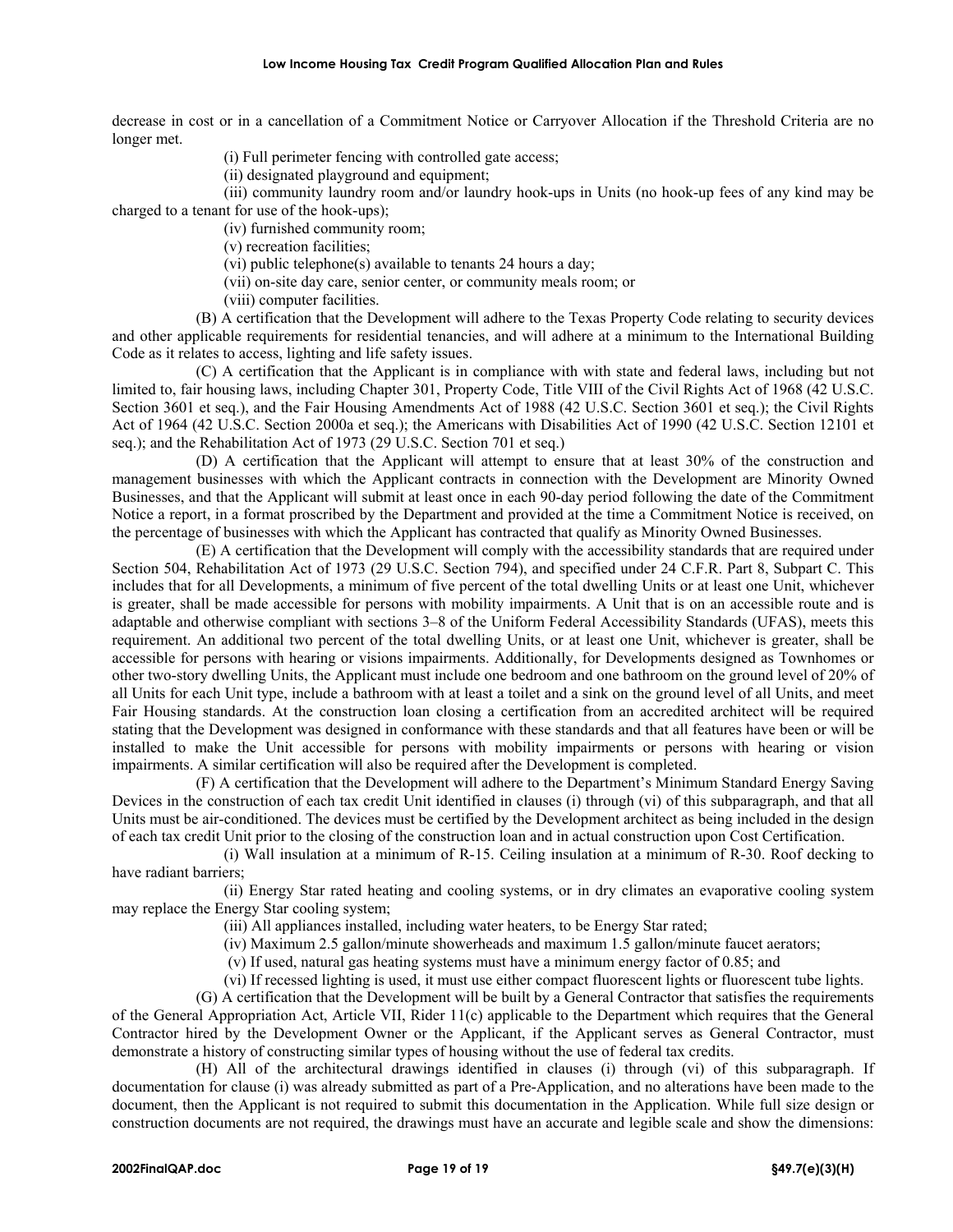decrease in cost or in a cancellation of a Commitment Notice or Carryover Allocation if the Threshold Criteria are no longer met.

(i) Full perimeter fencing with controlled gate access;

(ii) designated playground and equipment;

(iii) community laundry room and/or laundry hook-ups in Units (no hook-up fees of any kind may be charged to a tenant for use of the hook-ups);

(iv) furnished community room;

(v) recreation facilities;

(vi) public telephone(s) available to tenants 24 hours a day;

(vii) on-site day care, senior center, or community meals room; or

(viii) computer facilities.

(B) A certification that the Development will adhere to the Texas Property Code relating to security devices and other applicable requirements for residential tenancies, and will adhere at a minimum to the International Building Code as it relates to access, lighting and life safety issues.

(C) A certification that the Applicant is in compliance with with state and federal laws, including but not limited to, fair housing laws, including Chapter 301, Property Code, Title VIII of the Civil Rights Act of 1968 (42 U.S.C. Section 3601 et seq.), and the Fair Housing Amendments Act of 1988 (42 U.S.C. Section 3601 et seq.); the Civil Rights Act of 1964 (42 U.S.C. Section 2000a et seq.); the Americans with Disabilities Act of 1990 (42 U.S.C. Section 12101 et seq.); and the Rehabilitation Act of 1973 (29 U.S.C. Section 701 et seq.)

(D) A certification that the Applicant will attempt to ensure that at least 30% of the construction and management businesses with which the Applicant contracts in connection with the Development are Minority Owned Businesses, and that the Applicant will submit at least once in each 90-day period following the date of the Commitment Notice a report, in a format proscribed by the Department and provided at the time a Commitment Notice is received, on the percentage of businesses with which the Applicant has contracted that qualify as Minority Owned Businesses.

(E) A certification that the Development will comply with the accessibility standards that are required under Section 504, Rehabilitation Act of 1973 (29 U.S.C. Section 794), and specified under 24 C.F.R. Part 8, Subpart C. This includes that for all Developments, a minimum of five percent of the total dwelling Units or at least one Unit, whichever is greater, shall be made accessible for persons with mobility impairments. A Unit that is on an accessible route and is adaptable and otherwise compliant with sections 3–8 of the Uniform Federal Accessibility Standards (UFAS), meets this requirement. An additional two percent of the total dwelling Units, or at least one Unit, whichever is greater, shall be accessible for persons with hearing or visions impairments. Additionally, for Developments designed as Townhomes or other two-story dwelling Units, the Applicant must include one bedroom and one bathroom on the ground level of 20% of all Units for each Unit type, include a bathroom with at least a toilet and a sink on the ground level of all Units, and meet Fair Housing standards. At the construction loan closing a certification from an accredited architect will be required stating that the Development was designed in conformance with these standards and that all features have been or will be installed to make the Unit accessible for persons with mobility impairments or persons with hearing or vision impairments. A similar certification will also be required after the Development is completed.

(F) A certification that the Development will adhere to the Department's Minimum Standard Energy Saving Devices in the construction of each tax credit Unit identified in clauses (i) through (vi) of this subparagraph, and that all Units must be air-conditioned. The devices must be certified by the Development architect as being included in the design of each tax credit Unit prior to the closing of the construction loan and in actual construction upon Cost Certification.

(i) Wall insulation at a minimum of R-15. Ceiling insulation at a minimum of R-30. Roof decking to have radiant barriers;

(ii) Energy Star rated heating and cooling systems, or in dry climates an evaporative cooling system may replace the Energy Star cooling system;

(iii) All appliances installed, including water heaters, to be Energy Star rated;

(iv) Maximum 2.5 gallon/minute showerheads and maximum 1.5 gallon/minute faucet aerators;

(v) If used, natural gas heating systems must have a minimum energy factor of 0.85; and

(vi) If recessed lighting is used, it must use either compact fluorescent lights or fluorescent tube lights.

(G) A certification that the Development will be built by a General Contractor that satisfies the requirements of the General Appropriation Act, Article VII, Rider 11(c) applicable to the Department which requires that the General Contractor hired by the Development Owner or the Applicant, if the Applicant serves as General Contractor, must demonstrate a history of constructing similar types of housing without the use of federal tax credits.

(H) All of the architectural drawings identified in clauses (i) through (vi) of this subparagraph. If documentation for clause (i) was already submitted as part of a Pre-Application, and no alterations have been made to the document, then the Applicant is not required to submit this documentation in the Application. While full size design or construction documents are not required, the drawings must have an accurate and legible scale and show the dimensions: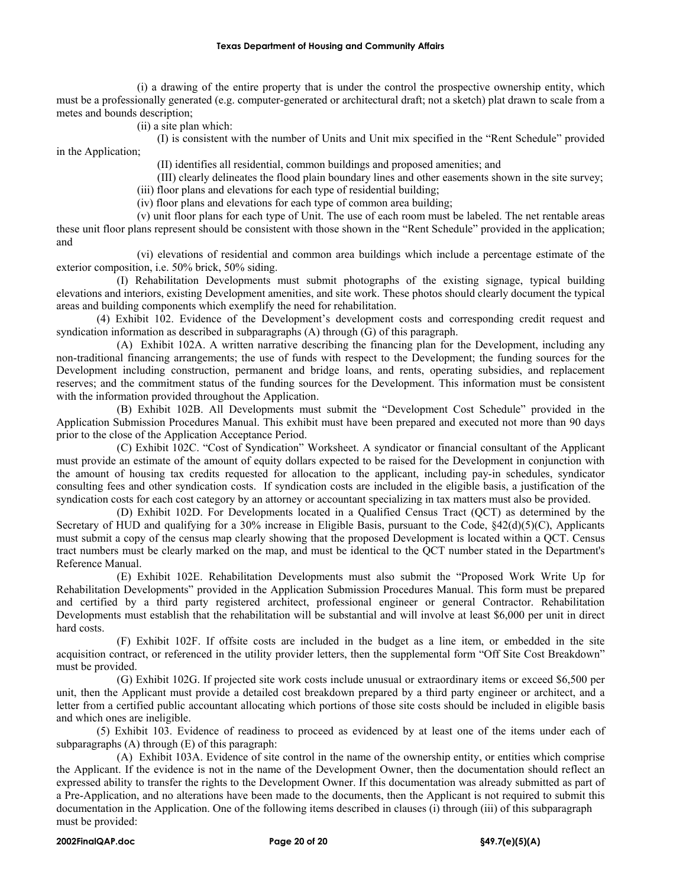(i) a drawing of the entire property that is under the control the prospective ownership entity, which must be a professionally generated (e.g. computer-generated or architectural draft; not a sketch) plat drawn to scale from a metes and bounds description;

(ii) a site plan which:

(I) is consistent with the number of Units and Unit mix specified in the "Rent Schedule" provided in the Application;

(II) identifies all residential, common buildings and proposed amenities; and

(III) clearly delineates the flood plain boundary lines and other easements shown in the site survey;

(iii) floor plans and elevations for each type of residential building;

(iv) floor plans and elevations for each type of common area building;

(v) unit floor plans for each type of Unit. The use of each room must be labeled. The net rentable areas these unit floor plans represent should be consistent with those shown in the "Rent Schedule" provided in the application; and

(vi) elevations of residential and common area buildings which include a percentage estimate of the exterior composition, i.e. 50% brick, 50% siding.

(I) Rehabilitation Developments must submit photographs of the existing signage, typical building elevations and interiors, existing Development amenities, and site work. These photos should clearly document the typical areas and building components which exemplify the need for rehabilitation.

(4) Exhibit 102. Evidence of the Development's development costs and corresponding credit request and syndication information as described in subparagraphs (A) through (G) of this paragraph.

(A) Exhibit 102A. A written narrative describing the financing plan for the Development, including any non-traditional financing arrangements; the use of funds with respect to the Development; the funding sources for the Development including construction, permanent and bridge loans, and rents, operating subsidies, and replacement reserves; and the commitment status of the funding sources for the Development. This information must be consistent with the information provided throughout the Application.

(B) Exhibit 102B. All Developments must submit the "Development Cost Schedule" provided in the Application Submission Procedures Manual. This exhibit must have been prepared and executed not more than 90 days prior to the close of the Application Acceptance Period.

(C) Exhibit 102C. "Cost of Syndication" Worksheet. A syndicator or financial consultant of the Applicant must provide an estimate of the amount of equity dollars expected to be raised for the Development in conjunction with the amount of housing tax credits requested for allocation to the applicant, including pay-in schedules, syndicator consulting fees and other syndication costs. If syndication costs are included in the eligible basis, a justification of the syndication costs for each cost category by an attorney or accountant specializing in tax matters must also be provided.

(D) Exhibit 102D. For Developments located in a Qualified Census Tract (QCT) as determined by the Secretary of HUD and qualifying for a 30% increase in Eligible Basis, pursuant to the Code, §42(d)(5)(C), Applicants must submit a copy of the census map clearly showing that the proposed Development is located within a QCT. Census tract numbers must be clearly marked on the map, and must be identical to the QCT number stated in the Department's Reference Manual.

(E) Exhibit 102E. Rehabilitation Developments must also submit the "Proposed Work Write Up for Rehabilitation Developments" provided in the Application Submission Procedures Manual. This form must be prepared and certified by a third party registered architect, professional engineer or general Contractor. Rehabilitation Developments must establish that the rehabilitation will be substantial and will involve at least $6,000 per unit in direct hard costs.

(F) Exhibit 102F. If offsite costs are included in the budget as a line item, or embedded in the site acquisition contract, or referenced in the utility provider letters, then the supplemental form "Off Site Cost Breakdown" must be provided.

(G) Exhibit 102G. If projected site work costs include unusual or extraordinary items or exceed $6,500 per unit, then the Applicant must provide a detailed cost breakdown prepared by a third party engineer or architect, and a letter from a certified public accountant allocating which portions of those site costs should be included in eligible basis and which ones are ineligible.

(5) Exhibit 103. Evidence of readiness to proceed as evidenced by at least one of the items under each of subparagraphs (A) through (E) of this paragraph:

(A) Exhibit 103A. Evidence of site control in the name of the ownership entity, or entities which comprise the Applicant. If the evidence is not in the name of the Development Owner, then the documentation should reflect an expressed ability to transfer the rights to the Development Owner. If this documentation was already submitted as part of a Pre-Application, and no alterations have been made to the documents, then the Applicant is not required to submit this documentation in the Application. One of the following items described in clauses (i) through (iii) of this subparagraph must be provided: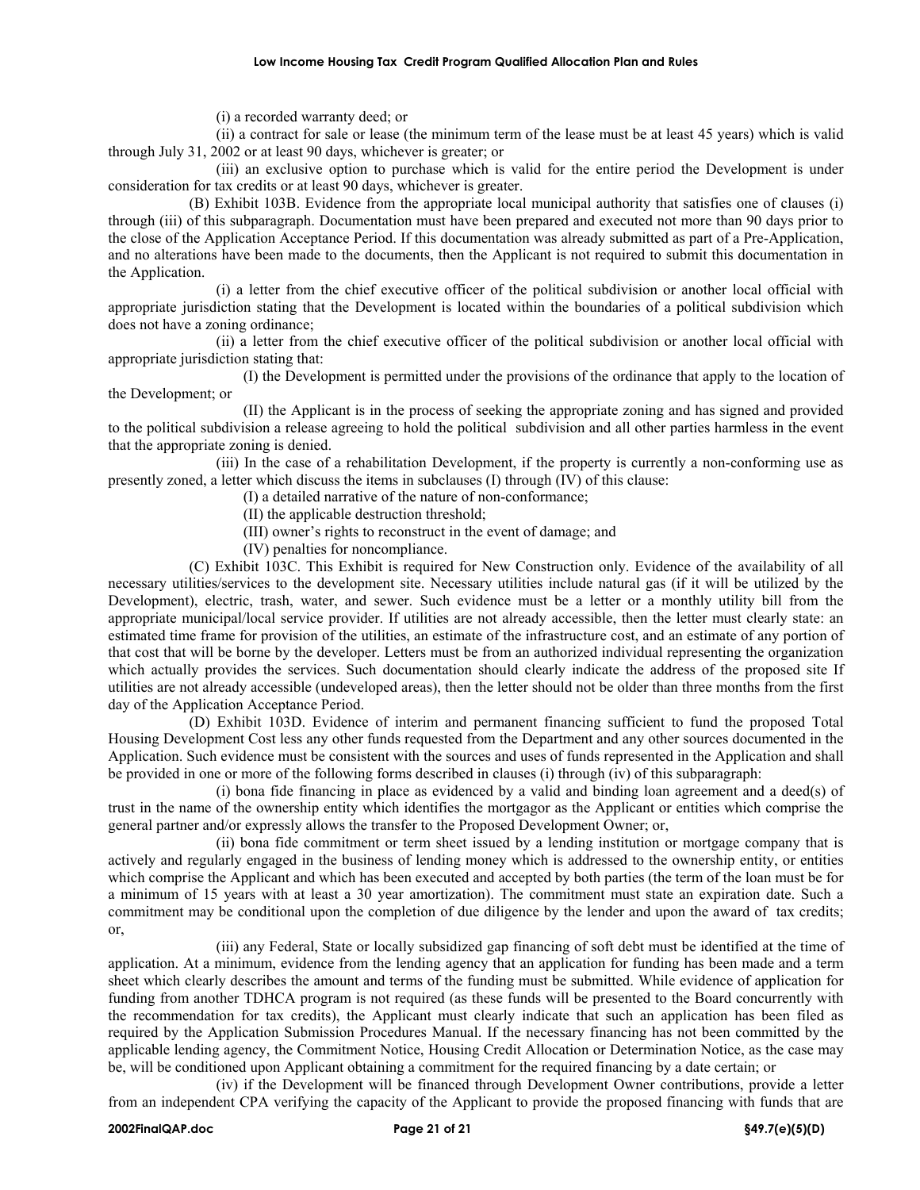(i) a recorded warranty deed; or

(ii) a contract for sale or lease (the minimum term of the lease must be at least 45 years) which is valid through July 31, 2002 or at least 90 days, whichever is greater; or

(iii) an exclusive option to purchase which is valid for the entire period the Development is under consideration for tax credits or at least 90 days, whichever is greater.

(B) Exhibit 103B. Evidence from the appropriate local municipal authority that satisfies one of clauses (i) through (iii) of this subparagraph. Documentation must have been prepared and executed not more than 90 days prior to the close of the Application Acceptance Period. If this documentation was already submitted as part of a Pre-Application, and no alterations have been made to the documents, then the Applicant is not required to submit this documentation in the Application.

(i) a letter from the chief executive officer of the political subdivision or another local official with appropriate jurisdiction stating that the Development is located within the boundaries of a political subdivision which does not have a zoning ordinance;

(ii) a letter from the chief executive officer of the political subdivision or another local official with appropriate jurisdiction stating that:

(I) the Development is permitted under the provisions of the ordinance that apply to the location of the Development; or

(II) the Applicant is in the process of seeking the appropriate zoning and has signed and provided to the political subdivision a release agreeing to hold the political subdivision and all other parties harmless in the event that the appropriate zoning is denied.

(iii) In the case of a rehabilitation Development, if the property is currently a non-conforming use as presently zoned, a letter which discuss the items in subclauses (I) through (IV) of this clause:

(I) a detailed narrative of the nature of non-conformance;

(II) the applicable destruction threshold;

(III) owner's rights to reconstruct in the event of damage; and

(IV) penalties for noncompliance.

(C) Exhibit 103C. This Exhibit is required for New Construction only. Evidence of the availability of all necessary utilities/services to the development site. Necessary utilities include natural gas (if it will be utilized by the Development), electric, trash, water, and sewer. Such evidence must be a letter or a monthly utility bill from the appropriate municipal/local service provider. If utilities are not already accessible, then the letter must clearly state: an estimated time frame for provision of the utilities, an estimate of the infrastructure cost, and an estimate of any portion of that cost that will be borne by the developer. Letters must be from an authorized individual representing the organization which actually provides the services. Such documentation should clearly indicate the address of the proposed site If utilities are not already accessible (undeveloped areas), then the letter should not be older than three months from the first day of the Application Acceptance Period.

(D) Exhibit 103D. Evidence of interim and permanent financing sufficient to fund the proposed Total Housing Development Cost less any other funds requested from the Department and any other sources documented in the Application. Such evidence must be consistent with the sources and uses of funds represented in the Application and shall be provided in one or more of the following forms described in clauses (i) through (iv) of this subparagraph:

(i) bona fide financing in place as evidenced by a valid and binding loan agreement and a deed(s) of trust in the name of the ownership entity which identifies the mortgagor as the Applicant or entities which comprise the general partner and/or expressly allows the transfer to the Proposed Development Owner; or,

(ii) bona fide commitment or term sheet issued by a lending institution or mortgage company that is actively and regularly engaged in the business of lending money which is addressed to the ownership entity, or entities which comprise the Applicant and which has been executed and accepted by both parties (the term of the loan must be for a minimum of 15 years with at least a 30 year amortization). The commitment must state an expiration date. Such a commitment may be conditional upon the completion of due diligence by the lender and upon the award of tax credits; or,

(iii) any Federal, State or locally subsidized gap financing of soft debt must be identified at the time of application. At a minimum, evidence from the lending agency that an application for funding has been made and a term sheet which clearly describes the amount and terms of the funding must be submitted. While evidence of application for funding from another TDHCA program is not required (as these funds will be presented to the Board concurrently with the recommendation for tax credits), the Applicant must clearly indicate that such an application has been filed as required by the Application Submission Procedures Manual. If the necessary financing has not been committed by the applicable lending agency, the Commitment Notice, Housing Credit Allocation or Determination Notice, as the case may be, will be conditioned upon Applicant obtaining a commitment for the required financing by a date certain; or

(iv) if the Development will be financed through Development Owner contributions, provide a letter from an independent CPA verifying the capacity of the Applicant to provide the proposed financing with funds that are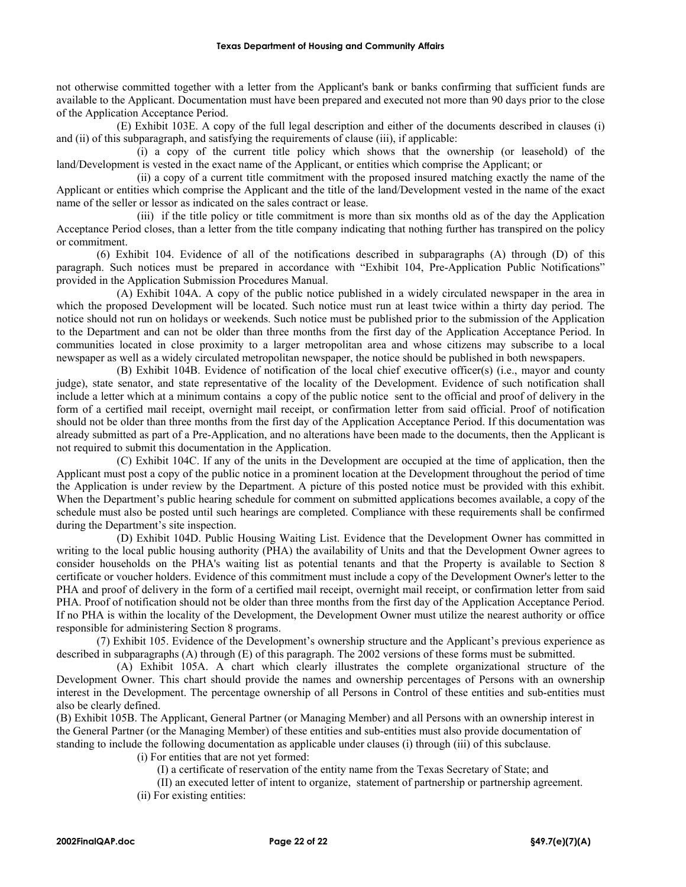not otherwise committed together with a letter from the Applicant's bank or banks confirming that sufficient funds are available to the Applicant. Documentation must have been prepared and executed not more than 90 days prior to the close of the Application Acceptance Period.

(E) Exhibit 103E. A copy of the full legal description and either of the documents described in clauses (i) and (ii) of this subparagraph, and satisfying the requirements of clause (iii), if applicable:

(i) a copy of the current title policy which shows that the ownership (or leasehold) of the land/Development is vested in the exact name of the Applicant, or entities which comprise the Applicant; or

(ii) a copy of a current title commitment with the proposed insured matching exactly the name of the Applicant or entities which comprise the Applicant and the title of the land/Development vested in the name of the exact name of the seller or lessor as indicated on the sales contract or lease.

(iii) if the title policy or title commitment is more than six months old as of the day the Application Acceptance Period closes, than a letter from the title company indicating that nothing further has transpired on the policy or commitment.

(6) Exhibit 104. Evidence of all of the notifications described in subparagraphs (A) through (D) of this paragraph. Such notices must be prepared in accordance with "Exhibit 104, Pre-Application Public Notifications" provided in the Application Submission Procedures Manual.

(A) Exhibit 104A. A copy of the public notice published in a widely circulated newspaper in the area in which the proposed Development will be located. Such notice must run at least twice within a thirty day period. The notice should not run on holidays or weekends. Such notice must be published prior to the submission of the Application to the Department and can not be older than three months from the first day of the Application Acceptance Period. In communities located in close proximity to a larger metropolitan area and whose citizens may subscribe to a local newspaper as well as a widely circulated metropolitan newspaper, the notice should be published in both newspapers.

(B) Exhibit 104B. Evidence of notification of the local chief executive officer(s) (i.e., mayor and county judge), state senator, and state representative of the locality of the Development. Evidence of such notification shall include a letter which at a minimum contains a copy of the public notice sent to the official and proof of delivery in the form of a certified mail receipt, overnight mail receipt, or confirmation letter from said official. Proof of notification should not be older than three months from the first day of the Application Acceptance Period. If this documentation was already submitted as part of a Pre-Application, and no alterations have been made to the documents, then the Applicant is not required to submit this documentation in the Application.

(C) Exhibit 104C. If any of the units in the Development are occupied at the time of application, then the Applicant must post a copy of the public notice in a prominent location at the Development throughout the period of time the Application is under review by the Department. A picture of this posted notice must be provided with this exhibit. When the Department's public hearing schedule for comment on submitted applications becomes available, a copy of the schedule must also be posted until such hearings are completed. Compliance with these requirements shall be confirmed during the Department's site inspection.

(D) Exhibit 104D. Public Housing Waiting List. Evidence that the Development Owner has committed in writing to the local public housing authority (PHA) the availability of Units and that the Development Owner agrees to consider households on the PHA's waiting list as potential tenants and that the Property is available to Section 8 certificate or voucher holders. Evidence of this commitment must include a copy of the Development Owner's letter to the PHA and proof of delivery in the form of a certified mail receipt, overnight mail receipt, or confirmation letter from said PHA. Proof of notification should not be older than three months from the first day of the Application Acceptance Period. If no PHA is within the locality of the Development, the Development Owner must utilize the nearest authority or office responsible for administering Section 8 programs.

(7) Exhibit 105. Evidence of the Development's ownership structure and the Applicant's previous experience as described in subparagraphs (A) through (E) of this paragraph. The 2002 versions of these forms must be submitted.

(A) Exhibit 105A. A chart which clearly illustrates the complete organizational structure of the Development Owner. This chart should provide the names and ownership percentages of Persons with an ownership interest in the Development. The percentage ownership of all Persons in Control of these entities and sub-entities must also be clearly defined.

(B) Exhibit 105B. The Applicant, General Partner (or Managing Member) and all Persons with an ownership interest in the General Partner (or the Managing Member) of these entities and sub-entities must also provide documentation of standing to include the following documentation as applicable under clauses (i) through (iii) of this subclause.

(i) For entities that are not yet formed:

(I) a certificate of reservation of the entity name from the Texas Secretary of State; and

(II) an executed letter of intent to organize, statement of partnership or partnership agreement.

(ii) For existing entities: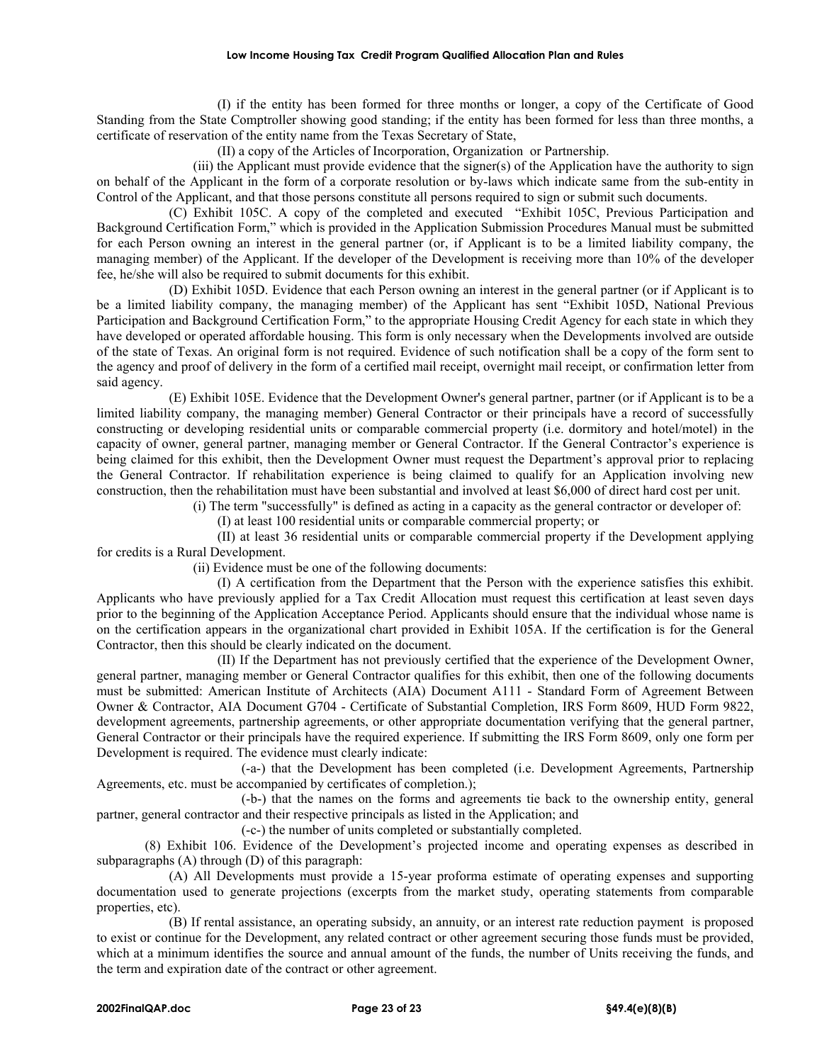(I) if the entity has been formed for three months or longer, a copy of the Certificate of Good Standing from the State Comptroller showing good standing; if the entity has been formed for less than three months, a certificate of reservation of the entity name from the Texas Secretary of State,

(II) a copy of the Articles of Incorporation, Organization or Partnership.

(iii) the Applicant must provide evidence that the signer(s) of the Application have the authority to sign on behalf of the Applicant in the form of a corporate resolution or by-laws which indicate same from the sub-entity in Control of the Applicant, and that those persons constitute all persons required to sign or submit such documents.

(C) Exhibit 105C. A copy of the completed and executed "Exhibit 105C, Previous Participation and Background Certification Form," which is provided in the Application Submission Procedures Manual must be submitted for each Person owning an interest in the general partner (or, if Applicant is to be a limited liability company, the managing member) of the Applicant. If the developer of the Development is receiving more than 10% of the developer fee, he/she will also be required to submit documents for this exhibit.

(D) Exhibit 105D. Evidence that each Person owning an interest in the general partner (or if Applicant is to be a limited liability company, the managing member) of the Applicant has sent "Exhibit 105D, National Previous Participation and Background Certification Form," to the appropriate Housing Credit Agency for each state in which they have developed or operated affordable housing. This form is only necessary when the Developments involved are outside of the state of Texas. An original form is not required. Evidence of such notification shall be a copy of the form sent to the agency and proof of delivery in the form of a certified mail receipt, overnight mail receipt, or confirmation letter from said agency.

(E) Exhibit 105E. Evidence that the Development Owner's general partner, partner (or if Applicant is to be a limited liability company, the managing member) General Contractor or their principals have a record of successfully constructing or developing residential units or comparable commercial property (i.e. dormitory and hotel/motel) in the capacity of owner, general partner, managing member or General Contractor. If the General Contractor's experience is being claimed for this exhibit, then the Development Owner must request the Department's approval prior to replacing the General Contractor. If rehabilitation experience is being claimed to qualify for an Application involving new construction, then the rehabilitation must have been substantial and involved at least $6,000 of direct hard cost per unit.

(i) The term "successfully" is defined as acting in a capacity as the general contractor or developer of:

(I) at least 100 residential units or comparable commercial property; or

(II) at least 36 residential units or comparable commercial property if the Development applying for credits is a Rural Development.

(ii) Evidence must be one of the following documents:

(I) A certification from the Department that the Person with the experience satisfies this exhibit. Applicants who have previously applied for a Tax Credit Allocation must request this certification at least seven days prior to the beginning of the Application Acceptance Period. Applicants should ensure that the individual whose name is on the certification appears in the organizational chart provided in Exhibit 105A. If the certification is for the General Contractor, then this should be clearly indicated on the document.

(II) If the Department has not previously certified that the experience of the Development Owner, general partner, managing member or General Contractor qualifies for this exhibit, then one of the following documents must be submitted: American Institute of Architects (AIA) Document A111 - Standard Form of Agreement Between Owner & Contractor, AIA Document G704 - Certificate of Substantial Completion, IRS Form 8609, HUD Form 9822, development agreements, partnership agreements, or other appropriate documentation verifying that the general partner, General Contractor or their principals have the required experience. If submitting the IRS Form 8609, only one form per Development is required. The evidence must clearly indicate:

(-a-) that the Development has been completed (i.e. Development Agreements, Partnership Agreements, etc. must be accompanied by certificates of completion.);

(-b-) that the names on the forms and agreements tie back to the ownership entity, general partner, general contractor and their respective principals as listed in the Application; and

(-c-) the number of units completed or substantially completed.

(8) Exhibit 106. Evidence of the Development's projected income and operating expenses as described in subparagraphs (A) through (D) of this paragraph:

(A) All Developments must provide a 15-year proforma estimate of operating expenses and supporting documentation used to generate projections (excerpts from the market study, operating statements from comparable properties, etc).

(B) If rental assistance, an operating subsidy, an annuity, or an interest rate reduction payment is proposed to exist or continue for the Development, any related contract or other agreement securing those funds must be provided, which at a minimum identifies the source and annual amount of the funds, the number of Units receiving the funds, and the term and expiration date of the contract or other agreement.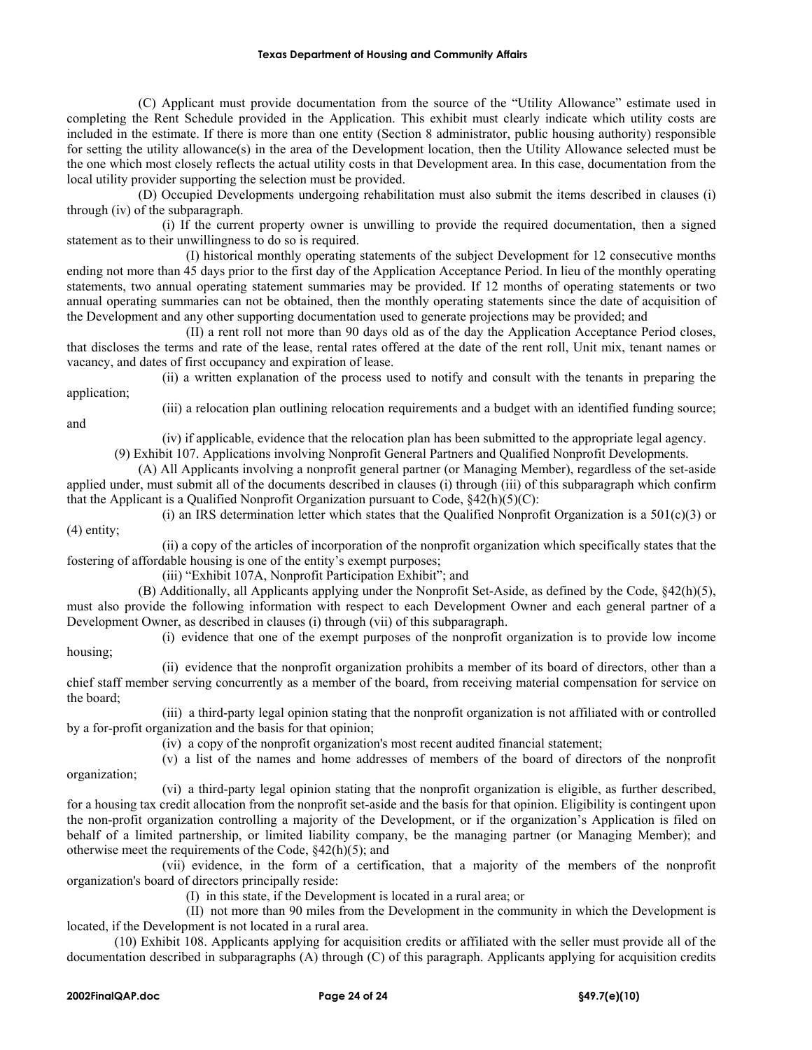(C) Applicant must provide documentation from the source of the "Utility Allowance" estimate used in completing the Rent Schedule provided in the Application. This exhibit must clearly indicate which utility costs are included in the estimate. If there is more than one entity (Section 8 administrator, public housing authority) responsible for setting the utility allowance(s) in the area of the Development location, then the Utility Allowance selected must be the one which most closely reflects the actual utility costs in that Development area. In this case, documentation from the local utility provider supporting the selection must be provided.

(D) Occupied Developments undergoing rehabilitation must also submit the items described in clauses (i) through (iv) of the subparagraph.

(i) If the current property owner is unwilling to provide the required documentation, then a signed statement as to their unwillingness to do so is required.

(I) historical monthly operating statements of the subject Development for 12 consecutive months ending not more than 45 days prior to the first day of the Application Acceptance Period. In lieu of the monthly operating statements, two annual operating statement summaries may be provided. If 12 months of operating statements or two annual operating summaries can not be obtained, then the monthly operating statements since the date of acquisition of the Development and any other supporting documentation used to generate projections may be provided; and

(II) a rent roll not more than 90 days old as of the day the Application Acceptance Period closes, that discloses the terms and rate of the lease, rental rates offered at the date of the rent roll, Unit mix, tenant names or vacancy, and dates of first occupancy and expiration of lease.

(ii) a written explanation of the process used to notify and consult with the tenants in preparing the application;

(iii) a relocation plan outlining relocation requirements and a budget with an identified funding source; and

(iv) if applicable, evidence that the relocation plan has been submitted to the appropriate legal agency.

(9) Exhibit 107. Applications involving Nonprofit General Partners and Qualified Nonprofit Developments.

(A) All Applicants involving a nonprofit general partner (or Managing Member), regardless of the set-aside applied under, must submit all of the documents described in clauses (i) through (iii) of this subparagraph which confirm that the Applicant is a Qualified Nonprofit Organization pursuant to Code, §42(h)(5)(C):

(i) an IRS determination letter which states that the Qualified Nonprofit Organization is a 501(c)(3) or (4) entity;

(ii) a copy of the articles of incorporation of the nonprofit organization which specifically states that the fostering of affordable housing is one of the entity's exempt purposes;

(iii) "Exhibit 107A, Nonprofit Participation Exhibit"; and

(B) Additionally, all Applicants applying under the Nonprofit Set-Aside, as defined by the Code, §42(h)(5), must also provide the following information with respect to each Development Owner and each general partner of a Development Owner, as described in clauses (i) through (vii) of this subparagraph.

(i) evidence that one of the exempt purposes of the nonprofit organization is to provide low income housing;

(ii) evidence that the nonprofit organization prohibits a member of its board of directors, other than a chief staff member serving concurrently as a member of the board, from receiving material compensation for service on the board;

(iii) a third-party legal opinion stating that the nonprofit organization is not affiliated with or controlled by a for-profit organization and the basis for that opinion;

(iv) a copy of the nonprofit organization's most recent audited financial statement;

(v) a list of the names and home addresses of members of the board of directors of the nonprofit organization;

(vi) a third-party legal opinion stating that the nonprofit organization is eligible, as further described, for a housing tax credit allocation from the nonprofit set-aside and the basis for that opinion. Eligibility is contingent upon the non-profit organization controlling a majority of the Development, or if the organization's Application is filed on behalf of a limited partnership, or limited liability company, be the managing partner (or Managing Member); and otherwise meet the requirements of the Code, §42(h)(5); and

(vii) evidence, in the form of a certification, that a majority of the members of the nonprofit organization's board of directors principally reside:

(I) in this state, if the Development is located in a rural area; or

(II) not more than 90 miles from the Development in the community in which the Development is located, if the Development is not located in a rural area.

(10) Exhibit 108. Applicants applying for acquisition credits or affiliated with the seller must provide all of the documentation described in subparagraphs (A) through (C) of this paragraph. Applicants applying for acquisition credits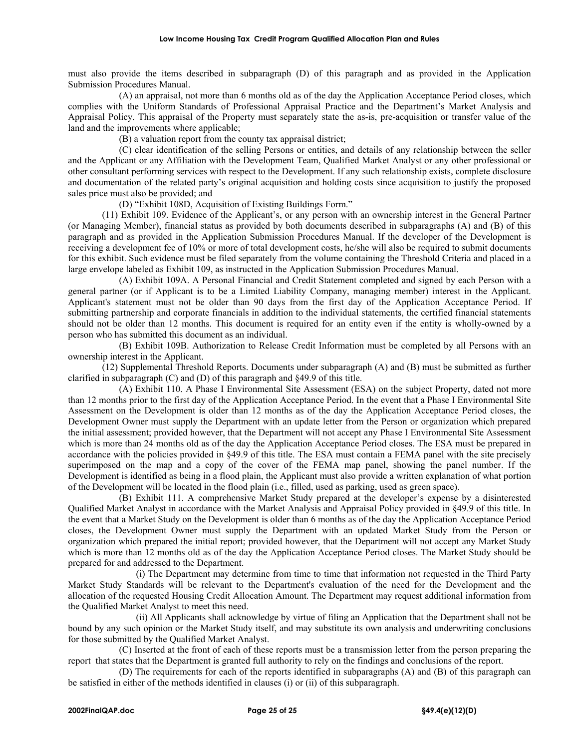must also provide the items described in subparagraph (D) of this paragraph and as provided in the Application Submission Procedures Manual.

(A) an appraisal, not more than 6 months old as of the day the Application Acceptance Period closes, which complies with the Uniform Standards of Professional Appraisal Practice and the Department's Market Analysis and Appraisal Policy. This appraisal of the Property must separately state the as-is, pre-acquisition or transfer value of the land and the improvements where applicable;

(B) a valuation report from the county tax appraisal district;

(C) clear identification of the selling Persons or entities, and details of any relationship between the seller and the Applicant or any Affiliation with the Development Team, Qualified Market Analyst or any other professional or other consultant performing services with respect to the Development. If any such relationship exists, complete disclosure and documentation of the related party's original acquisition and holding costs since acquisition to justify the proposed sales price must also be provided; and

(D) "Exhibit 108D, Acquisition of Existing Buildings Form."

(11) Exhibit 109. Evidence of the Applicant's, or any person with an ownership interest in the General Partner (or Managing Member), financial status as provided by both documents described in subparagraphs (A) and (B) of this paragraph and as provided in the Application Submission Procedures Manual. If the developer of the Development is receiving a development fee of 10% or more of total development costs, he/she will also be required to submit documents for this exhibit. Such evidence must be filed separately from the volume containing the Threshold Criteria and placed in a large envelope labeled as Exhibit 109, as instructed in the Application Submission Procedures Manual.

(A) Exhibit 109A. A Personal Financial and Credit Statement completed and signed by each Person with a general partner (or if Applicant is to be a Limited Liability Company, managing member) interest in the Applicant. Applicant's statement must not be older than 90 days from the first day of the Application Acceptance Period. If submitting partnership and corporate financials in addition to the individual statements, the certified financial statements should not be older than 12 months. This document is required for an entity even if the entity is wholly-owned by a person who has submitted this document as an individual.

(B) Exhibit 109B. Authorization to Release Credit Information must be completed by all Persons with an ownership interest in the Applicant.

(12) Supplemental Threshold Reports. Documents under subparagraph (A) and (B) must be submitted as further clarified in subparagraph (C) and (D) of this paragraph and §49.9 of this title.

(A) Exhibit 110. A Phase I Environmental Site Assessment (ESA) on the subject Property, dated not more than 12 months prior to the first day of the Application Acceptance Period. In the event that a Phase I Environmental Site Assessment on the Development is older than 12 months as of the day the Application Acceptance Period closes, the Development Owner must supply the Department with an update letter from the Person or organization which prepared the initial assessment; provided however, that the Department will not accept any Phase I Environmental Site Assessment which is more than 24 months old as of the day the Application Acceptance Period closes. The ESA must be prepared in accordance with the policies provided in §49.9 of this title. The ESA must contain a FEMA panel with the site precisely superimposed on the map and a copy of the cover of the FEMA map panel, showing the panel number. If the Development is identified as being in a flood plain, the Applicant must also provide a written explanation of what portion of the Development will be located in the flood plain (i.e., filled, used as parking, used as green space).

(B) Exhibit 111. A comprehensive Market Study prepared at the developer's expense by a disinterested Qualified Market Analyst in accordance with the Market Analysis and Appraisal Policy provided in §49.9 of this title. In the event that a Market Study on the Development is older than 6 months as of the day the Application Acceptance Period closes, the Development Owner must supply the Department with an updated Market Study from the Person or organization which prepared the initial report; provided however, that the Department will not accept any Market Study which is more than 12 months old as of the day the Application Acceptance Period closes. The Market Study should be prepared for and addressed to the Department.

(i) The Department may determine from time to time that information not requested in the Third Party Market Study Standards will be relevant to the Department's evaluation of the need for the Development and the allocation of the requested Housing Credit Allocation Amount. The Department may request additional information from the Qualified Market Analyst to meet this need.

(ii) All Applicants shall acknowledge by virtue of filing an Application that the Department shall not be bound by any such opinion or the Market Study itself, and may substitute its own analysis and underwriting conclusions for those submitted by the Qualified Market Analyst.

(C) Inserted at the front of each of these reports must be a transmission letter from the person preparing the report that states that the Department is granted full authority to rely on the findings and conclusions of the report.

(D) The requirements for each of the reports identified in subparagraphs (A) and (B) of this paragraph can be satisfied in either of the methods identified in clauses (i) or (ii) of this subparagraph.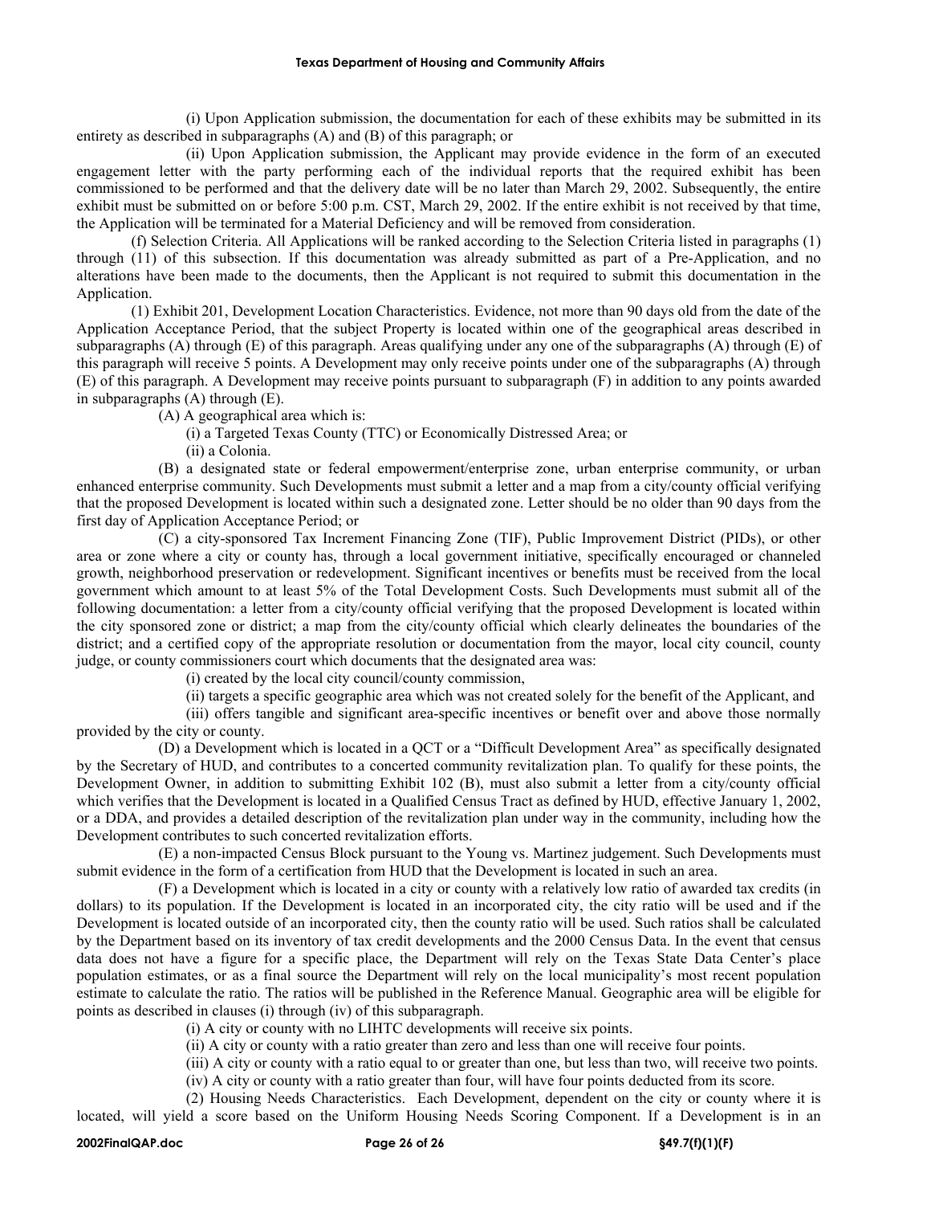(i) Upon Application submission, the documentation for each of these exhibits may be submitted in its entirety as described in subparagraphs (A) and (B) of this paragraph; or

(ii) Upon Application submission, the Applicant may provide evidence in the form of an executed engagement letter with the party performing each of the individual reports that the required exhibit has been commissioned to be performed and that the delivery date will be no later than March 29, 2002. Subsequently, the entire exhibit must be submitted on or before 5:00 p.m. CST, March 29, 2002. If the entire exhibit is not received by that time, the Application will be terminated for a Material Deficiency and will be removed from consideration.

(f) Selection Criteria. All Applications will be ranked according to the Selection Criteria listed in paragraphs (1) through (11) of this subsection. If this documentation was already submitted as part of a Pre-Application, and no alterations have been made to the documents, then the Applicant is not required to submit this documentation in the Application.

(1) Exhibit 201, Development Location Characteristics. Evidence, not more than 90 days old from the date of the Application Acceptance Period, that the subject Property is located within one of the geographical areas described in subparagraphs (A) through (E) of this paragraph. Areas qualifying under any one of the subparagraphs (A) through (E) of this paragraph will receive 5 points. A Development may only receive points under one of the subparagraphs (A) through (E) of this paragraph. A Development may receive points pursuant to subparagraph (F) in addition to any points awarded in subparagraphs (A) through (E).

(A) A geographical area which is:

(i) a Targeted Texas County (TTC) or Economically Distressed Area; or

(ii) a Colonia.

(B) a designated state or federal empowerment/enterprise zone, urban enterprise community, or urban enhanced enterprise community. Such Developments must submit a letter and a map from a city/county official verifying that the proposed Development is located within such a designated zone. Letter should be no older than 90 days from the first day of Application Acceptance Period; or

(C) a city-sponsored Tax Increment Financing Zone (TIF), Public Improvement District (PIDs), or other area or zone where a city or county has, through a local government initiative, specifically encouraged or channeled growth, neighborhood preservation or redevelopment. Significant incentives or benefits must be received from the local government which amount to at least 5% of the Total Development Costs. Such Developments must submit all of the following documentation: a letter from a city/county official verifying that the proposed Development is located within the city sponsored zone or district; a map from the city/county official which clearly delineates the boundaries of the district; and a certified copy of the appropriate resolution or documentation from the mayor, local city council, county judge, or county commissioners court which documents that the designated area was:

(i) created by the local city council/county commission,

(ii) targets a specific geographic area which was not created solely for the benefit of the Applicant, and

(iii) offers tangible and significant area-specific incentives or benefit over and above those normally provided by the city or county.

(D) a Development which is located in a QCT or a "Difficult Development Area" as specifically designated by the Secretary of HUD, and contributes to a concerted community revitalization plan. To qualify for these points, the Development Owner, in addition to submitting Exhibit 102 (B), must also submit a letter from a city/county official which verifies that the Development is located in a Qualified Census Tract as defined by HUD, effective January 1, 2002, or a DDA, and provides a detailed description of the revitalization plan under way in the community, including how the Development contributes to such concerted revitalization efforts.

(E) a non-impacted Census Block pursuant to the Young vs. Martinez judgement. Such Developments must submit evidence in the form of a certification from HUD that the Development is located in such an area.

(F) a Development which is located in a city or county with a relatively low ratio of awarded tax credits (in dollars) to its population. If the Development is located in an incorporated city, the city ratio will be used and if the Development is located outside of an incorporated city, then the county ratio will be used. Such ratios shall be calculated by the Department based on its inventory of tax credit developments and the 2000 Census Data. In the event that census data does not have a figure for a specific place, the Department will rely on the Texas State Data Center's place population estimates, or as a final source the Department will rely on the local municipality's most recent population estimate to calculate the ratio. The ratios will be published in the Reference Manual. Geographic area will be eligible for points as described in clauses (i) through (iv) of this subparagraph.

(i) A city or county with no LIHTC developments will receive six points.

(ii) A city or county with a ratio greater than zero and less than one will receive four points.

(iii) A city or county with a ratio equal to or greater than one, but less than two, will receive two points.

(iv) A city or county with a ratio greater than four, will have four points deducted from its score.

(2) Housing Needs Characteristics. Each Development, dependent on the city or county where it is located, will yield a score based on the Uniform Housing Needs Scoring Component. If a Development is in an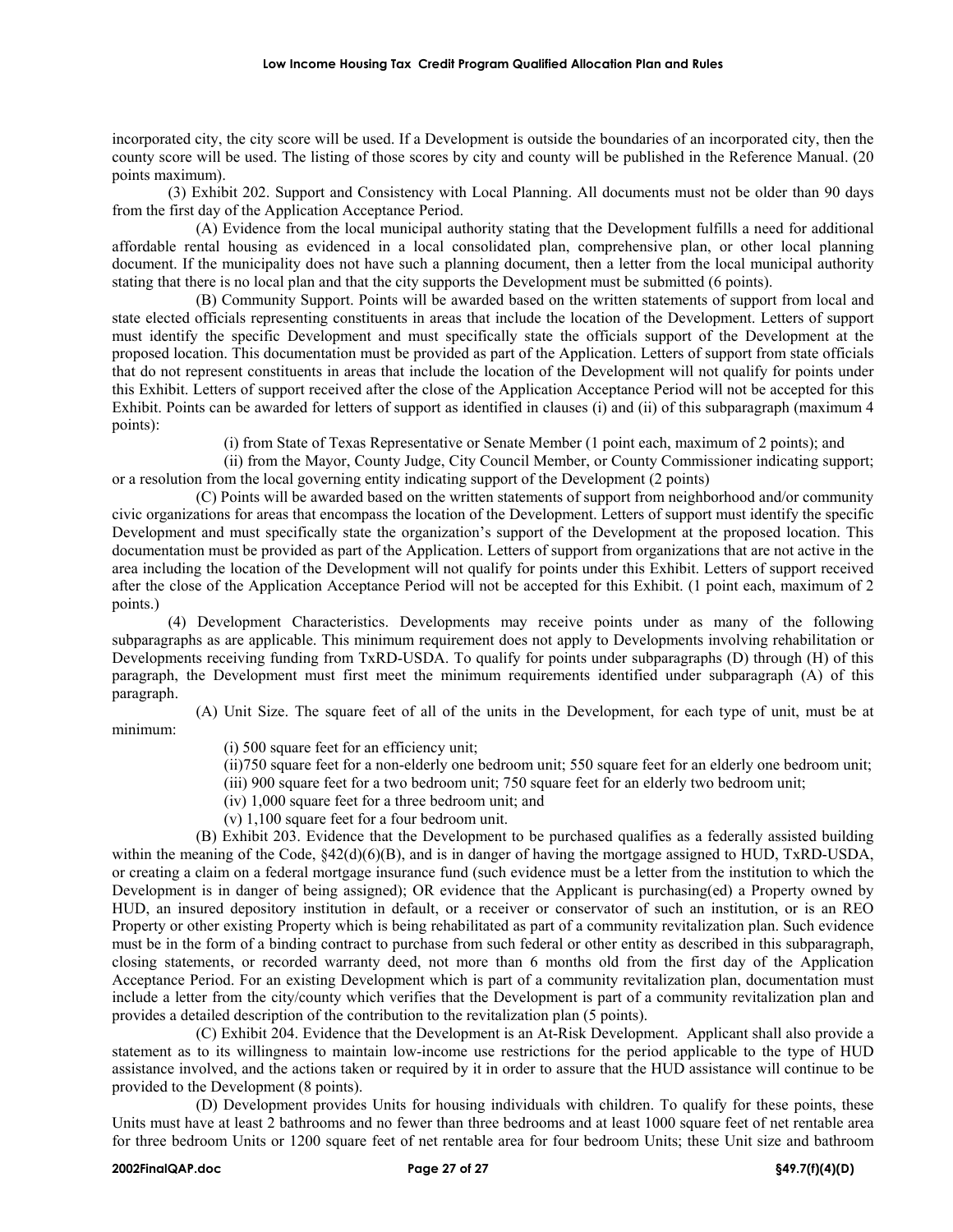incorporated city, the city score will be used. If a Development is outside the boundaries of an incorporated city, then the county score will be used. The listing of those scores by city and county will be published in the Reference Manual. (20 points maximum).

(3) Exhibit 202. Support and Consistency with Local Planning. All documents must not be older than 90 days from the first day of the Application Acceptance Period.

(A) Evidence from the local municipal authority stating that the Development fulfills a need for additional affordable rental housing as evidenced in a local consolidated plan, comprehensive plan, or other local planning document. If the municipality does not have such a planning document, then a letter from the local municipal authority stating that there is no local plan and that the city supports the Development must be submitted (6 points).

(B) Community Support. Points will be awarded based on the written statements of support from local and state elected officials representing constituents in areas that include the location of the Development. Letters of support must identify the specific Development and must specifically state the officials support of the Development at the proposed location. This documentation must be provided as part of the Application. Letters of support from state officials that do not represent constituents in areas that include the location of the Development will not qualify for points under this Exhibit. Letters of support received after the close of the Application Acceptance Period will not be accepted for this Exhibit. Points can be awarded for letters of support as identified in clauses (i) and (ii) of this subparagraph (maximum 4 points):

(i) from State of Texas Representative or Senate Member (1 point each, maximum of 2 points); and

(ii) from the Mayor, County Judge, City Council Member, or County Commissioner indicating support; or a resolution from the local governing entity indicating support of the Development (2 points)

(C) Points will be awarded based on the written statements of support from neighborhood and/or community civic organizations for areas that encompass the location of the Development. Letters of support must identify the specific Development and must specifically state the organization's support of the Development at the proposed location. This documentation must be provided as part of the Application. Letters of support from organizations that are not active in the area including the location of the Development will not qualify for points under this Exhibit. Letters of support received after the close of the Application Acceptance Period will not be accepted for this Exhibit. (1 point each, maximum of 2 points.)

(4) Development Characteristics. Developments may receive points under as many of the following subparagraphs as are applicable. This minimum requirement does not apply to Developments involving rehabilitation or Developments receiving funding from TxRD-USDA. To qualify for points under subparagraphs (D) through (H) of this paragraph, the Development must first meet the minimum requirements identified under subparagraph (A) of this paragraph.

(A) Unit Size. The square feet of all of the units in the Development, for each type of unit, must be at minimum:

(i) 500 square feet for an efficiency unit;

(ii)750 square feet for a non-elderly one bedroom unit; 550 square feet for an elderly one bedroom unit;

(iii) 900 square feet for a two bedroom unit; 750 square feet for an elderly two bedroom unit;

(iv) 1,000 square feet for a three bedroom unit; and

(v) 1,100 square feet for a four bedroom unit.

(B) Exhibit 203. Evidence that the Development to be purchased qualifies as a federally assisted building within the meaning of the Code, §42(d)(6)(B), and is in danger of having the mortgage assigned to HUD, TxRD-USDA, or creating a claim on a federal mortgage insurance fund (such evidence must be a letter from the institution to which the Development is in danger of being assigned); OR evidence that the Applicant is purchasing(ed) a Property owned by HUD, an insured depository institution in default, or a receiver or conservator of such an institution, or is an REO Property or other existing Property which is being rehabilitated as part of a community revitalization plan. Such evidence must be in the form of a binding contract to purchase from such federal or other entity as described in this subparagraph, closing statements, or recorded warranty deed, not more than 6 months old from the first day of the Application Acceptance Period. For an existing Development which is part of a community revitalization plan, documentation must include a letter from the city/county which verifies that the Development is part of a community revitalization plan and provides a detailed description of the contribution to the revitalization plan (5 points).

(C) Exhibit 204. Evidence that the Development is an At-Risk Development. Applicant shall also provide a statement as to its willingness to maintain low-income use restrictions for the period applicable to the type of HUD assistance involved, and the actions taken or required by it in order to assure that the HUD assistance will continue to be provided to the Development (8 points).

(D) Development provides Units for housing individuals with children. To qualify for these points, these Units must have at least 2 bathrooms and no fewer than three bedrooms and at least 1000 square feet of net rentable area for three bedroom Units or 1200 square feet of net rentable area for four bedroom Units; these Unit size and bathroom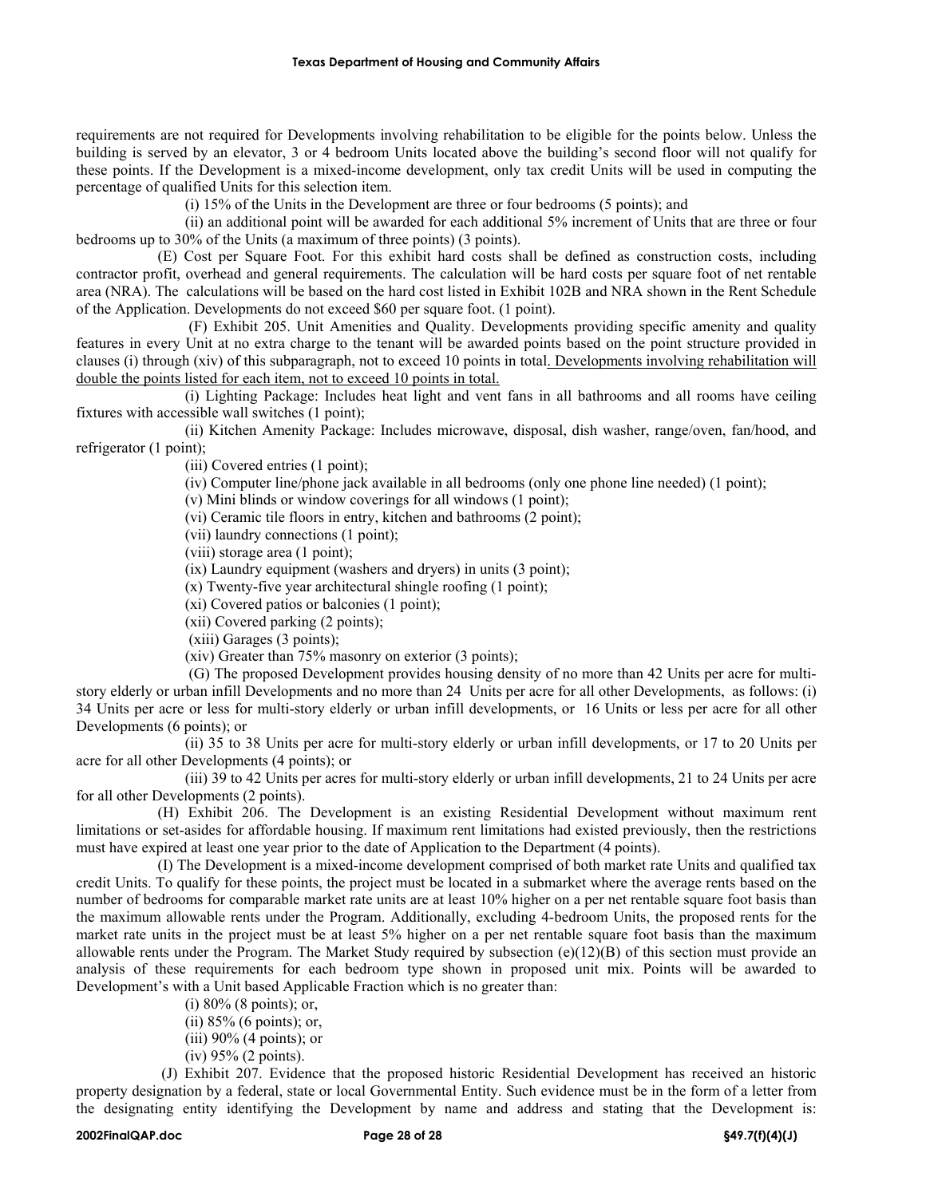requirements are not required for Developments involving rehabilitation to be eligible for the points below. Unless the building is served by an elevator, 3 or 4 bedroom Units located above the building's second floor will not qualify for these points. If the Development is a mixed-income development, only tax credit Units will be used in computing the percentage of qualified Units for this selection item.

(i) 15% of the Units in the Development are three or four bedrooms (5 points); and

(ii) an additional point will be awarded for each additional 5% increment of Units that are three or four bedrooms up to 30% of the Units (a maximum of three points) (3 points).

(E) Cost per Square Foot. For this exhibit hard costs shall be defined as construction costs, including contractor profit, overhead and general requirements. The calculation will be hard costs per square foot of net rentable area (NRA). The calculations will be based on the hard cost listed in Exhibit 102B and NRA shown in the Rent Schedule of the Application. Developments do not exceed $60 per square foot. (1 point).

(F) Exhibit 205. Unit Amenities and Quality. Developments providing specific amenity and quality features in every Unit at no extra charge to the tenant will be awarded points based on the point structure provided in clauses (i) through (xiv) of this subparagraph, not to exceed 10 points in total. Developments involving rehabilitation will double the points listed for each item, not to exceed 10 points in total.

(i) Lighting Package: Includes heat light and vent fans in all bathrooms and all rooms have ceiling fixtures with accessible wall switches (1 point);

(ii) Kitchen Amenity Package: Includes microwave, disposal, dish washer, range/oven, fan/hood, and refrigerator (1 point);

(iii) Covered entries (1 point);

(iv) Computer line/phone jack available in all bedrooms (only one phone line needed) (1 point);

(v) Mini blinds or window coverings for all windows (1 point);

(vi) Ceramic tile floors in entry, kitchen and bathrooms (2 point);

(vii) laundry connections (1 point);

(viii) storage area (1 point);

(ix) Laundry equipment (washers and dryers) in units (3 point);

(x) Twenty-five year architectural shingle roofing (1 point);

(xi) Covered patios or balconies (1 point);

(xii) Covered parking (2 points);

(xiii) Garages (3 points);

(xiv) Greater than 75% masonry on exterior (3 points);

(G) The proposed Development provides housing density of no more than 42 Units per acre for multi-story elderly or urban infill Developments and no more than 24 Units per acre for all other Developments, as follows: (i) 34 Units per acre or less for multi-story elderly or urban infill developments, or 16 Units or less per acre for all other Developments (6 points); or

(ii) 35 to 38 Units per acre for multi-story elderly or urban infill developments, or 17 to 20 Units per acre for all other Developments (4 points); or

(iii) 39 to 42 Units per acres for multi-story elderly or urban infill developments, 21 to 24 Units per acre for all other Developments (2 points).

(H) Exhibit 206. The Development is an existing Residential Development without maximum rent limitations or set-asides for affordable housing. If maximum rent limitations had existed previously, then the restrictions must have expired at least one year prior to the date of Application to the Department (4 points).

(I) The Development is a mixed-income development comprised of both market rate Units and qualified tax credit Units. To qualify for these points, the project must be located in a submarket where the average rents based on the number of bedrooms for comparable market rate units are at least 10% higher on a per net rentable square foot basis than the maximum allowable rents under the Program. Additionally, excluding 4-bedroom Units, the proposed rents for the market rate units in the project must be at least 5% higher on a per net rentable square foot basis than the maximum allowable rents under the Program. The Market Study required by subsection (e)(12)(B) of this section must provide an analysis of these requirements for each bedroom type shown in proposed unit mix. Points will be awarded to Development's with a Unit based Applicable Fraction which is no greater than:

(i) 80% (8 points); or,

(ii) 85% (6 points); or,

(iii) 90% (4 points); or

(iv) 95% (2 points).

(J) Exhibit 207. Evidence that the proposed historic Residential Development has received an historic property designation by a federal, state or local Governmental Entity. Such evidence must be in the form of a letter from the designating entity identifying the Development by name and address and stating that the Development is: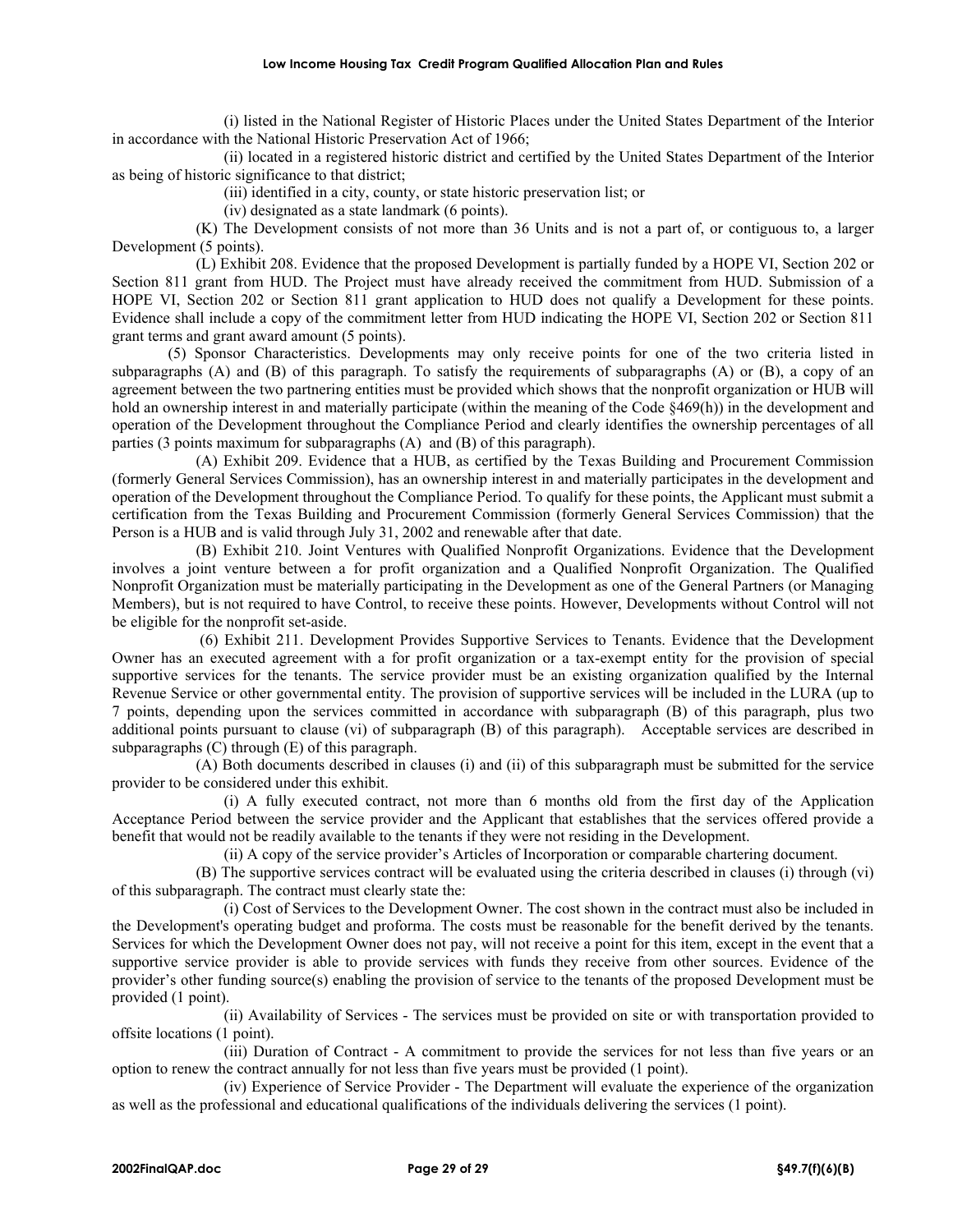(i) listed in the National Register of Historic Places under the United States Department of the Interior in accordance with the National Historic Preservation Act of 1966;

(ii) located in a registered historic district and certified by the United States Department of the Interior as being of historic significance to that district;

(iii) identified in a city, county, or state historic preservation list; or

(iv) designated as a state landmark (6 points).

(K) The Development consists of not more than 36 Units and is not a part of, or contiguous to, a larger Development (5 points).

(L) Exhibit 208. Evidence that the proposed Development is partially funded by a HOPE VI, Section 202 or Section 811 grant from HUD. The Project must have already received the commitment from HUD. Submission of a HOPE VI, Section 202 or Section 811 grant application to HUD does not qualify a Development for these points. Evidence shall include a copy of the commitment letter from HUD indicating the HOPE VI, Section 202 or Section 811 grant terms and grant award amount (5 points).

(5) Sponsor Characteristics. Developments may only receive points for one of the two criteria listed in subparagraphs (A) and (B) of this paragraph. To satisfy the requirements of subparagraphs (A) or (B), a copy of an agreement between the two partnering entities must be provided which shows that the nonprofit organization or HUB will hold an ownership interest in and materially participate (within the meaning of the Code §469(h)) in the development and operation of the Development throughout the Compliance Period and clearly identifies the ownership percentages of all parties (3 points maximum for subparagraphs (A) and (B) of this paragraph).

(A) Exhibit 209. Evidence that a HUB, as certified by the Texas Building and Procurement Commission (formerly General Services Commission), has an ownership interest in and materially participates in the development and operation of the Development throughout the Compliance Period. To qualify for these points, the Applicant must submit a certification from the Texas Building and Procurement Commission (formerly General Services Commission) that the Person is a HUB and is valid through July 31, 2002 and renewable after that date.

(B) Exhibit 210. Joint Ventures with Qualified Nonprofit Organizations. Evidence that the Development involves a joint venture between a for profit organization and a Qualified Nonprofit Organization. The Qualified Nonprofit Organization must be materially participating in the Development as one of the General Partners (or Managing Members), but is not required to have Control, to receive these points. However, Developments without Control will not be eligible for the nonprofit set-aside.

(6) Exhibit 211. Development Provides Supportive Services to Tenants. Evidence that the Development Owner has an executed agreement with a for profit organization or a tax-exempt entity for the provision of special supportive services for the tenants. The service provider must be an existing organization qualified by the Internal Revenue Service or other governmental entity. The provision of supportive services will be included in the LURA (up to 7 points, depending upon the services committed in accordance with subparagraph (B) of this paragraph, plus two additional points pursuant to clause (vi) of subparagraph (B) of this paragraph). Acceptable services are described in subparagraphs (C) through (E) of this paragraph.

(A) Both documents described in clauses (i) and (ii) of this subparagraph must be submitted for the service provider to be considered under this exhibit.

(i) A fully executed contract, not more than 6 months old from the first day of the Application Acceptance Period between the service provider and the Applicant that establishes that the services offered provide a benefit that would not be readily available to the tenants if they were not residing in the Development.

(ii) A copy of the service provider's Articles of Incorporation or comparable chartering document.

(B) The supportive services contract will be evaluated using the criteria described in clauses (i) through (vi) of this subparagraph. The contract must clearly state the:

(i) Cost of Services to the Development Owner. The cost shown in the contract must also be included in the Development's operating budget and proforma. The costs must be reasonable for the benefit derived by the tenants. Services for which the Development Owner does not pay, will not receive a point for this item, except in the event that a supportive service provider is able to provide services with funds they receive from other sources. Evidence of the provider's other funding source(s) enabling the provision of service to the tenants of the proposed Development must be provided (1 point).

(ii) Availability of Services - The services must be provided on site or with transportation provided to offsite locations (1 point).

(iii) Duration of Contract - A commitment to provide the services for not less than five years or an option to renew the contract annually for not less than five years must be provided (1 point).

(iv) Experience of Service Provider - The Department will evaluate the experience of the organization as well as the professional and educational qualifications of the individuals delivering the services (1 point).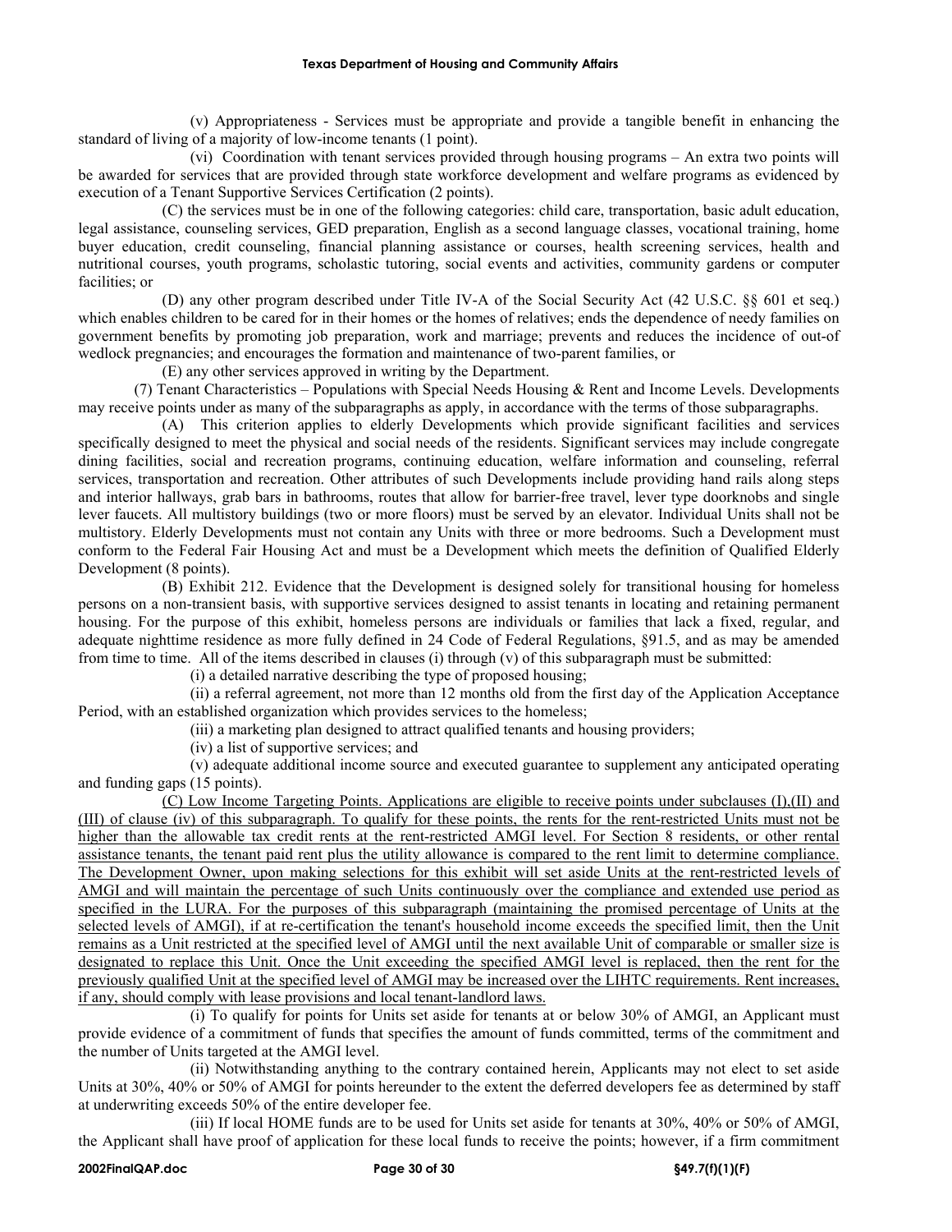(v) Appropriateness - Services must be appropriate and provide a tangible benefit in enhancing the standard of living of a majority of low-income tenants (1 point).

(vi) Coordination with tenant services provided through housing programs – An extra two points will be awarded for services that are provided through state workforce development and welfare programs as evidenced by execution of a Tenant Supportive Services Certification (2 points).

(C) the services must be in one of the following categories: child care, transportation, basic adult education, legal assistance, counseling services, GED preparation, English as a second language classes, vocational training, home buyer education, credit counseling, financial planning assistance or courses, health screening services, health and nutritional courses, youth programs, scholastic tutoring, social events and activities, community gardens or computer facilities; or

(D) any other program described under Title IV-A of the Social Security Act (42 U.S.C. §§ 601 et seq.) which enables children to be cared for in their homes or the homes of relatives; ends the dependence of needy families on government benefits by promoting job preparation, work and marriage; prevents and reduces the incidence of out-of wedlock pregnancies; and encourages the formation and maintenance of two-parent families, or

(E) any other services approved in writing by the Department.

(7) Tenant Characteristics – Populations with Special Needs Housing & Rent and Income Levels. Developments may receive points under as many of the subparagraphs as apply, in accordance with the terms of those subparagraphs.

(A) This criterion applies to elderly Developments which provide significant facilities and services specifically designed to meet the physical and social needs of the residents. Significant services may include congregate dining facilities, social and recreation programs, continuing education, welfare information and counseling, referral services, transportation and recreation. Other attributes of such Developments include providing hand rails along steps and interior hallways, grab bars in bathrooms, routes that allow for barrier-free travel, lever type doorknobs and single lever faucets. All multistory buildings (two or more floors) must be served by an elevator. Individual Units shall not be multistory. Elderly Developments must not contain any Units with three or more bedrooms. Such a Development must conform to the Federal Fair Housing Act and must be a Development which meets the definition of Qualified Elderly Development (8 points).

(B) Exhibit 212. Evidence that the Development is designed solely for transitional housing for homeless persons on a non-transient basis, with supportive services designed to assist tenants in locating and retaining permanent housing. For the purpose of this exhibit, homeless persons are individuals or families that lack a fixed, regular, and adequate nighttime residence as more fully defined in 24 Code of Federal Regulations, §91.5, and as may be amended from time to time. All of the items described in clauses (i) through (v) of this subparagraph must be submitted:

(i) a detailed narrative describing the type of proposed housing;

(ii) a referral agreement, not more than 12 months old from the first day of the Application Acceptance Period, with an established organization which provides services to the homeless;

(iii) a marketing plan designed to attract qualified tenants and housing providers;

(iv) a list of supportive services; and

(v) adequate additional income source and executed guarantee to supplement any anticipated operating and funding gaps (15 points).

<u>(C) Low Income Targeting Points. Applications are eligible to receive points under subclauses (I),(II) and (III) of clause (iv) of this subparagraph. To qualify for these points, the rents for the rent-restricted Units must not be higher than the allowable tax credit rents at the rent-restricted AMGI level. For Section 8 residents, or other rental assistance tenants, the tenant paid rent plus the utility allowance is compared to the rent limit to determine compliance. The Development Owner, upon making selections for this exhibit will set aside Units at the rent-restricted levels of AMGI and will maintain the percentage of such Units continuously over the compliance and extended use period as specified in the LURA. For the purposes of this subparagraph (maintaining the promised percentage of Units at the selected levels of AMGI), if at re-certification the tenant's household income exceeds the specified limit, then the Unit remains as a Unit restricted at the specified level of AMGI until the next available Unit of comparable or smaller size is designated to replace this Unit. Once the Unit exceeding the specified AMGI level is replaced, then the rent for the previously qualified Unit at the specified level of AMGI may be increased over the LIHTC requirements. Rent increases, if any, should comply with lease provisions and local tenant-landlord laws.</u>

(i) To qualify for points for Units set aside for tenants at or below 30% of AMGI, an Applicant must provide evidence of a commitment of funds that specifies the amount of funds committed, terms of the commitment and the number of Units targeted at the AMGI level.

(ii) Notwithstanding anything to the contrary contained herein, Applicants may not elect to set aside Units at 30%, 40% or 50% of AMGI for points hereunder to the extent the deferred developers fee as determined by staff at underwriting exceeds 50% of the entire developer fee.

(iii) If local HOME funds are to be used for Units set aside for tenants at 30%, 40% or 50% of AMGI, the Applicant shall have proof of application for these local funds to receive the points; however, if a firm commitment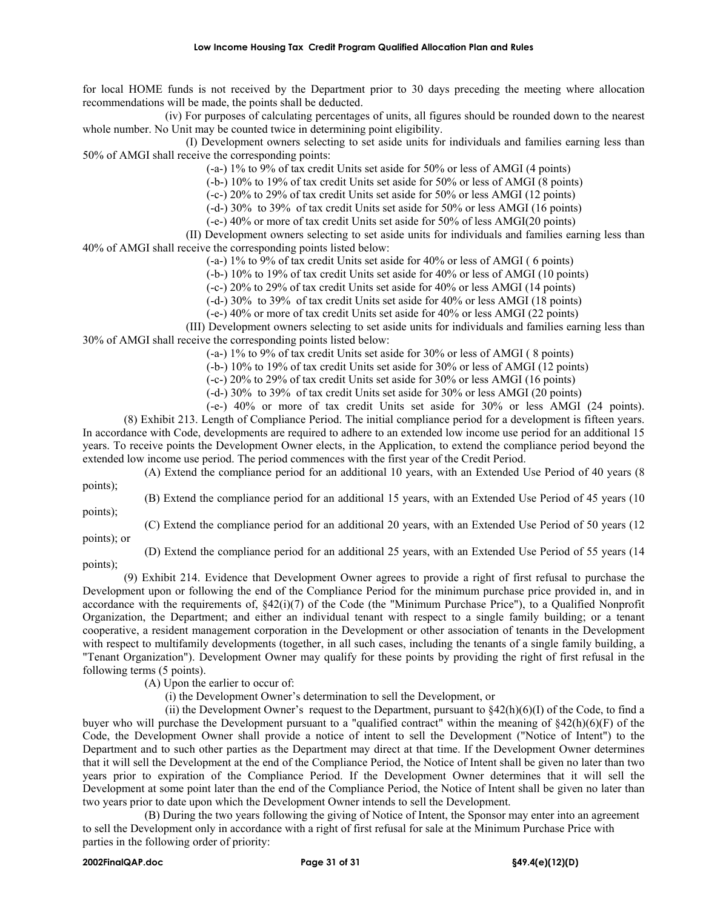for local HOME funds is not received by the Department prior to 30 days preceding the meeting where allocation recommendations will be made, the points shall be deducted.

(iv) For purposes of calculating percentages of units, all figures should be rounded down to the nearest whole number. No Unit may be counted twice in determining point eligibility.

(I) Development owners selecting to set aside units for individuals and families earning less than 50% of AMGI shall receive the corresponding points:

(-a-) 1% to 9% of tax credit Units set aside for 50% or less of AMGI (4 points)

(-b-) 10% to 19% of tax credit Units set aside for 50% or less of AMGI (8 points)

(-c-) 20% to 29% of tax credit Units set aside for 50% or less AMGI (12 points)

(-d-) 30% to 39% of tax credit Units set aside for 50% or less AMGI (16 points)

(-e-) 40% or more of tax credit Units set aside for 50% of less AMGI(20 points)

(II) Development owners selecting to set aside units for individuals and families earning less than 40% of AMGI shall receive the corresponding points listed below:

(-a-) 1% to 9% of tax credit Units set aside for 40% or less of AMGI ( 6 points)

(-b-) 10% to 19% of tax credit Units set aside for 40% or less of AMGI (10 points)

(-c-) 20% to 29% of tax credit Units set aside for 40% or less AMGI (14 points)

(-d-) 30% to 39% of tax credit Units set aside for 40% or less AMGI (18 points)

(-e-) 40% or more of tax credit Units set aside for 40% or less AMGI (22 points)

(III) Development owners selecting to set aside units for individuals and families earning less than 30% of AMGI shall receive the corresponding points listed below:

(-a-) 1% to 9% of tax credit Units set aside for 30% or less of AMGI ( 8 points)

(-b-) 10% to 19% of tax credit Units set aside for 30% or less of AMGI (12 points)

(-c-) 20% to 29% of tax credit Units set aside for 30% or less AMGI (16 points)

(-d-) 30% to 39% of tax credit Units set aside for 30% or less AMGI (20 points)

(-e-) 40% or more of tax credit Units set aside for 30% or less AMGI (24 points).

(8) Exhibit 213. Length of Compliance Period. The initial compliance period for a development is fifteen years. In accordance with Code, developments are required to adhere to an extended low income use period for an additional 15 years. To receive points the Development Owner elects, in the Application, to extend the compliance period beyond the extended low income use period. The period commences with the first year of the Credit Period.

(A) Extend the compliance period for an additional 10 years, with an Extended Use Period of 40 years (8 points);

(B) Extend the compliance period for an additional 15 years, with an Extended Use Period of 45 years (10 points);

(C) Extend the compliance period for an additional 20 years, with an Extended Use Period of 50 years (12 points); or

(D) Extend the compliance period for an additional 25 years, with an Extended Use Period of 55 years (14 points);

(9) Exhibit 214. Evidence that Development Owner agrees to provide a right of first refusal to purchase the Development upon or following the end of the Compliance Period for the minimum purchase price provided in, and in accordance with the requirements of, §42(i)(7) of the Code (the "Minimum Purchase Price"), to a Qualified Nonprofit Organization, the Department; and either an individual tenant with respect to a single family building; or a tenant cooperative, a resident management corporation in the Development or other association of tenants in the Development with respect to multifamily developments (together, in all such cases, including the tenants of a single family building, a "Tenant Organization"). Development Owner may qualify for these points by providing the right of first refusal in the following terms (5 points).

(A) Upon the earlier to occur of:

(i) the Development Owner's determination to sell the Development, or

(ii) the Development Owner's request to the Department, pursuant to §42(h)(6)(I) of the Code, to find a buyer who will purchase the Development pursuant to a "qualified contract" within the meaning of §42(h)(6)(F) of the Code, the Development Owner shall provide a notice of intent to sell the Development ("Notice of Intent") to the Department and to such other parties as the Department may direct at that time. If the Development Owner determines that it will sell the Development at the end of the Compliance Period, the Notice of Intent shall be given no later than two years prior to expiration of the Compliance Period. If the Development Owner determines that it will sell the Development at some point later than the end of the Compliance Period, the Notice of Intent shall be given no later than two years prior to date upon which the Development Owner intends to sell the Development.

(B) During the two years following the giving of Notice of Intent, the Sponsor may enter into an agreement to sell the Development only in accordance with a right of first refusal for sale at the Minimum Purchase Price with parties in the following order of priority: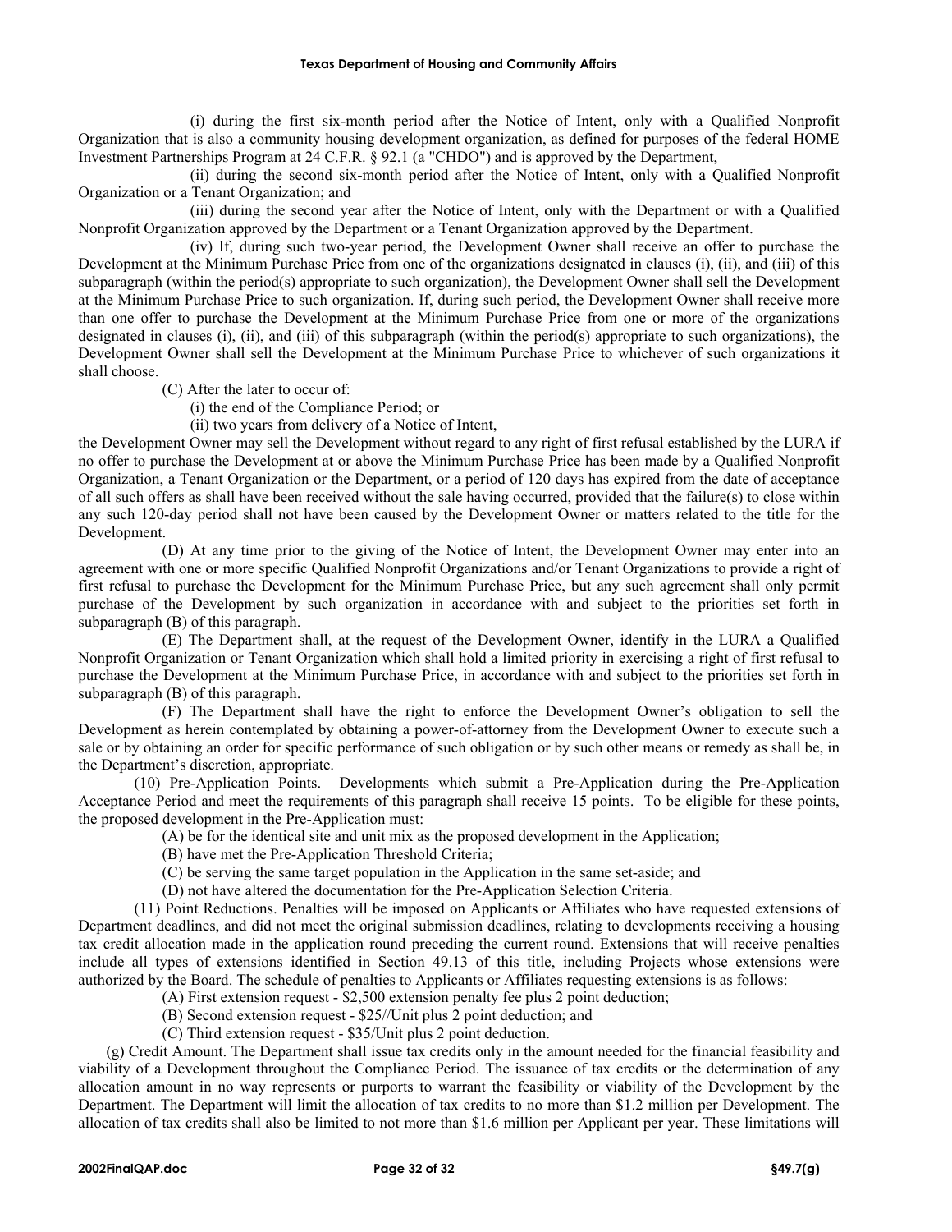(i) during the first six-month period after the Notice of Intent, only with a Qualified Nonprofit Organization that is also a community housing development organization, as defined for purposes of the federal HOME Investment Partnerships Program at 24 C.F.R. § 92.1 (a "CHDO") and is approved by the Department,

(ii) during the second six-month period after the Notice of Intent, only with a Qualified Nonprofit Organization or a Tenant Organization; and

(iii) during the second year after the Notice of Intent, only with the Department or with a Qualified Nonprofit Organization approved by the Department or a Tenant Organization approved by the Department.

(iv) If, during such two-year period, the Development Owner shall receive an offer to purchase the Development at the Minimum Purchase Price from one of the organizations designated in clauses (i), (ii), and (iii) of this subparagraph (within the period(s) appropriate to such organization), the Development Owner shall sell the Development at the Minimum Purchase Price to such organization. If, during such period, the Development Owner shall receive more than one offer to purchase the Development at the Minimum Purchase Price from one or more of the organizations designated in clauses (i), (ii), and (iii) of this subparagraph (within the period(s) appropriate to such organizations), the Development Owner shall sell the Development at the Minimum Purchase Price to whichever of such organizations it shall choose.

(C) After the later to occur of:

(i) the end of the Compliance Period; or

(ii) two years from delivery of a Notice of Intent,

the Development Owner may sell the Development without regard to any right of first refusal established by the LURA if no offer to purchase the Development at or above the Minimum Purchase Price has been made by a Qualified Nonprofit Organization, a Tenant Organization or the Department, or a period of 120 days has expired from the date of acceptance of all such offers as shall have been received without the sale having occurred, provided that the failure(s) to close within any such 120-day period shall not have been caused by the Development Owner or matters related to the title for the Development.

(D) At any time prior to the giving of the Notice of Intent, the Development Owner may enter into an agreement with one or more specific Qualified Nonprofit Organizations and/or Tenant Organizations to provide a right of first refusal to purchase the Development for the Minimum Purchase Price, but any such agreement shall only permit purchase of the Development by such organization in accordance with and subject to the priorities set forth in subparagraph (B) of this paragraph.

(E) The Department shall, at the request of the Development Owner, identify in the LURA a Qualified Nonprofit Organization or Tenant Organization which shall hold a limited priority in exercising a right of first refusal to purchase the Development at the Minimum Purchase Price, in accordance with and subject to the priorities set forth in subparagraph (B) of this paragraph.

(F) The Department shall have the right to enforce the Development Owner's obligation to sell the Development as herein contemplated by obtaining a power-of-attorney from the Development Owner to execute such a sale or by obtaining an order for specific performance of such obligation or by such other means or remedy as shall be, in the Department's discretion, appropriate.

(10) Pre-Application Points. Developments which submit a Pre-Application during the Pre-Application Acceptance Period and meet the requirements of this paragraph shall receive 15 points. To be eligible for these points, the proposed development in the Pre-Application must:

(A) be for the identical site and unit mix as the proposed development in the Application;

(B) have met the Pre-Application Threshold Criteria;

(C) be serving the same target population in the Application in the same set-aside; and

(D) not have altered the documentation for the Pre-Application Selection Criteria.

(11) Point Reductions. Penalties will be imposed on Applicants or Affiliates who have requested extensions of Department deadlines, and did not meet the original submission deadlines, relating to developments receiving a housing tax credit allocation made in the application round preceding the current round. Extensions that will receive penalties include all types of extensions identified in Section 49.13 of this title, including Projects whose extensions were authorized by the Board. The schedule of penalties to Applicants or Affiliates requesting extensions is as follows:

(A) First extension request - $2,500 extension penalty fee plus 2 point deduction;

(B) Second extension request - $25//Unit plus 2 point deduction; and

(C) Third extension request - $35/Unit plus 2 point deduction.

(g) Credit Amount. The Department shall issue tax credits only in the amount needed for the financial feasibility and viability of a Development throughout the Compliance Period. The issuance of tax credits or the determination of any allocation amount in no way represents or purports to warrant the feasibility or viability of the Development by the Department. The Department will limit the allocation of tax credits to no more than $1.2 million per Development. The allocation of tax credits shall also be limited to not more than $1.6 million per Applicant per year. These limitations will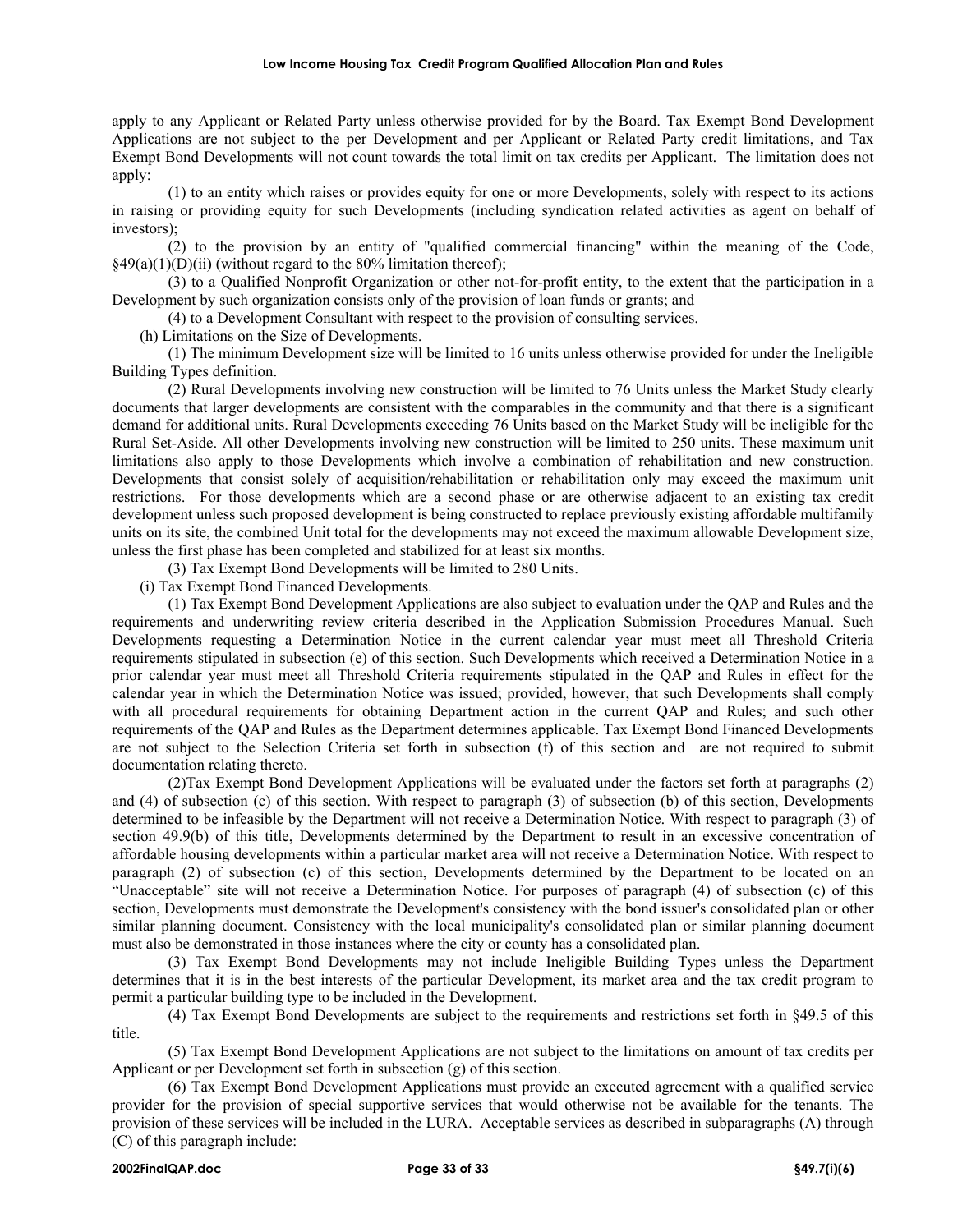apply to any Applicant or Related Party unless otherwise provided for by the Board. Tax Exempt Bond Development Applications are not subject to the per Development and per Applicant or Related Party credit limitations, and Tax Exempt Bond Developments will not count towards the total limit on tax credits per Applicant. The limitation does not apply:

(1) to an entity which raises or provides equity for one or more Developments, solely with respect to its actions in raising or providing equity for such Developments (including syndication related activities as agent on behalf of investors);

(2) to the provision by an entity of "qualified commercial financing" within the meaning of the Code, §49(a)(1)(D)(ii) (without regard to the 80% limitation thereof);

(3) to a Qualified Nonprofit Organization or other not-for-profit entity, to the extent that the participation in a Development by such organization consists only of the provision of loan funds or grants; and

(4) to a Development Consultant with respect to the provision of consulting services.

(h) Limitations on the Size of Developments.

(1) The minimum Development size will be limited to 16 units unless otherwise provided for under the Ineligible Building Types definition.

(2) Rural Developments involving new construction will be limited to 76 Units unless the Market Study clearly documents that larger developments are consistent with the comparables in the community and that there is a significant demand for additional units. Rural Developments exceeding 76 Units based on the Market Study will be ineligible for the Rural Set-Aside. All other Developments involving new construction will be limited to 250 units. These maximum unit limitations also apply to those Developments which involve a combination of rehabilitation and new construction. Developments that consist solely of acquisition/rehabilitation or rehabilitation only may exceed the maximum unit restrictions. For those developments which are a second phase or are otherwise adjacent to an existing tax credit development unless such proposed development is being constructed to replace previously existing affordable multifamily units on its site, the combined Unit total for the developments may not exceed the maximum allowable Development size, unless the first phase has been completed and stabilized for at least six months.

(3) Tax Exempt Bond Developments will be limited to 280 Units.

(i) Tax Exempt Bond Financed Developments.

(1) Tax Exempt Bond Development Applications are also subject to evaluation under the QAP and Rules and the requirements and underwriting review criteria described in the Application Submission Procedures Manual. Such Developments requesting a Determination Notice in the current calendar year must meet all Threshold Criteria requirements stipulated in subsection (e) of this section. Such Developments which received a Determination Notice in a prior calendar year must meet all Threshold Criteria requirements stipulated in the QAP and Rules in effect for the calendar year in which the Determination Notice was issued; provided, however, that such Developments shall comply with all procedural requirements for obtaining Department action in the current QAP and Rules; and such other requirements of the QAP and Rules as the Department determines applicable. Tax Exempt Bond Financed Developments are not subject to the Selection Criteria set forth in subsection (f) of this section and are not required to submit documentation relating thereto.

(2)Tax Exempt Bond Development Applications will be evaluated under the factors set forth at paragraphs (2) and (4) of subsection (c) of this section. With respect to paragraph (3) of subsection (b) of this section, Developments determined to be infeasible by the Department will not receive a Determination Notice. With respect to paragraph (3) of section 49.9(b) of this title, Developments determined by the Department to result in an excessive concentration of affordable housing developments within a particular market area will not receive a Determination Notice. With respect to paragraph (2) of subsection (c) of this section, Developments determined by the Department to be located on an "Unacceptable" site will not receive a Determination Notice. For purposes of paragraph (4) of subsection (c) of this section, Developments must demonstrate the Development's consistency with the bond issuer's consolidated plan or other similar planning document. Consistency with the local municipality's consolidated plan or similar planning document must also be demonstrated in those instances where the city or county has a consolidated plan.

(3) Tax Exempt Bond Developments may not include Ineligible Building Types unless the Department determines that it is in the best interests of the particular Development, its market area and the tax credit program to permit a particular building type to be included in the Development.

(4) Tax Exempt Bond Developments are subject to the requirements and restrictions set forth in §49.5 of this title.

(5) Tax Exempt Bond Development Applications are not subject to the limitations on amount of tax credits per Applicant or per Development set forth in subsection (g) of this section.

(6) Tax Exempt Bond Development Applications must provide an executed agreement with a qualified service provider for the provision of special supportive services that would otherwise not be available for the tenants. The provision of these services will be included in the LURA. Acceptable services as described in subparagraphs (A) through (C) of this paragraph include: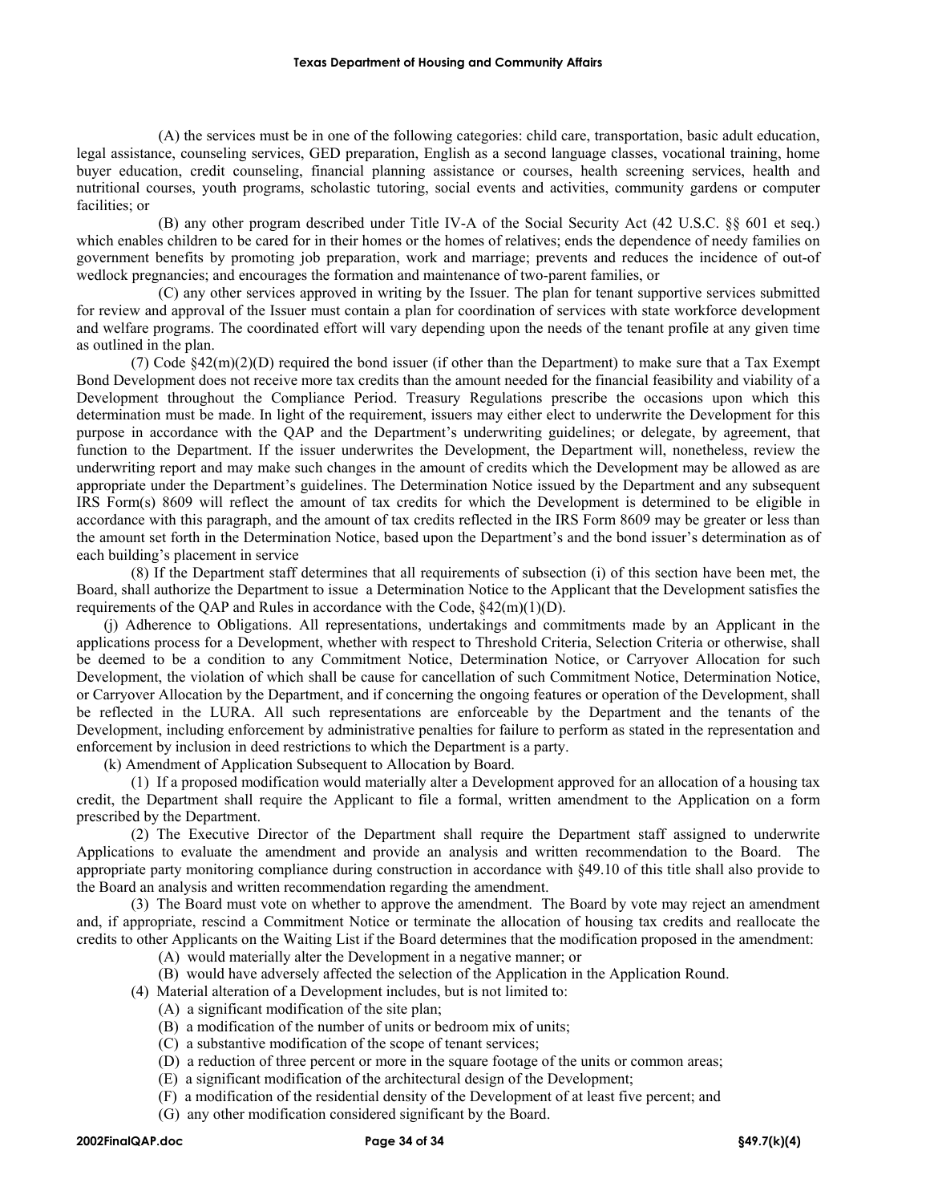(A) the services must be in one of the following categories: child care, transportation, basic adult education, legal assistance, counseling services, GED preparation, English as a second language classes, vocational training, home buyer education, credit counseling, financial planning assistance or courses, health screening services, health and nutritional courses, youth programs, scholastic tutoring, social events and activities, community gardens or computer facilities; or

(B) any other program described under Title IV-A of the Social Security Act (42 U.S.C. §§ 601 et seq.) which enables children to be cared for in their homes or the homes of relatives; ends the dependence of needy families on government benefits by promoting job preparation, work and marriage; prevents and reduces the incidence of out-of wedlock pregnancies; and encourages the formation and maintenance of two-parent families, or

(C) any other services approved in writing by the Issuer. The plan for tenant supportive services submitted for review and approval of the Issuer must contain a plan for coordination of services with state workforce development and welfare programs. The coordinated effort will vary depending upon the needs of the tenant profile at any given time as outlined in the plan.

(7) Code §42(m)(2)(D) required the bond issuer (if other than the Department) to make sure that a Tax Exempt Bond Development does not receive more tax credits than the amount needed for the financial feasibility and viability of a Development throughout the Compliance Period. Treasury Regulations prescribe the occasions upon which this determination must be made. In light of the requirement, issuers may either elect to underwrite the Development for this purpose in accordance with the QAP and the Department's underwriting guidelines; or delegate, by agreement, that function to the Department. If the issuer underwrites the Development, the Department will, nonetheless, review the underwriting report and may make such changes in the amount of credits which the Development may be allowed as are appropriate under the Department's guidelines. The Determination Notice issued by the Department and any subsequent IRS Form(s) 8609 will reflect the amount of tax credits for which the Development is determined to be eligible in accordance with this paragraph, and the amount of tax credits reflected in the IRS Form 8609 may be greater or less than the amount set forth in the Determination Notice, based upon the Department's and the bond issuer's determination as of each building's placement in service

(8) If the Department staff determines that all requirements of subsection (i) of this section have been met, the Board, shall authorize the Department to issue a Determination Notice to the Applicant that the Development satisfies the requirements of the QAP and Rules in accordance with the Code, §42(m)(1)(D).

(j) Adherence to Obligations. All representations, undertakings and commitments made by an Applicant in the applications process for a Development, whether with respect to Threshold Criteria, Selection Criteria or otherwise, shall be deemed to be a condition to any Commitment Notice, Determination Notice, or Carryover Allocation for such Development, the violation of which shall be cause for cancellation of such Commitment Notice, Determination Notice, or Carryover Allocation by the Department, and if concerning the ongoing features or operation of the Development, shall be reflected in the LURA. All such representations are enforceable by the Department and the tenants of the Development, including enforcement by administrative penalties for failure to perform as stated in the representation and enforcement by inclusion in deed restrictions to which the Department is a party.

(k) Amendment of Application Subsequent to Allocation by Board.

(1) If a proposed modification would materially alter a Development approved for an allocation of a housing tax credit, the Department shall require the Applicant to file a formal, written amendment to the Application on a form prescribed by the Department.

(2) The Executive Director of the Department shall require the Department staff assigned to underwrite Applications to evaluate the amendment and provide an analysis and written recommendation to the Board. The appropriate party monitoring compliance during construction in accordance with §49.10 of this title shall also provide to the Board an analysis and written recommendation regarding the amendment.

(3) The Board must vote on whether to approve the amendment. The Board by vote may reject an amendment and, if appropriate, rescind a Commitment Notice or terminate the allocation of housing tax credits and reallocate the credits to other Applicants on the Waiting List if the Board determines that the modification proposed in the amendment:

(A) would materially alter the Development in a negative manner; or

(B) would have adversely affected the selection of the Application in the Application Round.

(4) Material alteration of a Development includes, but is not limited to:

(A) a significant modification of the site plan;

(B) a modification of the number of units or bedroom mix of units;

(C) a substantive modification of the scope of tenant services;

(D) a reduction of three percent or more in the square footage of the units or common areas;

(E) a significant modification of the architectural design of the Development;

(F) a modification of the residential density of the Development of at least five percent; and

(G) any other modification considered significant by the Board.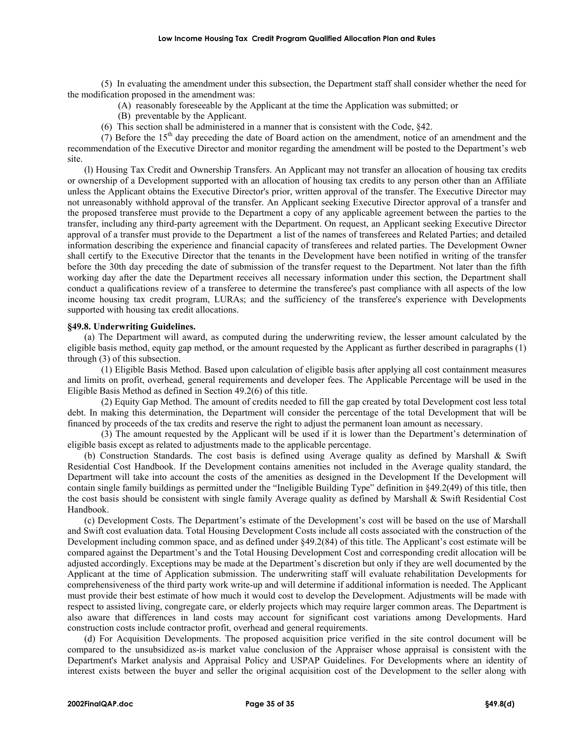(5) In evaluating the amendment under this subsection, the Department staff shall consider whether the need for the modification proposed in the amendment was:

(A) reasonably foreseeable by the Applicant at the time the Application was submitted; or

(B) preventable by the Applicant.

(6) This section shall be administered in a manner that is consistent with the Code, §42.

(7) Before the 15th day preceding the date of Board action on the amendment, notice of an amendment and the recommendation of the Executive Director and monitor regarding the amendment will be posted to the Department's web site.

(l) Housing Tax Credit and Ownership Transfers. An Applicant may not transfer an allocation of housing tax credits or ownership of a Development supported with an allocation of housing tax credits to any person other than an Affiliate unless the Applicant obtains the Executive Director's prior, written approval of the transfer. The Executive Director may not unreasonably withhold approval of the transfer. An Applicant seeking Executive Director approval of a transfer and the proposed transferee must provide to the Department a copy of any applicable agreement between the parties to the transfer, including any third-party agreement with the Department. On request, an Applicant seeking Executive Director approval of a transfer must provide to the Department a list of the names of transferees and Related Parties; and detailed information describing the experience and financial capacity of transferees and related parties. The Development Owner shall certify to the Executive Director that the tenants in the Development have been notified in writing of the transfer before the 30th day preceding the date of submission of the transfer request to the Department. Not later than the fifth working day after the date the Department receives all necessary information under this section, the Department shall conduct a qualifications review of a transferee to determine the transferee's past compliance with all aspects of the low income housing tax credit program, LURAs; and the sufficiency of the transferee's experience with Developments supported with housing tax credit allocations.

**§49.8. Underwriting Guidelines.**

(a) The Department will award, as computed during the underwriting review, the lesser amount calculated by the eligible basis method, equity gap method, or the amount requested by the Applicant as further described in paragraphs (1) through (3) of this subsection.

(1) Eligible Basis Method. Based upon calculation of eligible basis after applying all cost containment measures and limits on profit, overhead, general requirements and developer fees. The Applicable Percentage will be used in the Eligible Basis Method as defined in Section 49.2(6) of this title.

(2) Equity Gap Method. The amount of credits needed to fill the gap created by total Development cost less total debt. In making this determination, the Department will consider the percentage of the total Development that will be financed by proceeds of the tax credits and reserve the right to adjust the permanent loan amount as necessary.

(3) The amount requested by the Applicant will be used if it is lower than the Department's determination of eligible basis except as related to adjustments made to the applicable percentage.

(b) Construction Standards. The cost basis is defined using Average quality as defined by Marshall & Swift Residential Cost Handbook. If the Development contains amenities not included in the Average quality standard, the Department will take into account the costs of the amenities as designed in the Development If the Development will contain single family buildings as permitted under the "Ineligible Building Type" definition in §49.2(49) of this title, then the cost basis should be consistent with single family Average quality as defined by Marshall & Swift Residential Cost Handbook.

(c) Development Costs. The Department's estimate of the Development's cost will be based on the use of Marshall and Swift cost evaluation data. Total Housing Development Costs include all costs associated with the construction of the Development including common space, and as defined under §49.2(84) of this title. The Applicant's cost estimate will be compared against the Department's and the Total Housing Development Cost and corresponding credit allocation will be adjusted accordingly. Exceptions may be made at the Department's discretion but only if they are well documented by the Applicant at the time of Application submission. The underwriting staff will evaluate rehabilitation Developments for comprehensiveness of the third party work write-up and will determine if additional information is needed. The Applicant must provide their best estimate of how much it would cost to develop the Development. Adjustments will be made with respect to assisted living, congregate care, or elderly projects which may require larger common areas. The Department is also aware that differences in land costs may account for significant cost variations among Developments. Hard construction costs include contractor profit, overhead and general requirements.

(d) For Acquisition Developments. The proposed acquisition price verified in the site control document will be compared to the unsubsidized as-is market value conclusion of the Appraiser whose appraisal is consistent with the Department's Market analysis and Appraisal Policy and USPAP Guidelines. For Developments where an identity of interest exists between the buyer and seller the original acquisition cost of the Development to the seller along with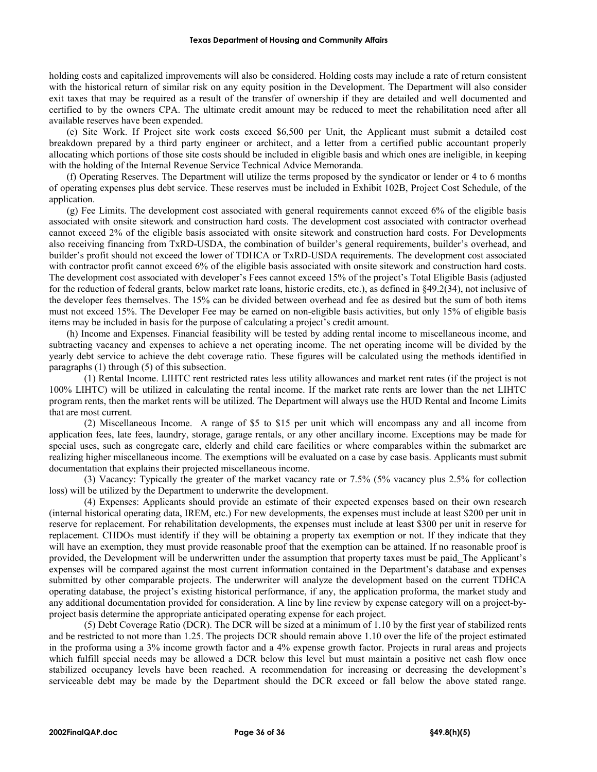holding costs and capitalized improvements will also be considered. Holding costs may include a rate of return consistent with the historical return of similar risk on any equity position in the Development. The Department will also consider exit taxes that may be required as a result of the transfer of ownership if they are detailed and well documented and certified to by the owners CPA. The ultimate credit amount may be reduced to meet the rehabilitation need after all available reserves have been expended.

(e) Site Work. If Project site work costs exceed $6,500 per Unit, the Applicant must submit a detailed cost breakdown prepared by a third party engineer or architect, and a letter from a certified public accountant properly allocating which portions of those site costs should be included in eligible basis and which ones are ineligible, in keeping with the holding of the Internal Revenue Service Technical Advice Memoranda.

(f) Operating Reserves. The Department will utilize the terms proposed by the syndicator or lender or 4 to 6 months of operating expenses plus debt service. These reserves must be included in Exhibit 102B, Project Cost Schedule, of the application.

(g) Fee Limits. The development cost associated with general requirements cannot exceed 6% of the eligible basis associated with onsite sitework and construction hard costs. The development cost associated with contractor overhead cannot exceed 2% of the eligible basis associated with onsite sitework and construction hard costs. For Developments also receiving financing from TxRD-USDA, the combination of builder's general requirements, builder's overhead, and builder's profit should not exceed the lower of TDHCA or TxRD-USDA requirements. The development cost associated with contractor profit cannot exceed 6% of the eligible basis associated with onsite sitework and construction hard costs. The development cost associated with developer's Fees cannot exceed 15% of the project's Total Eligible Basis (adjusted for the reduction of federal grants, below market rate loans, historic credits, etc.), as defined in §49.2(34), not inclusive of the developer fees themselves. The 15% can be divided between overhead and fee as desired but the sum of both items must not exceed 15%. The Developer Fee may be earned on non-eligible basis activities, but only 15% of eligible basis items may be included in basis for the purpose of calculating a project's credit amount.

(h) Income and Expenses. Financial feasibility will be tested by adding rental income to miscellaneous income, and subtracting vacancy and expenses to achieve a net operating income. The net operating income will be divided by the yearly debt service to achieve the debt coverage ratio. These figures will be calculated using the methods identified in paragraphs (1) through (5) of this subsection.

(1) Rental Income. LIHTC rent restricted rates less utility allowances and market rent rates (if the project is not 100% LIHTC) will be utilized in calculating the rental income. If the market rate rents are lower than the net LIHTC program rents, then the market rents will be utilized. The Department will always use the HUD Rental and Income Limits that are most current.

(2) Miscellaneous Income. A range of $5 to $15 per unit which will encompass any and all income from application fees, late fees, laundry, storage, garage rentals, or any other ancillary income. Exceptions may be made for special uses, such as congregate care, elderly and child care facilities or where comparables within the submarket are realizing higher miscellaneous income. The exemptions will be evaluated on a case by case basis. Applicants must submit documentation that explains their projected miscellaneous income.

(3) Vacancy: Typically the greater of the market vacancy rate or 7.5% (5% vacancy plus 2.5% for collection loss) will be utilized by the Department to underwrite the development.

(4) Expenses: Applicants should provide an estimate of their expected expenses based on their own research (internal historical operating data, IREM, etc.) For new developments, the expenses must include at least $200 per unit in reserve for replacement. For rehabilitation developments, the expenses must include at least $300 per unit in reserve for replacement. CHDOs must identify if they will be obtaining a property tax exemption or not. If they indicate that they will have an exemption, they must provide reasonable proof that the exemption can be attained. If no reasonable proof is provided, the Development will be underwritten under the assumption that property taxes must be paid. The Applicant's expenses will be compared against the most current information contained in the Department's database and expenses submitted by other comparable projects. The underwriter will analyze the development based on the current TDHCA operating database, the project's existing historical performance, if any, the application proforma, the market study and any additional documentation provided for consideration. A line by line review by expense category will on a project-by-project basis determine the appropriate anticipated operating expense for each project.

(5) Debt Coverage Ratio (DCR). The DCR will be sized at a minimum of 1.10 by the first year of stabilized rents and be restricted to not more than 1.25. The projects DCR should remain above 1.10 over the life of the project estimated in the proforma using a 3% income growth factor and a 4% expense growth factor. Projects in rural areas and projects which fulfill special needs may be allowed a DCR below this level but must maintain a positive net cash flow once stabilized occupancy levels have been reached. A recommendation for increasing or decreasing the development's serviceable debt may be made by the Department should the DCR exceed or fall below the above stated range.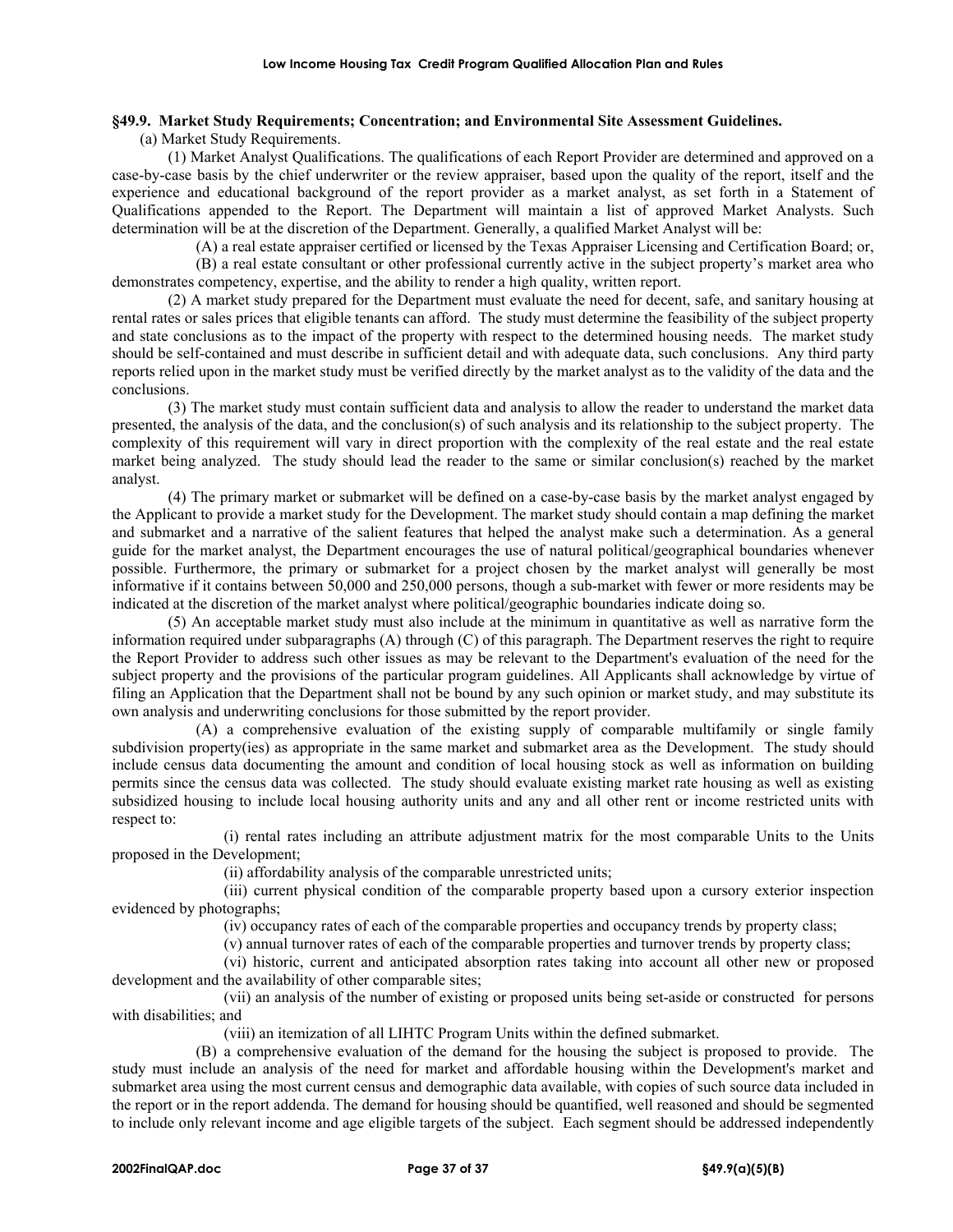**§49.9. Market Study Requirements; Concentration; and Environmental Site Assessment Guidelines.**

(a) Market Study Requirements.

(1) Market Analyst Qualifications. The qualifications of each Report Provider are determined and approved on a case-by-case basis by the chief underwriter or the review appraiser, based upon the quality of the report, itself and the experience and educational background of the report provider as a market analyst, as set forth in a Statement of Qualifications appended to the Report. The Department will maintain a list of approved Market Analysts. Such determination will be at the discretion of the Department. Generally, a qualified Market Analyst will be:

(A) a real estate appraiser certified or licensed by the Texas Appraiser Licensing and Certification Board; or,

(B) a real estate consultant or other professional currently active in the subject property's market area who demonstrates competency, expertise, and the ability to render a high quality, written report.

(2) A market study prepared for the Department must evaluate the need for decent, safe, and sanitary housing at rental rates or sales prices that eligible tenants can afford. The study must determine the feasibility of the subject property and state conclusions as to the impact of the property with respect to the determined housing needs. The market study should be self-contained and must describe in sufficient detail and with adequate data, such conclusions. Any third party reports relied upon in the market study must be verified directly by the market analyst as to the validity of the data and the conclusions.

(3) The market study must contain sufficient data and analysis to allow the reader to understand the market data presented, the analysis of the data, and the conclusion(s) of such analysis and its relationship to the subject property. The complexity of this requirement will vary in direct proportion with the complexity of the real estate and the real estate market being analyzed. The study should lead the reader to the same or similar conclusion(s) reached by the market analyst.

(4) The primary market or submarket will be defined on a case-by-case basis by the market analyst engaged by the Applicant to provide a market study for the Development. The market study should contain a map defining the market and submarket and a narrative of the salient features that helped the analyst make such a determination. As a general guide for the market analyst, the Department encourages the use of natural political/geographical boundaries whenever possible. Furthermore, the primary or submarket for a project chosen by the market analyst will generally be most informative if it contains between 50,000 and 250,000 persons, though a sub-market with fewer or more residents may be indicated at the discretion of the market analyst where political/geographic boundaries indicate doing so.

(5) An acceptable market study must also include at the minimum in quantitative as well as narrative form the information required under subparagraphs (A) through (C) of this paragraph. The Department reserves the right to require the Report Provider to address such other issues as may be relevant to the Department's evaluation of the need for the subject property and the provisions of the particular program guidelines. All Applicants shall acknowledge by virtue of filing an Application that the Department shall not be bound by any such opinion or market study, and may substitute its own analysis and underwriting conclusions for those submitted by the report provider.

(A) a comprehensive evaluation of the existing supply of comparable multifamily or single family subdivision property(ies) as appropriate in the same market and submarket area as the Development. The study should include census data documenting the amount and condition of local housing stock as well as information on building permits since the census data was collected. The study should evaluate existing market rate housing as well as existing subsidized housing to include local housing authority units and any and all other rent or income restricted units with respect to:

(i) rental rates including an attribute adjustment matrix for the most comparable Units to the Units proposed in the Development;

(ii) affordability analysis of the comparable unrestricted units;

(iii) current physical condition of the comparable property based upon a cursory exterior inspection evidenced by photographs;

(iv) occupancy rates of each of the comparable properties and occupancy trends by property class;

(v) annual turnover rates of each of the comparable properties and turnover trends by property class;

(vi) historic, current and anticipated absorption rates taking into account all other new or proposed development and the availability of other comparable sites;

(vii) an analysis of the number of existing or proposed units being set-aside or constructed for persons with disabilities; and

(viii) an itemization of all LIHTC Program Units within the defined submarket.

(B) a comprehensive evaluation of the demand for the housing the subject is proposed to provide. The study must include an analysis of the need for market and affordable housing within the Development's market and submarket area using the most current census and demographic data available, with copies of such source data included in the report or in the report addenda. The demand for housing should be quantified, well reasoned and should be segmented to include only relevant income and age eligible targets of the subject. Each segment should be addressed independently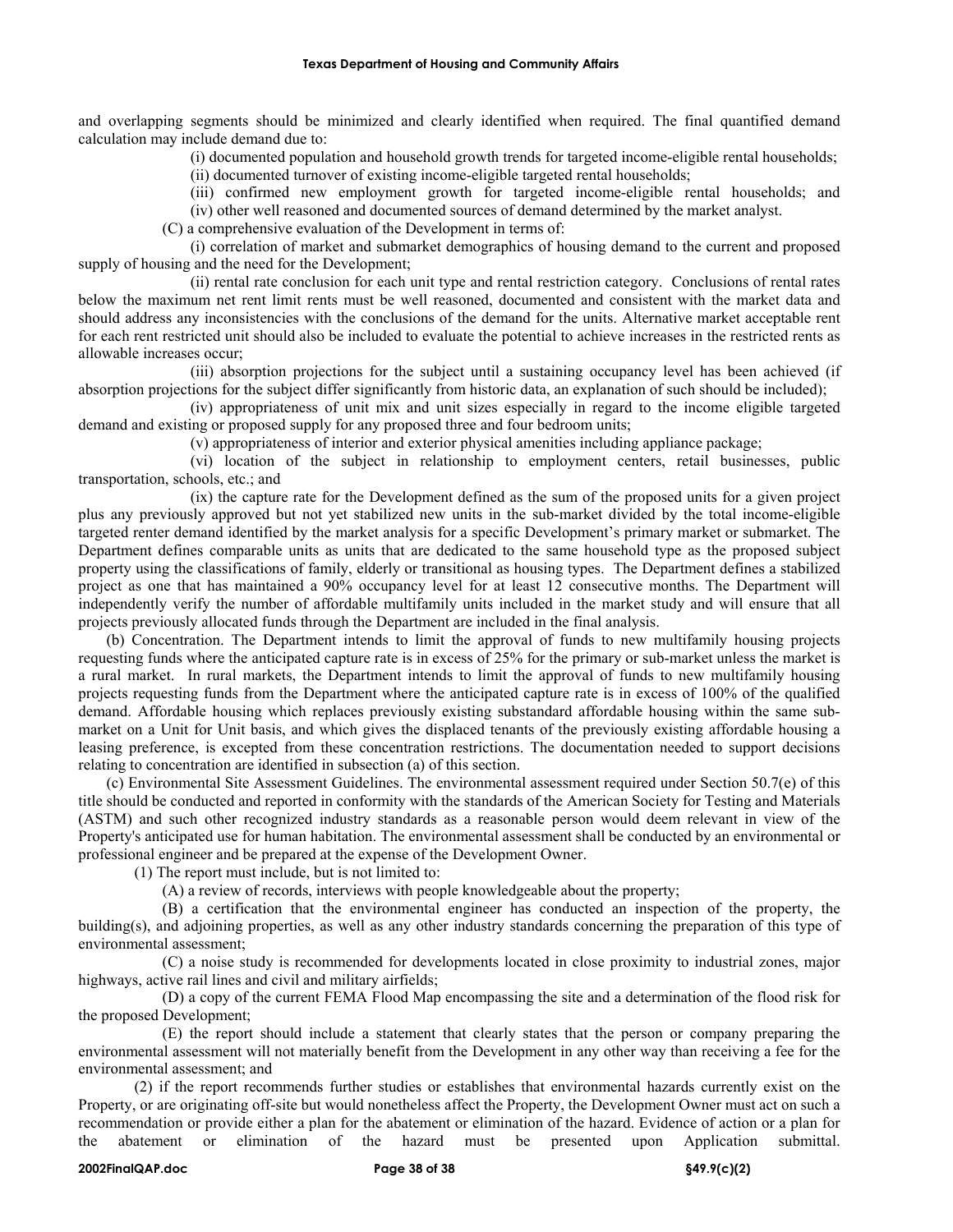and overlapping segments should be minimized and clearly identified when required. The final quantified demand calculation may include demand due to:

(i) documented population and household growth trends for targeted income-eligible rental households;

(ii) documented turnover of existing income-eligible targeted rental households;

(iii) confirmed new employment growth for targeted income-eligible rental households; and

(iv) other well reasoned and documented sources of demand determined by the market analyst.

(C) a comprehensive evaluation of the Development in terms of:

(i) correlation of market and submarket demographics of housing demand to the current and proposed supply of housing and the need for the Development;

(ii) rental rate conclusion for each unit type and rental restriction category. Conclusions of rental rates below the maximum net rent limit rents must be well reasoned, documented and consistent with the market data and should address any inconsistencies with the conclusions of the demand for the units. Alternative market acceptable rent for each rent restricted unit should also be included to evaluate the potential to achieve increases in the restricted rents as allowable increases occur;

(iii) absorption projections for the subject until a sustaining occupancy level has been achieved (if absorption projections for the subject differ significantly from historic data, an explanation of such should be included);

(iv) appropriateness of unit mix and unit sizes especially in regard to the income eligible targeted demand and existing or proposed supply for any proposed three and four bedroom units;

(v) appropriateness of interior and exterior physical amenities including appliance package;

(vi) location of the subject in relationship to employment centers, retail businesses, public transportation, schools, etc.; and

(ix) the capture rate for the Development defined as the sum of the proposed units for a given project plus any previously approved but not yet stabilized new units in the sub-market divided by the total income-eligible targeted renter demand identified by the market analysis for a specific Development's primary market or submarket. The Department defines comparable units as units that are dedicated to the same household type as the proposed subject property using the classifications of family, elderly or transitional as housing types. The Department defines a stabilized project as one that has maintained a 90% occupancy level for at least 12 consecutive months. The Department will independently verify the number of affordable multifamily units included in the market study and will ensure that all projects previously allocated funds through the Department are included in the final analysis.

(b) Concentration. The Department intends to limit the approval of funds to new multifamily housing projects requesting funds where the anticipated capture rate is in excess of 25% for the primary or sub-market unless the market is a rural market. In rural markets, the Department intends to limit the approval of funds to new multifamily housing projects requesting funds from the Department where the anticipated capture rate is in excess of 100% of the qualified demand. Affordable housing which replaces previously existing substandard affordable housing within the same sub-market on a Unit for Unit basis, and which gives the displaced tenants of the previously existing affordable housing a leasing preference, is excepted from these concentration restrictions. The documentation needed to support decisions relating to concentration are identified in subsection (a) of this section.

(c) Environmental Site Assessment Guidelines. The environmental assessment required under Section 50.7(e) of this title should be conducted and reported in conformity with the standards of the American Society for Testing and Materials (ASTM) and such other recognized industry standards as a reasonable person would deem relevant in view of the Property's anticipated use for human habitation. The environmental assessment shall be conducted by an environmental or professional engineer and be prepared at the expense of the Development Owner.

(1) The report must include, but is not limited to:

(A) a review of records, interviews with people knowledgeable about the property;

(B) a certification that the environmental engineer has conducted an inspection of the property, the building(s), and adjoining properties, as well as any other industry standards concerning the preparation of this type of environmental assessment;

(C) a noise study is recommended for developments located in close proximity to industrial zones, major highways, active rail lines and civil and military airfields;

(D) a copy of the current FEMA Flood Map encompassing the site and a determination of the flood risk for the proposed Development;

(E) the report should include a statement that clearly states that the person or company preparing the environmental assessment will not materially benefit from the Development in any other way than receiving a fee for the environmental assessment; and

(2) if the report recommends further studies or establishes that environmental hazards currently exist on the Property, or are originating off-site but would nonetheless affect the Property, the Development Owner must act on such a recommendation or provide either a plan for the abatement or elimination of the hazard. Evidence of action or a plan for the abatement or elimination of the hazard must be presented upon Application submittal.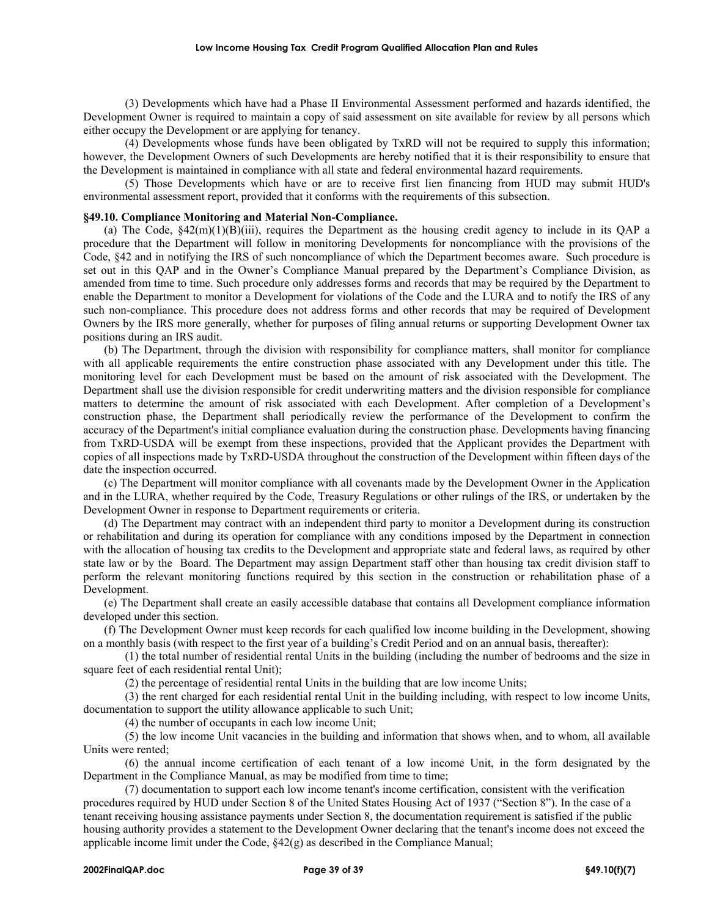(3) Developments which have had a Phase II Environmental Assessment performed and hazards identified, the Development Owner is required to maintain a copy of said assessment on site available for review by all persons which either occupy the Development or are applying for tenancy.

(4) Developments whose funds have been obligated by TxRD will not be required to supply this information; however, the Development Owners of such Developments are hereby notified that it is their responsibility to ensure that the Development is maintained in compliance with all state and federal environmental hazard requirements.

(5) Those Developments which have or are to receive first lien financing from HUD may submit HUD's environmental assessment report, provided that it conforms with the requirements of this subsection.

**§49.10. Compliance Monitoring and Material Non-Compliance.**

(a) The Code, §42(m)(1)(B)(iii), requires the Department as the housing credit agency to include in its QAP a procedure that the Department will follow in monitoring Developments for noncompliance with the provisions of the Code, §42 and in notifying the IRS of such noncompliance of which the Department becomes aware. Such procedure is set out in this QAP and in the Owner's Compliance Manual prepared by the Department's Compliance Division, as amended from time to time. Such procedure only addresses forms and records that may be required by the Department to enable the Department to monitor a Development for violations of the Code and the LURA and to notify the IRS of any such non-compliance. This procedure does not address forms and other records that may be required of Development Owners by the IRS more generally, whether for purposes of filing annual returns or supporting Development Owner tax positions during an IRS audit.

(b) The Department, through the division with responsibility for compliance matters, shall monitor for compliance with all applicable requirements the entire construction phase associated with any Development under this title. The monitoring level for each Development must be based on the amount of risk associated with the Development. The Department shall use the division responsible for credit underwriting matters and the division responsible for compliance matters to determine the amount of risk associated with each Development. After completion of a Development's construction phase, the Department shall periodically review the performance of the Development to confirm the accuracy of the Department's initial compliance evaluation during the construction phase. Developments having financing from TxRD-USDA will be exempt from these inspections, provided that the Applicant provides the Department with copies of all inspections made by TxRD-USDA throughout the construction of the Development within fifteen days of the date the inspection occurred.

(c) The Department will monitor compliance with all covenants made by the Development Owner in the Application and in the LURA, whether required by the Code, Treasury Regulations or other rulings of the IRS, or undertaken by the Development Owner in response to Department requirements or criteria.

(d) The Department may contract with an independent third party to monitor a Development during its construction or rehabilitation and during its operation for compliance with any conditions imposed by the Department in connection with the allocation of housing tax credits to the Development and appropriate state and federal laws, as required by other state law or by the Board. The Department may assign Department staff other than housing tax credit division staff to perform the relevant monitoring functions required by this section in the construction or rehabilitation phase of a Development.

(e) The Department shall create an easily accessible database that contains all Development compliance information developed under this section.

(f) The Development Owner must keep records for each qualified low income building in the Development, showing on a monthly basis (with respect to the first year of a building's Credit Period and on an annual basis, thereafter):

(1) the total number of residential rental Units in the building (including the number of bedrooms and the size in square feet of each residential rental Unit);

(2) the percentage of residential rental Units in the building that are low income Units;

(3) the rent charged for each residential rental Unit in the building including, with respect to low income Units, documentation to support the utility allowance applicable to such Unit;

(4) the number of occupants in each low income Unit;

(5) the low income Unit vacancies in the building and information that shows when, and to whom, all available Units were rented;

(6) the annual income certification of each tenant of a low income Unit, in the form designated by the Department in the Compliance Manual, as may be modified from time to time;

(7) documentation to support each low income tenant's income certification, consistent with the verification procedures required by HUD under Section 8 of the United States Housing Act of 1937 ("Section 8"). In the case of a tenant receiving housing assistance payments under Section 8, the documentation requirement is satisfied if the public housing authority provides a statement to the Development Owner declaring that the tenant's income does not exceed the applicable income limit under the Code, §42(g) as described in the Compliance Manual;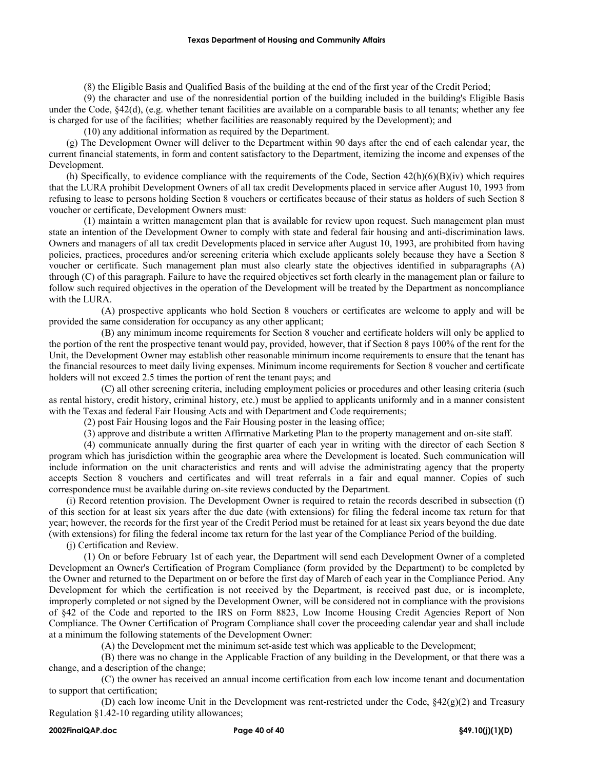(8) the Eligible Basis and Qualified Basis of the building at the end of the first year of the Credit Period;

(9) the character and use of the nonresidential portion of the building included in the building's Eligible Basis under the Code, §42(d), (e.g. whether tenant facilities are available on a comparable basis to all tenants; whether any fee is charged for use of the facilities; whether facilities are reasonably required by the Development); and

(10) any additional information as required by the Department.

(g) The Development Owner will deliver to the Department within 90 days after the end of each calendar year, the current financial statements, in form and content satisfactory to the Department, itemizing the income and expenses of the Development.

(h) Specifically, to evidence compliance with the requirements of the Code, Section 42(h)(6)(B)(iv) which requires that the LURA prohibit Development Owners of all tax credit Developments placed in service after August 10, 1993 from refusing to lease to persons holding Section 8 vouchers or certificates because of their status as holders of such Section 8 voucher or certificate, Development Owners must:

(1) maintain a written management plan that is available for review upon request. Such management plan must state an intention of the Development Owner to comply with state and federal fair housing and anti-discrimination laws. Owners and managers of all tax credit Developments placed in service after August 10, 1993, are prohibited from having policies, practices, procedures and/or screening criteria which exclude applicants solely because they have a Section 8 voucher or certificate. Such management plan must also clearly state the objectives identified in subparagraphs (A) through (C) of this paragraph. Failure to have the required objectives set forth clearly in the management plan or failure to follow such required objectives in the operation of the Development will be treated by the Department as noncompliance with the LURA.

(A) prospective applicants who hold Section 8 vouchers or certificates are welcome to apply and will be provided the same consideration for occupancy as any other applicant;

(B) any minimum income requirements for Section 8 voucher and certificate holders will only be applied to the portion of the rent the prospective tenant would pay, provided, however, that if Section 8 pays 100% of the rent for the Unit, the Development Owner may establish other reasonable minimum income requirements to ensure that the tenant has the financial resources to meet daily living expenses. Minimum income requirements for Section 8 voucher and certificate holders will not exceed 2.5 times the portion of rent the tenant pays; and

(C) all other screening criteria, including employment policies or procedures and other leasing criteria (such as rental history, credit history, criminal history, etc.) must be applied to applicants uniformly and in a manner consistent with the Texas and federal Fair Housing Acts and with Department and Code requirements;

(2) post Fair Housing logos and the Fair Housing poster in the leasing office;

(3) approve and distribute a written Affirmative Marketing Plan to the property management and on-site staff.

(4) communicate annually during the first quarter of each year in writing with the director of each Section 8 program which has jurisdiction within the geographic area where the Development is located. Such communication will include information on the unit characteristics and rents and will advise the administrating agency that the property accepts Section 8 vouchers and certificates and will treat referrals in a fair and equal manner. Copies of such correspondence must be available during on-site reviews conducted by the Department.

(i) Record retention provision. The Development Owner is required to retain the records described in subsection (f) of this section for at least six years after the due date (with extensions) for filing the federal income tax return for that year; however, the records for the first year of the Credit Period must be retained for at least six years beyond the due date (with extensions) for filing the federal income tax return for the last year of the Compliance Period of the building.

(j) Certification and Review.

(1) On or before February 1st of each year, the Department will send each Development Owner of a completed Development an Owner's Certification of Program Compliance (form provided by the Department) to be completed by the Owner and returned to the Department on or before the first day of March of each year in the Compliance Period. Any Development for which the certification is not received by the Department, is received past due, or is incomplete, improperly completed or not signed by the Development Owner, will be considered not in compliance with the provisions of §42 of the Code and reported to the IRS on Form 8823, Low Income Housing Credit Agencies Report of Non Compliance. The Owner Certification of Program Compliance shall cover the proceeding calendar year and shall include at a minimum the following statements of the Development Owner:

(A) the Development met the minimum set-aside test which was applicable to the Development;

(B) there was no change in the Applicable Fraction of any building in the Development, or that there was a change, and a description of the change;

(C) the owner has received an annual income certification from each low income tenant and documentation to support that certification;

(D) each low income Unit in the Development was rent-restricted under the Code, §42(g)(2) and Treasury Regulation §1.42-10 regarding utility allowances;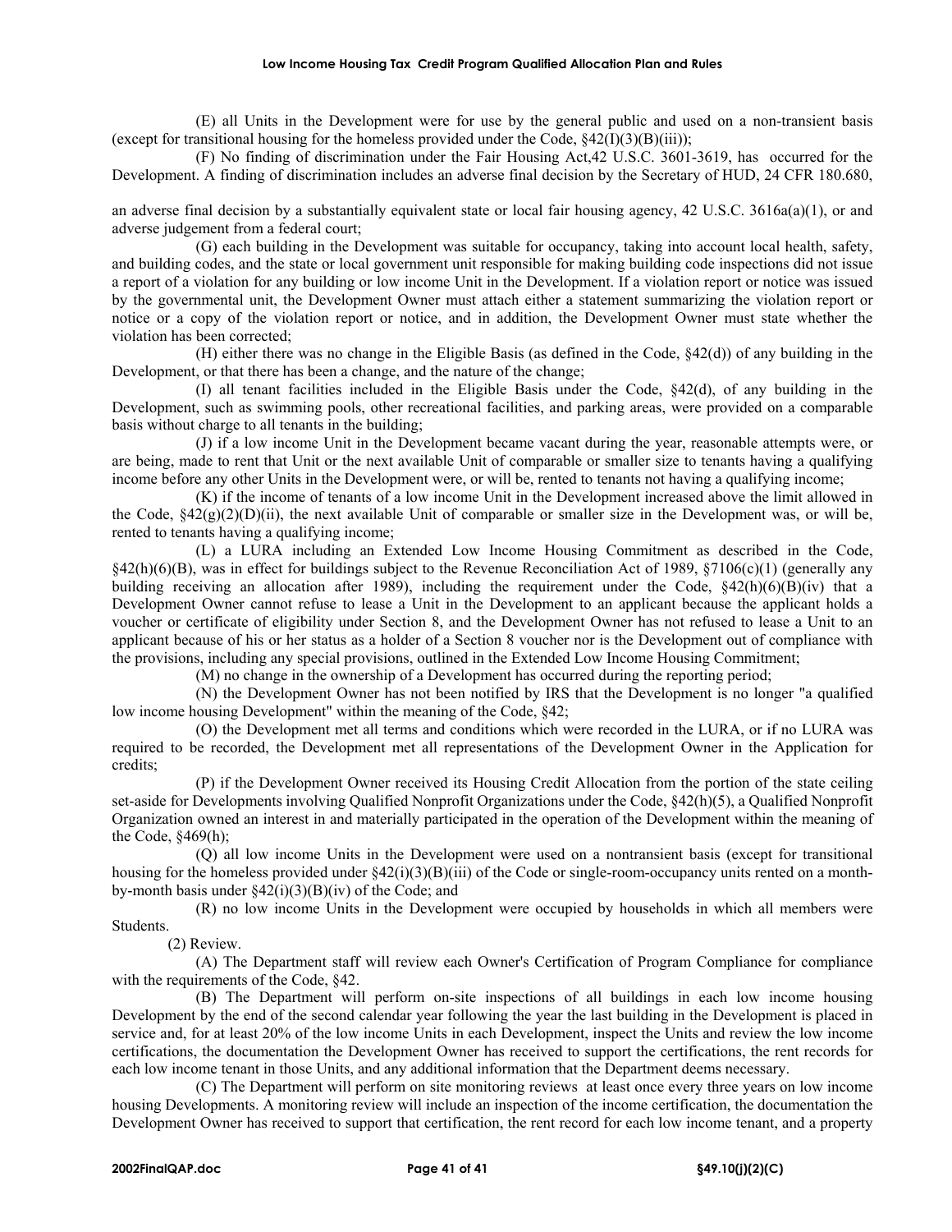(E) all Units in the Development were for use by the general public and used on a non-transient basis (except for transitional housing for the homeless provided under the Code, §42(I)(3)(B)(iii));

(F) No finding of discrimination under the Fair Housing Act,42 U.S.C. 3601-3619, has occurred for the Development. A finding of discrimination includes an adverse final decision by the Secretary of HUD, 24 CFR 180.680, an adverse final decision by a substantially equivalent state or local fair housing agency, 42 U.S.C. 3616a(a)(1), or and adverse judgement from a federal court;

(G) each building in the Development was suitable for occupancy, taking into account local health, safety, and building codes, and the state or local government unit responsible for making building code inspections did not issue a report of a violation for any building or low income Unit in the Development. If a violation report or notice was issued by the governmental unit, the Development Owner must attach either a statement summarizing the violation report or notice or a copy of the violation report or notice, and in addition, the Development Owner must state whether the violation has been corrected;

(H) either there was no change in the Eligible Basis (as defined in the Code, §42(d)) of any building in the Development, or that there has been a change, and the nature of the change;

(I) all tenant facilities included in the Eligible Basis under the Code, §42(d), of any building in the Development, such as swimming pools, other recreational facilities, and parking areas, were provided on a comparable basis without charge to all tenants in the building;

(J) if a low income Unit in the Development became vacant during the year, reasonable attempts were, or are being, made to rent that Unit or the next available Unit of comparable or smaller size to tenants having a qualifying income before any other Units in the Development were, or will be, rented to tenants not having a qualifying income;

(K) if the income of tenants of a low income Unit in the Development increased above the limit allowed in the Code, §42(g)(2)(D)(ii), the next available Unit of comparable or smaller size in the Development was, or will be, rented to tenants having a qualifying income;

(L) a LURA including an Extended Low Income Housing Commitment as described in the Code, §42(h)(6)(B), was in effect for buildings subject to the Revenue Reconciliation Act of 1989, §7106(c)(1) (generally any building receiving an allocation after 1989), including the requirement under the Code, §42(h)(6)(B)(iv) that a Development Owner cannot refuse to lease a Unit in the Development to an applicant because the applicant holds a voucher or certificate of eligibility under Section 8, and the Development Owner has not refused to lease a Unit to an applicant because of his or her status as a holder of a Section 8 voucher nor is the Development out of compliance with the provisions, including any special provisions, outlined in the Extended Low Income Housing Commitment;

(M) no change in the ownership of a Development has occurred during the reporting period;

(N) the Development Owner has not been notified by IRS that the Development is no longer "a qualified low income housing Development" within the meaning of the Code, §42;

(O) the Development met all terms and conditions which were recorded in the LURA, or if no LURA was required to be recorded, the Development met all representations of the Development Owner in the Application for credits;

(P) if the Development Owner received its Housing Credit Allocation from the portion of the state ceiling set-aside for Developments involving Qualified Nonprofit Organizations under the Code, §42(h)(5), a Qualified Nonprofit Organization owned an interest in and materially participated in the operation of the Development within the meaning of the Code, §469(h);

(Q) all low income Units in the Development were used on a nontransient basis (except for transitional housing for the homeless provided under §42(i)(3)(B)(iii) of the Code or single-room-occupancy units rented on a month-by-month basis under §42(i)(3)(B)(iv) of the Code; and

(R) no low income Units in the Development were occupied by households in which all members were Students.

(2) Review.

(A) The Department staff will review each Owner's Certification of Program Compliance for compliance with the requirements of the Code, §42.

(B) The Department will perform on-site inspections of all buildings in each low income housing Development by the end of the second calendar year following the year the last building in the Development is placed in service and, for at least 20% of the low income Units in each Development, inspect the Units and review the low income certifications, the documentation the Development Owner has received to support the certifications, the rent records for each low income tenant in those Units, and any additional information that the Department deems necessary.

(C) The Department will perform on site monitoring reviews at least once every three years on low income housing Developments. A monitoring review will include an inspection of the income certification, the documentation the Development Owner has received to support that certification, the rent record for each low income tenant, and a property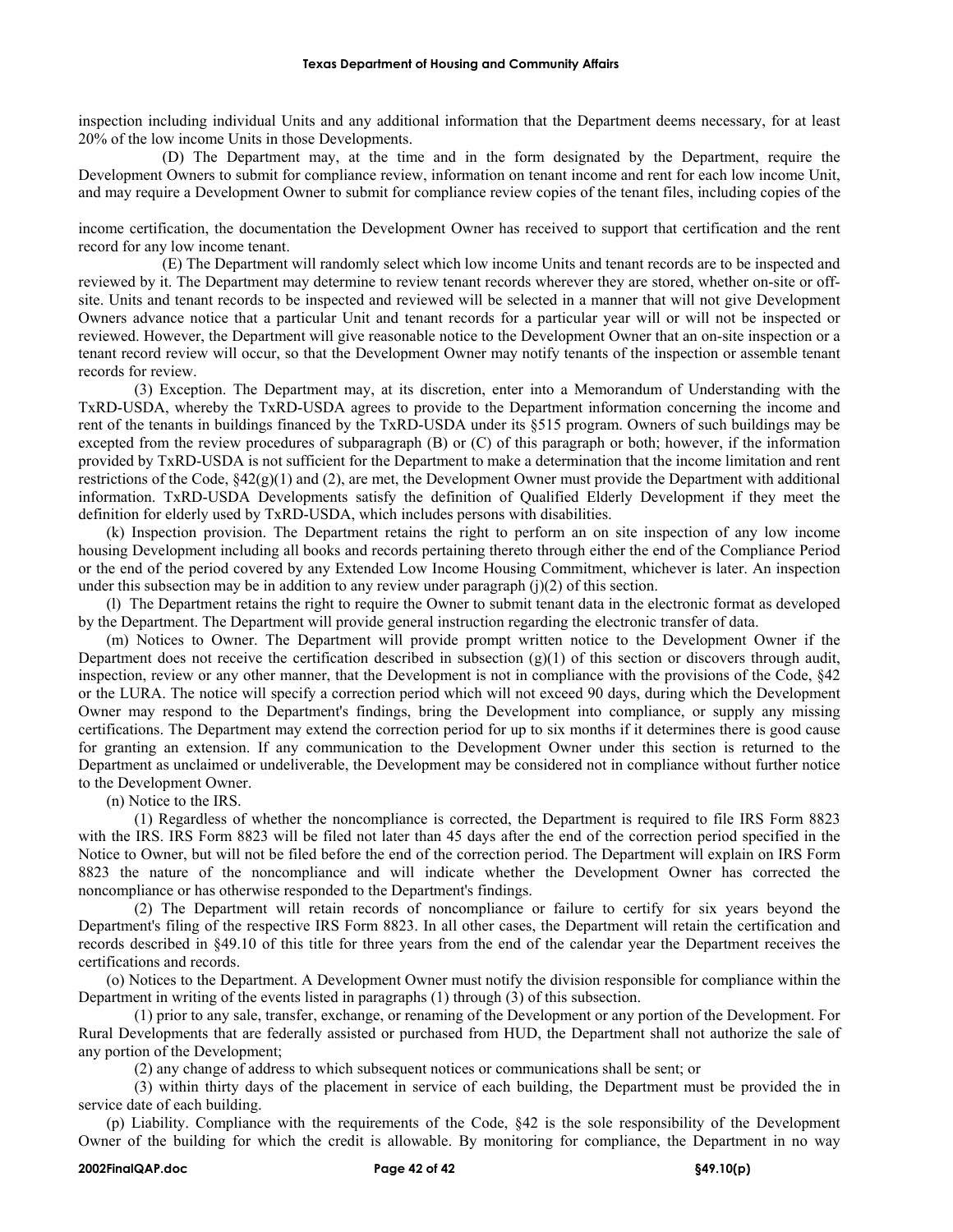inspection including individual Units and any additional information that the Department deems necessary, for at least 20% of the low income Units in those Developments.

(D) The Department may, at the time and in the form designated by the Department, require the Development Owners to submit for compliance review, information on tenant income and rent for each low income Unit, and may require a Development Owner to submit for compliance review copies of the tenant files, including copies of the income certification, the documentation the Development Owner has received to support that certification and the rent record for any low income tenant.

(E) The Department will randomly select which low income Units and tenant records are to be inspected and reviewed by it. The Department may determine to review tenant records wherever they are stored, whether on-site or off-site. Units and tenant records to be inspected and reviewed will be selected in a manner that will not give Development Owners advance notice that a particular Unit and tenant records for a particular year will or will not be inspected or reviewed. However, the Department will give reasonable notice to the Development Owner that an on-site inspection or a tenant record review will occur, so that the Development Owner may notify tenants of the inspection or assemble tenant records for review.

(3) Exception. The Department may, at its discretion, enter into a Memorandum of Understanding with the TxRD-USDA, whereby the TxRD-USDA agrees to provide to the Department information concerning the income and rent of the tenants in buildings financed by the TxRD-USDA under its §515 program. Owners of such buildings may be excepted from the review procedures of subparagraph (B) or (C) of this paragraph or both; however, if the information provided by TxRD-USDA is not sufficient for the Department to make a determination that the income limitation and rent restrictions of the Code, §42(g)(1) and (2), are met, the Development Owner must provide the Department with additional information. TxRD-USDA Developments satisfy the definition of Qualified Elderly Development if they meet the definition for elderly used by TxRD-USDA, which includes persons with disabilities.

(k) Inspection provision. The Department retains the right to perform an on site inspection of any low income housing Development including all books and records pertaining thereto through either the end of the Compliance Period or the end of the period covered by any Extended Low Income Housing Commitment, whichever is later. An inspection under this subsection may be in addition to any review under paragraph (j)(2) of this section.

(l) The Department retains the right to require the Owner to submit tenant data in the electronic format as developed by the Department. The Department will provide general instruction regarding the electronic transfer of data.

(m) Notices to Owner. The Department will provide prompt written notice to the Development Owner if the Department does not receive the certification described in subsection (g)(1) of this section or discovers through audit, inspection, review or any other manner, that the Development is not in compliance with the provisions of the Code, §42 or the LURA. The notice will specify a correction period which will not exceed 90 days, during which the Development Owner may respond to the Department's findings, bring the Development into compliance, or supply any missing certifications. The Department may extend the correction period for up to six months if it determines there is good cause for granting an extension. If any communication to the Development Owner under this section is returned to the Department as unclaimed or undeliverable, the Development may be considered not in compliance without further notice to the Development Owner.

(n) Notice to the IRS.

(1) Regardless of whether the noncompliance is corrected, the Department is required to file IRS Form 8823 with the IRS. IRS Form 8823 will be filed not later than 45 days after the end of the correction period specified in the Notice to Owner, but will not be filed before the end of the correction period. The Department will explain on IRS Form 8823 the nature of the noncompliance and will indicate whether the Development Owner has corrected the noncompliance or has otherwise responded to the Department's findings.

(2) The Department will retain records of noncompliance or failure to certify for six years beyond the Department's filing of the respective IRS Form 8823. In all other cases, the Department will retain the certification and records described in §49.10 of this title for three years from the end of the calendar year the Department receives the certifications and records.

(o) Notices to the Department. A Development Owner must notify the division responsible for compliance within the Department in writing of the events listed in paragraphs (1) through (3) of this subsection.

(1) prior to any sale, transfer, exchange, or renaming of the Development or any portion of the Development. For Rural Developments that are federally assisted or purchased from HUD, the Department shall not authorize the sale of any portion of the Development;

(2) any change of address to which subsequent notices or communications shall be sent; or

(3) within thirty days of the placement in service of each building, the Department must be provided the in service date of each building.

(p) Liability. Compliance with the requirements of the Code, §42 is the sole responsibility of the Development Owner of the building for which the credit is allowable. By monitoring for compliance, the Department in no way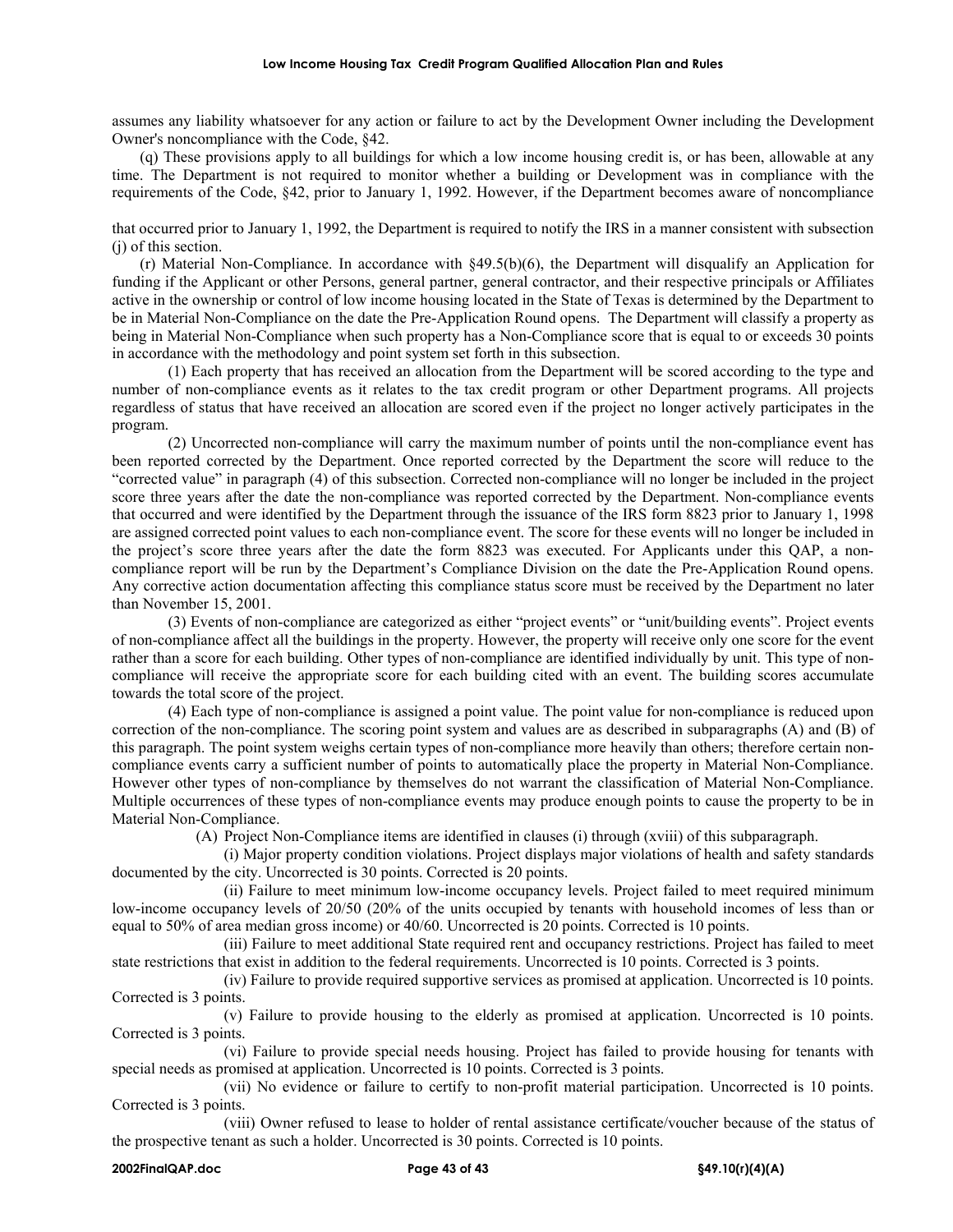assumes any liability whatsoever for any action or failure to act by the Development Owner including the Development Owner's noncompliance with the Code, §42.

(q) These provisions apply to all buildings for which a low income housing credit is, or has been, allowable at any time. The Department is not required to monitor whether a building or Development was in compliance with the requirements of the Code, §42, prior to January 1, 1992. However, if the Department becomes aware of noncompliance that occurred prior to January 1, 1992, the Department is required to notify the IRS in a manner consistent with subsection (j) of this section.

(r) Material Non-Compliance. In accordance with §49.5(b)(6), the Department will disqualify an Application for funding if the Applicant or other Persons, general partner, general contractor, and their respective principals or Affiliates active in the ownership or control of low income housing located in the State of Texas is determined by the Department to be in Material Non-Compliance on the date the Pre-Application Round opens. The Department will classify a property as being in Material Non-Compliance when such property has a Non-Compliance score that is equal to or exceeds 30 points in accordance with the methodology and point system set forth in this subsection.

(1) Each property that has received an allocation from the Department will be scored according to the type and number of non-compliance events as it relates to the tax credit program or other Department programs. All projects regardless of status that have received an allocation are scored even if the project no longer actively participates in the program.

(2) Uncorrected non-compliance will carry the maximum number of points until the non-compliance event has been reported corrected by the Department. Once reported corrected by the Department the score will reduce to the "corrected value" in paragraph (4) of this subsection. Corrected non-compliance will no longer be included in the project score three years after the date the non-compliance was reported corrected by the Department. Non-compliance events that occurred and were identified by the Department through the issuance of the IRS form 8823 prior to January 1, 1998 are assigned corrected point values to each non-compliance event. The score for these events will no longer be included in the project's score three years after the date the form 8823 was executed. For Applicants under this QAP, a non-compliance report will be run by the Department's Compliance Division on the date the Pre-Application Round opens. Any corrective action documentation affecting this compliance status score must be received by the Department no later than November 15, 2001.

(3) Events of non-compliance are categorized as either "project events" or "unit/building events". Project events of non-compliance affect all the buildings in the property. However, the property will receive only one score for the event rather than a score for each building. Other types of non-compliance are identified individually by unit. This type of non-compliance will receive the appropriate score for each building cited with an event. The building scores accumulate towards the total score of the project.

(4) Each type of non-compliance is assigned a point value. The point value for non-compliance is reduced upon correction of the non-compliance. The scoring point system and values are as described in subparagraphs (A) and (B) of this paragraph. The point system weighs certain types of non-compliance more heavily than others; therefore certain non-compliance events carry a sufficient number of points to automatically place the property in Material Non-Compliance. However other types of non-compliance by themselves do not warrant the classification of Material Non-Compliance. Multiple occurrences of these types of non-compliance events may produce enough points to cause the property to be in Material Non-Compliance.

(A) Project Non-Compliance items are identified in clauses (i) through (xviii) of this subparagraph.

(i) Major property condition violations. Project displays major violations of health and safety standards documented by the city. Uncorrected is 30 points. Corrected is 20 points.

(ii) Failure to meet minimum low-income occupancy levels. Project failed to meet required minimum low-income occupancy levels of 20/50 (20% of the units occupied by tenants with household incomes of less than or equal to 50% of area median gross income) or 40/60. Uncorrected is 20 points. Corrected is 10 points.

(iii) Failure to meet additional State required rent and occupancy restrictions. Project has failed to meet state restrictions that exist in addition to the federal requirements. Uncorrected is 10 points. Corrected is 3 points.

(iv) Failure to provide required supportive services as promised at application. Uncorrected is 10 points. Corrected is 3 points.

(v) Failure to provide housing to the elderly as promised at application. Uncorrected is 10 points. Corrected is 3 points.

(vi) Failure to provide special needs housing. Project has failed to provide housing for tenants with special needs as promised at application. Uncorrected is 10 points. Corrected is 3 points.

(vii) No evidence or failure to certify to non-profit material participation. Uncorrected is 10 points. Corrected is 3 points.

(viii) Owner refused to lease to holder of rental assistance certificate/voucher because of the status of the prospective tenant as such a holder. Uncorrected is 30 points. Corrected is 10 points.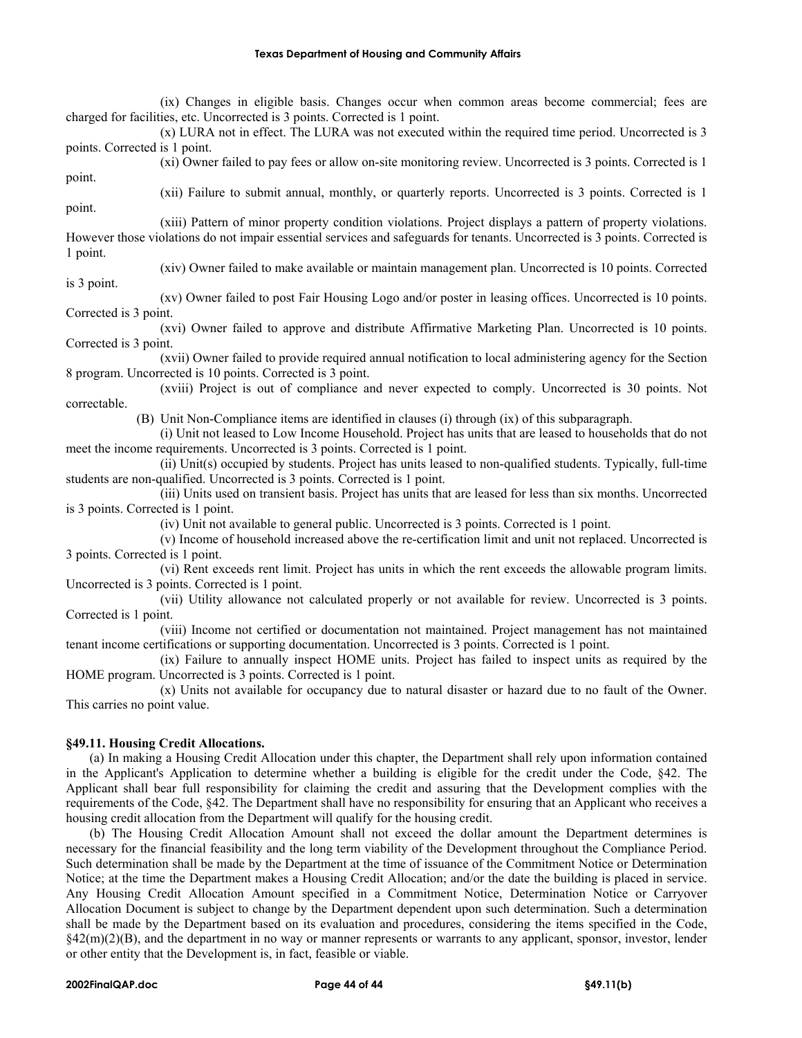(ix) Changes in eligible basis. Changes occur when common areas become commercial; fees are charged for facilities, etc. Uncorrected is 3 points. Corrected is 1 point.

(x) LURA not in effect. The LURA was not executed within the required time period. Uncorrected is 3 points. Corrected is 1 point.

(xi) Owner failed to pay fees or allow on-site monitoring review. Uncorrected is 3 points. Corrected is 1 point.

(xii) Failure to submit annual, monthly, or quarterly reports. Uncorrected is 3 points. Corrected is 1 point.

(xiii) Pattern of minor property condition violations. Project displays a pattern of property violations. However those violations do not impair essential services and safeguards for tenants. Uncorrected is 3 points. Corrected is 1 point.

(xiv) Owner failed to make available or maintain management plan. Uncorrected is 10 points. Corrected is 3 point.

(xv) Owner failed to post Fair Housing Logo and/or poster in leasing offices. Uncorrected is 10 points. Corrected is 3 point.

(xvi) Owner failed to approve and distribute Affirmative Marketing Plan. Uncorrected is 10 points. Corrected is 3 point.

(xvii) Owner failed to provide required annual notification to local administering agency for the Section 8 program. Uncorrected is 10 points. Corrected is 3 point.

(xviii) Project is out of compliance and never expected to comply. Uncorrected is 30 points. Not correctable.

(B) Unit Non-Compliance items are identified in clauses (i) through (ix) of this subparagraph.

(i) Unit not leased to Low Income Household. Project has units that are leased to households that do not meet the income requirements. Uncorrected is 3 points. Corrected is 1 point.

(ii) Unit(s) occupied by students. Project has units leased to non-qualified students. Typically, full-time students are non-qualified. Uncorrected is 3 points. Corrected is 1 point.

(iii) Units used on transient basis. Project has units that are leased for less than six months. Uncorrected is 3 points. Corrected is 1 point.

(iv) Unit not available to general public. Uncorrected is 3 points. Corrected is 1 point.

(v) Income of household increased above the re-certification limit and unit not replaced. Uncorrected is 3 points. Corrected is 1 point.

(vi) Rent exceeds rent limit. Project has units in which the rent exceeds the allowable program limits. Uncorrected is 3 points. Corrected is 1 point.

(vii) Utility allowance not calculated properly or not available for review. Uncorrected is 3 points. Corrected is 1 point.

(viii) Income not certified or documentation not maintained. Project management has not maintained tenant income certifications or supporting documentation. Uncorrected is 3 points. Corrected is 1 point.

(ix) Failure to annually inspect HOME units. Project has failed to inspect units as required by the HOME program. Uncorrected is 3 points. Corrected is 1 point.

(x) Units not available for occupancy due to natural disaster or hazard due to no fault of the Owner. This carries no point value.

**§49.11. Housing Credit Allocations.**

(a) In making a Housing Credit Allocation under this chapter, the Department shall rely upon information contained in the Applicant's Application to determine whether a building is eligible for the credit under the Code, §42. The Applicant shall bear full responsibility for claiming the credit and assuring that the Development complies with the requirements of the Code, §42. The Department shall have no responsibility for ensuring that an Applicant who receives a housing credit allocation from the Department will qualify for the housing credit.

(b) The Housing Credit Allocation Amount shall not exceed the dollar amount the Department determines is necessary for the financial feasibility and the long term viability of the Development throughout the Compliance Period. Such determination shall be made by the Department at the time of issuance of the Commitment Notice or Determination Notice; at the time the Department makes a Housing Credit Allocation; and/or the date the building is placed in service. Any Housing Credit Allocation Amount specified in a Commitment Notice, Determination Notice or Carryover Allocation Document is subject to change by the Department dependent upon such determination. Such a determination shall be made by the Department based on its evaluation and procedures, considering the items specified in the Code, §42(m)(2)(B), and the department in no way or manner represents or warrants to any applicant, sponsor, investor, lender or other entity that the Development is, in fact, feasible or viable.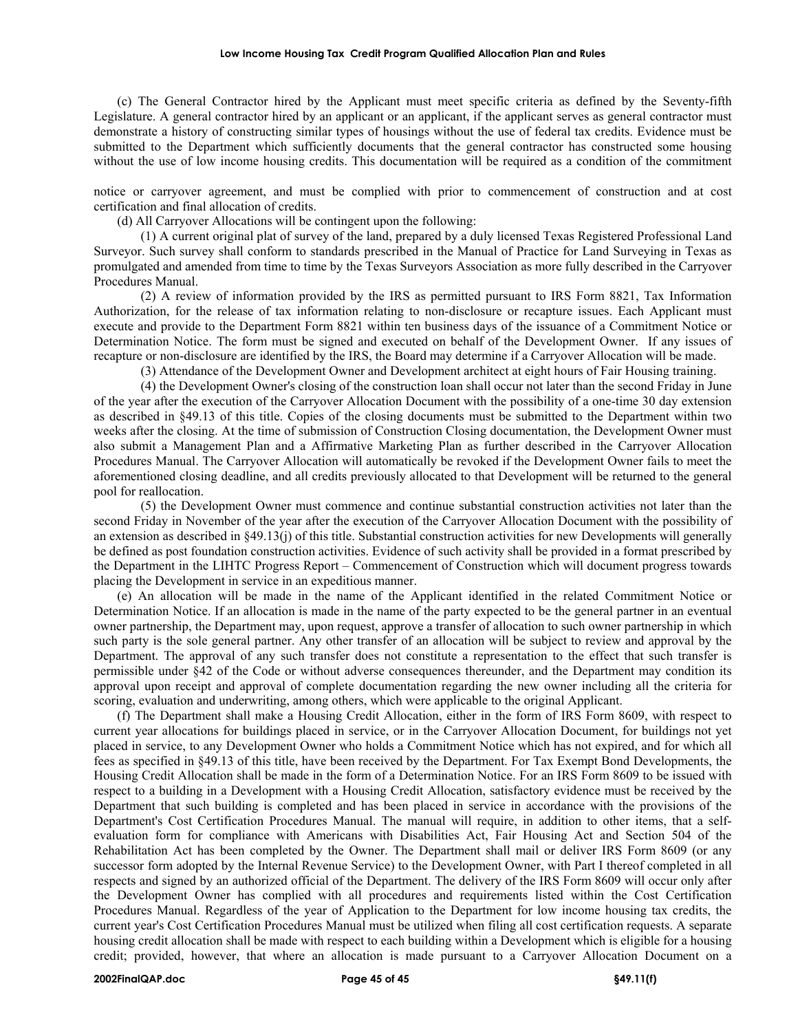(c) The General Contractor hired by the Applicant must meet specific criteria as defined by the Seventy-fifth Legislature. A general contractor hired by an applicant or an applicant, if the applicant serves as general contractor must demonstrate a history of constructing similar types of housings without the use of federal tax credits. Evidence must be submitted to the Department which sufficiently documents that the general contractor has constructed some housing without the use of low income housing credits. This documentation will be required as a condition of the commitment notice or carryover agreement, and must be complied with prior to commencement of construction and at cost certification and final allocation of credits.

(d) All Carryover Allocations will be contingent upon the following:

(1) A current original plat of survey of the land, prepared by a duly licensed Texas Registered Professional Land Surveyor. Such survey shall conform to standards prescribed in the Manual of Practice for Land Surveying in Texas as promulgated and amended from time to time by the Texas Surveyors Association as more fully described in the Carryover Procedures Manual.

(2) A review of information provided by the IRS as permitted pursuant to IRS Form 8821, Tax Information Authorization, for the release of tax information relating to non-disclosure or recapture issues. Each Applicant must execute and provide to the Department Form 8821 within ten business days of the issuance of a Commitment Notice or Determination Notice. The form must be signed and executed on behalf of the Development Owner. If any issues of recapture or non-disclosure are identified by the IRS, the Board may determine if a Carryover Allocation will be made.

(3) Attendance of the Development Owner and Development architect at eight hours of Fair Housing training.

(4) the Development Owner's closing of the construction loan shall occur not later than the second Friday in June of the year after the execution of the Carryover Allocation Document with the possibility of a one-time 30 day extension as described in §49.13 of this title. Copies of the closing documents must be submitted to the Department within two weeks after the closing. At the time of submission of Construction Closing documentation, the Development Owner must also submit a Management Plan and a Affirmative Marketing Plan as further described in the Carryover Allocation Procedures Manual. The Carryover Allocation will automatically be revoked if the Development Owner fails to meet the aforementioned closing deadline, and all credits previously allocated to that Development will be returned to the general pool for reallocation.

(5) the Development Owner must commence and continue substantial construction activities not later than the second Friday in November of the year after the execution of the Carryover Allocation Document with the possibility of an extension as described in §49.13(j) of this title. Substantial construction activities for new Developments will generally be defined as post foundation construction activities. Evidence of such activity shall be provided in a format prescribed by the Department in the LIHTC Progress Report – Commencement of Construction which will document progress towards placing the Development in service in an expeditious manner.

(e) An allocation will be made in the name of the Applicant identified in the related Commitment Notice or Determination Notice. If an allocation is made in the name of the party expected to be the general partner in an eventual owner partnership, the Department may, upon request, approve a transfer of allocation to such owner partnership in which such party is the sole general partner. Any other transfer of an allocation will be subject to review and approval by the Department. The approval of any such transfer does not constitute a representation to the effect that such transfer is permissible under §42 of the Code or without adverse consequences thereunder, and the Department may condition its approval upon receipt and approval of complete documentation regarding the new owner including all the criteria for scoring, evaluation and underwriting, among others, which were applicable to the original Applicant.

(f) The Department shall make a Housing Credit Allocation, either in the form of IRS Form 8609, with respect to current year allocations for buildings placed in service, or in the Carryover Allocation Document, for buildings not yet placed in service, to any Development Owner who holds a Commitment Notice which has not expired, and for which all fees as specified in §49.13 of this title, have been received by the Department. For Tax Exempt Bond Developments, the Housing Credit Allocation shall be made in the form of a Determination Notice. For an IRS Form 8609 to be issued with respect to a building in a Development with a Housing Credit Allocation, satisfactory evidence must be received by the Department that such building is completed and has been placed in service in accordance with the provisions of the Department's Cost Certification Procedures Manual. The manual will require, in addition to other items, that a self-evaluation form for compliance with Americans with Disabilities Act, Fair Housing Act and Section 504 of the Rehabilitation Act has been completed by the Owner. The Department shall mail or deliver IRS Form 8609 (or any successor form adopted by the Internal Revenue Service) to the Development Owner, with Part I thereof completed in all respects and signed by an authorized official of the Department. The delivery of the IRS Form 8609 will occur only after the Development Owner has complied with all procedures and requirements listed within the Cost Certification Procedures Manual. Regardless of the year of Application to the Department for low income housing tax credits, the current year's Cost Certification Procedures Manual must be utilized when filing all cost certification requests. A separate housing credit allocation shall be made with respect to each building within a Development which is eligible for a housing credit; provided, however, that where an allocation is made pursuant to a Carryover Allocation Document on a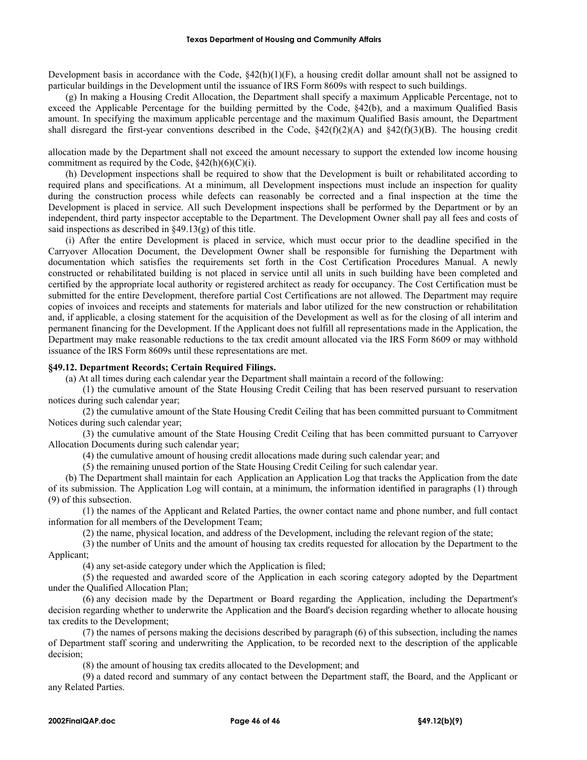Development basis in accordance with the Code, §42(h)(1)(F), a housing credit dollar amount shall not be assigned to particular buildings in the Development until the issuance of IRS Form 8609s with respect to such buildings.

(g) In making a Housing Credit Allocation, the Department shall specify a maximum Applicable Percentage, not to exceed the Applicable Percentage for the building permitted by the Code, §42(b), and a maximum Qualified Basis amount. In specifying the maximum applicable percentage and the maximum Qualified Basis amount, the Department shall disregard the first-year conventions described in the Code, §42(f)(2)(A) and §42(f)(3)(B). The housing credit allocation made by the Department shall not exceed the amount necessary to support the extended low income housing commitment as required by the Code, §42(h)(6)(C)(i).

(h) Development inspections shall be required to show that the Development is built or rehabilitated according to required plans and specifications. At a minimum, all Development inspections must include an inspection for quality during the construction process while defects can reasonably be corrected and a final inspection at the time the Development is placed in service. All such Development inspections shall be performed by the Department or by an independent, third party inspector acceptable to the Department. The Development Owner shall pay all fees and costs of said inspections as described in §49.13(g) of this title.

(i) After the entire Development is placed in service, which must occur prior to the deadline specified in the Carryover Allocation Document, the Development Owner shall be responsible for furnishing the Department with documentation which satisfies the requirements set forth in the Cost Certification Procedures Manual. A newly constructed or rehabilitated building is not placed in service until all units in such building have been completed and certified by the appropriate local authority or registered architect as ready for occupancy. The Cost Certification must be submitted for the entire Development, therefore partial Cost Certifications are not allowed. The Department may require copies of invoices and receipts and statements for materials and labor utilized for the new construction or rehabilitation and, if applicable, a closing statement for the acquisition of the Development as well as for the closing of all interim and permanent financing for the Development. If the Applicant does not fulfill all representations made in the Application, the Department may make reasonable reductions to the tax credit amount allocated via the IRS Form 8609 or may withhold issuance of the IRS Form 8609s until these representations are met.

**§49.12. Department Records; Certain Required Filings.**

(a) At all times during each calendar year the Department shall maintain a record of the following:

(1) the cumulative amount of the State Housing Credit Ceiling that has been reserved pursuant to reservation notices during such calendar year;

(2) the cumulative amount of the State Housing Credit Ceiling that has been committed pursuant to Commitment Notices during such calendar year;

(3) the cumulative amount of the State Housing Credit Ceiling that has been committed pursuant to Carryover Allocation Documents during such calendar year;

(4) the cumulative amount of housing credit allocations made during such calendar year; and

(5) the remaining unused portion of the State Housing Credit Ceiling for such calendar year.

(b) The Department shall maintain for each Application an Application Log that tracks the Application from the date of its submission. The Application Log will contain, at a minimum, the information identified in paragraphs (1) through (9) of this subsection.

(1) the names of the Applicant and Related Parties, the owner contact name and phone number, and full contact information for all members of the Development Team;

(2) the name, physical location, and address of the Development, including the relevant region of the state;

(3) the number of Units and the amount of housing tax credits requested for allocation by the Department to the Applicant;

(4) any set-aside category under which the Application is filed;

(5) the requested and awarded score of the Application in each scoring category adopted by the Department under the Qualified Allocation Plan;

(6) any decision made by the Department or Board regarding the Application, including the Department's decision regarding whether to underwrite the Application and the Board's decision regarding whether to allocate housing tax credits to the Development;

(7) the names of persons making the decisions described by paragraph (6) of this subsection, including the names of Department staff scoring and underwriting the Application, to be recorded next to the description of the applicable decision;

(8) the amount of housing tax credits allocated to the Development; and

(9) a dated record and summary of any contact between the Department staff, the Board, and the Applicant or any Related Parties.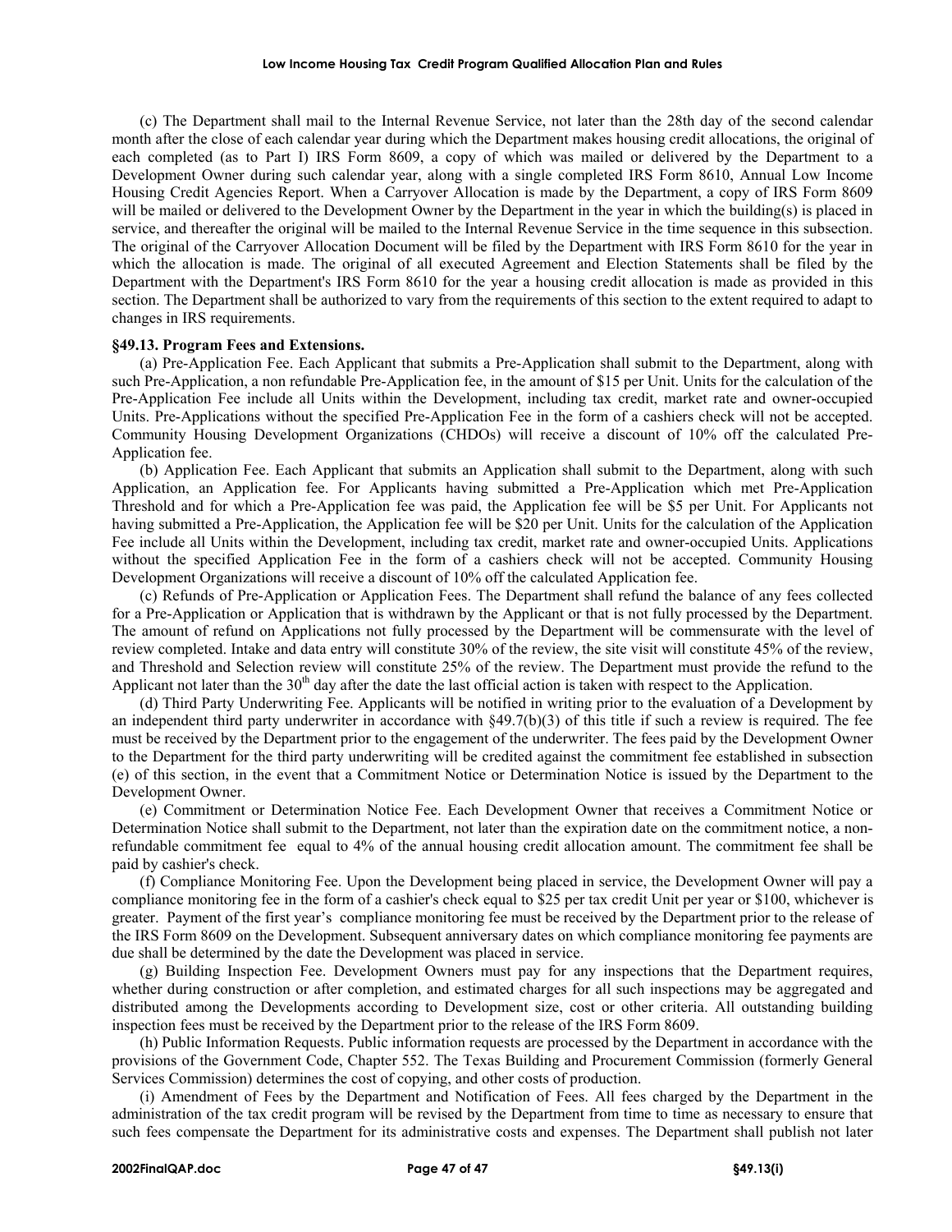(c) The Department shall mail to the Internal Revenue Service, not later than the 28th day of the second calendar month after the close of each calendar year during which the Department makes housing credit allocations, the original of each completed (as to Part I) IRS Form 8609, a copy of which was mailed or delivered by the Department to a Development Owner during such calendar year, along with a single completed IRS Form 8610, Annual Low Income Housing Credit Agencies Report. When a Carryover Allocation is made by the Department, a copy of IRS Form 8609 will be mailed or delivered to the Development Owner by the Department in the year in which the building(s) is placed in service, and thereafter the original will be mailed to the Internal Revenue Service in the time sequence in this subsection. The original of the Carryover Allocation Document will be filed by the Department with IRS Form 8610 for the year in which the allocation is made. The original of all executed Agreement and Election Statements shall be filed by the Department with the Department's IRS Form 8610 for the year a housing credit allocation is made as provided in this section. The Department shall be authorized to vary from the requirements of this section to the extent required to adapt to changes in IRS requirements.

**§49.13. Program Fees and Extensions.**

(a) Pre-Application Fee. Each Applicant that submits a Pre-Application shall submit to the Department, along with such Pre-Application, a non refundable Pre-Application fee, in the amount of $15 per Unit. Units for the calculation of the Pre-Application Fee include all Units within the Development, including tax credit, market rate and owner-occupied Units. Pre-Applications without the specified Pre-Application Fee in the form of a cashiers check will not be accepted. Community Housing Development Organizations (CHDOs) will receive a discount of 10% off the calculated Pre-Application fee.

(b) Application Fee. Each Applicant that submits an Application shall submit to the Department, along with such Application, an Application fee. For Applicants having submitted a Pre-Application which met Pre-Application Threshold and for which a Pre-Application fee was paid, the Application fee will be $5 per Unit. For Applicants not having submitted a Pre-Application, the Application fee will be $20 per Unit. Units for the calculation of the Application Fee include all Units within the Development, including tax credit, market rate and owner-occupied Units. Applications without the specified Application Fee in the form of a cashiers check will not be accepted. Community Housing Development Organizations will receive a discount of 10% off the calculated Application fee.

(c) Refunds of Pre-Application or Application Fees. The Department shall refund the balance of any fees collected for a Pre-Application or Application that is withdrawn by the Applicant or that is not fully processed by the Department. The amount of refund on Applications not fully processed by the Department will be commensurate with the level of review completed. Intake and data entry will constitute 30% of the review, the site visit will constitute 45% of the review, and Threshold and Selection review will constitute 25% of the review. The Department must provide the refund to the Applicant not later than the 30th day after the date the last official action is taken with respect to the Application.

(d) Third Party Underwriting Fee. Applicants will be notified in writing prior to the evaluation of a Development by an independent third party underwriter in accordance with §49.7(b)(3) of this title if such a review is required. The fee must be received by the Department prior to the engagement of the underwriter. The fees paid by the Development Owner to the Department for the third party underwriting will be credited against the commitment fee established in subsection (e) of this section, in the event that a Commitment Notice or Determination Notice is issued by the Department to the Development Owner.

(e) Commitment or Determination Notice Fee. Each Development Owner that receives a Commitment Notice or Determination Notice shall submit to the Department, not later than the expiration date on the commitment notice, a non-refundable commitment fee equal to 4% of the annual housing credit allocation amount. The commitment fee shall be paid by cashier's check.

(f) Compliance Monitoring Fee. Upon the Development being placed in service, the Development Owner will pay a compliance monitoring fee in the form of a cashier's check equal to $25 per tax credit Unit per year or $100, whichever is greater. Payment of the first year's compliance monitoring fee must be received by the Department prior to the release of the IRS Form 8609 on the Development. Subsequent anniversary dates on which compliance monitoring fee payments are due shall be determined by the date the Development was placed in service.

(g) Building Inspection Fee. Development Owners must pay for any inspections that the Department requires, whether during construction or after completion, and estimated charges for all such inspections may be aggregated and distributed among the Developments according to Development size, cost or other criteria. All outstanding building inspection fees must be received by the Department prior to the release of the IRS Form 8609.

(h) Public Information Requests. Public information requests are processed by the Department in accordance with the provisions of the Government Code, Chapter 552. The Texas Building and Procurement Commission (formerly General Services Commission) determines the cost of copying, and other costs of production.

(i) Amendment of Fees by the Department and Notification of Fees. All fees charged by the Department in the administration of the tax credit program will be revised by the Department from time to time as necessary to ensure that such fees compensate the Department for its administrative costs and expenses. The Department shall publish not later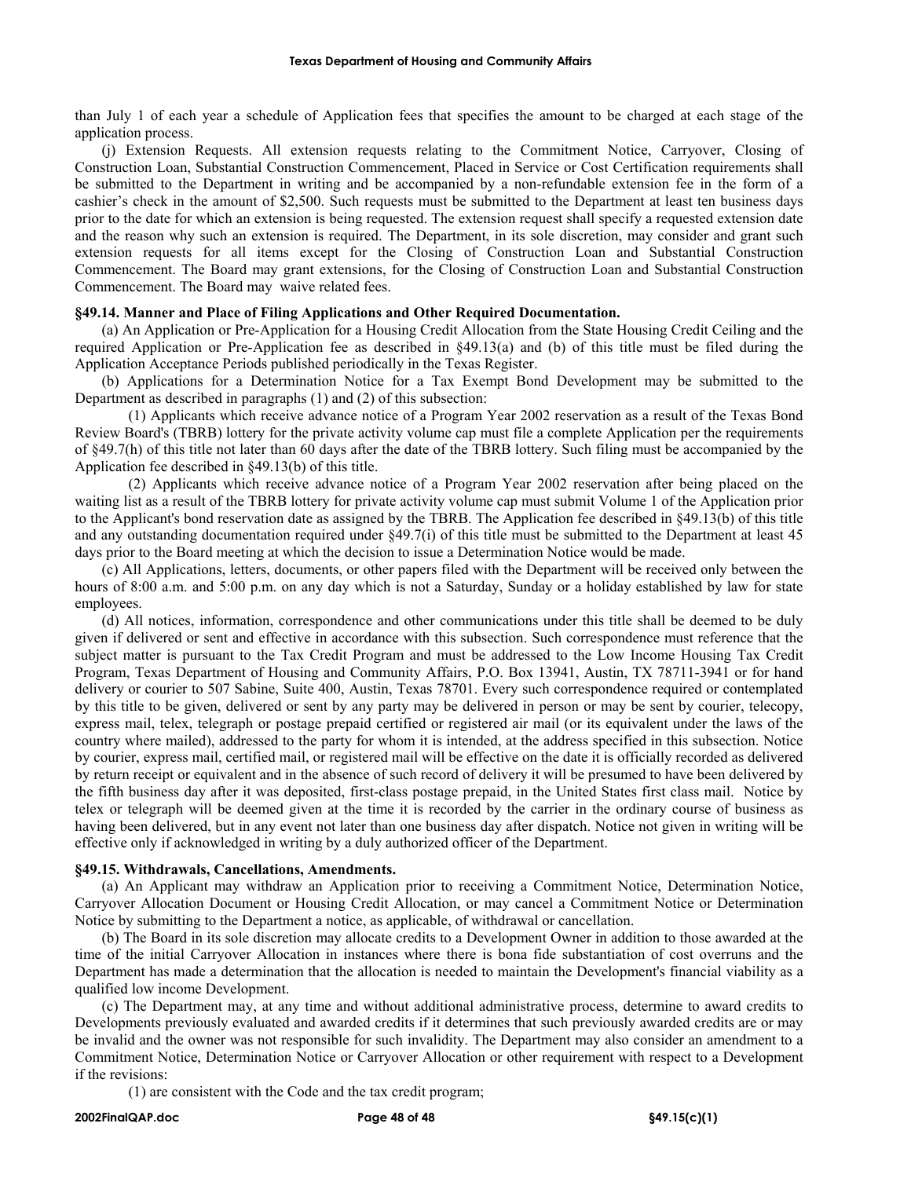than July 1 of each year a schedule of Application fees that specifies the amount to be charged at each stage of the application process.

(j) Extension Requests. All extension requests relating to the Commitment Notice, Carryover, Closing of Construction Loan, Substantial Construction Commencement, Placed in Service or Cost Certification requirements shall be submitted to the Department in writing and be accompanied by a non-refundable extension fee in the form of a cashier's check in the amount of $2,500. Such requests must be submitted to the Department at least ten business days prior to the date for which an extension is being requested. The extension request shall specify a requested extension date and the reason why such an extension is required. The Department, in its sole discretion, may consider and grant such extension requests for all items except for the Closing of Construction Loan and Substantial Construction Commencement. The Board may grant extensions, for the Closing of Construction Loan and Substantial Construction Commencement. The Board may waive related fees.

**§49.14. Manner and Place of Filing Applications and Other Required Documentation.**

(a) An Application or Pre-Application for a Housing Credit Allocation from the State Housing Credit Ceiling and the required Application or Pre-Application fee as described in §49.13(a) and (b) of this title must be filed during the Application Acceptance Periods published periodically in the Texas Register.

(b) Applications for a Determination Notice for a Tax Exempt Bond Development may be submitted to the Department as described in paragraphs (1) and (2) of this subsection:

(1) Applicants which receive advance notice of a Program Year 2002 reservation as a result of the Texas Bond Review Board's (TBRB) lottery for the private activity volume cap must file a complete Application per the requirements of §49.7(h) of this title not later than 60 days after the date of the TBRB lottery. Such filing must be accompanied by the Application fee described in §49.13(b) of this title.

(2) Applicants which receive advance notice of a Program Year 2002 reservation after being placed on the waiting list as a result of the TBRB lottery for private activity volume cap must submit Volume 1 of the Application prior to the Applicant's bond reservation date as assigned by the TBRB. The Application fee described in §49.13(b) of this title and any outstanding documentation required under §49.7(i) of this title must be submitted to the Department at least 45 days prior to the Board meeting at which the decision to issue a Determination Notice would be made.

(c) All Applications, letters, documents, or other papers filed with the Department will be received only between the hours of 8:00 a.m. and 5:00 p.m. on any day which is not a Saturday, Sunday or a holiday established by law for state employees.

(d) All notices, information, correspondence and other communications under this title shall be deemed to be duly given if delivered or sent and effective in accordance with this subsection. Such correspondence must reference that the subject matter is pursuant to the Tax Credit Program and must be addressed to the Low Income Housing Tax Credit Program, Texas Department of Housing and Community Affairs, P.O. Box 13941, Austin, TX 78711-3941 or for hand delivery or courier to 507 Sabine, Suite 400, Austin, Texas 78701. Every such correspondence required or contemplated by this title to be given, delivered or sent by any party may be delivered in person or may be sent by courier, telecopy, express mail, telex, telegraph or postage prepaid certified or registered air mail (or its equivalent under the laws of the country where mailed), addressed to the party for whom it is intended, at the address specified in this subsection. Notice by courier, express mail, certified mail, or registered mail will be effective on the date it is officially recorded as delivered by return receipt or equivalent and in the absence of such record of delivery it will be presumed to have been delivered by the fifth business day after it was deposited, first-class postage prepaid, in the United States first class mail. Notice by telex or telegraph will be deemed given at the time it is recorded by the carrier in the ordinary course of business as having been delivered, but in any event not later than one business day after dispatch. Notice not given in writing will be effective only if acknowledged in writing by a duly authorized officer of the Department.

**§49.15. Withdrawals, Cancellations, Amendments.**

(a) An Applicant may withdraw an Application prior to receiving a Commitment Notice, Determination Notice, Carryover Allocation Document or Housing Credit Allocation, or may cancel a Commitment Notice or Determination Notice by submitting to the Department a notice, as applicable, of withdrawal or cancellation.

(b) The Board in its sole discretion may allocate credits to a Development Owner in addition to those awarded at the time of the initial Carryover Allocation in instances where there is bona fide substantiation of cost overruns and the Department has made a determination that the allocation is needed to maintain the Development's financial viability as a qualified low income Development.

(c) The Department may, at any time and without additional administrative process, determine to award credits to Developments previously evaluated and awarded credits if it determines that such previously awarded credits are or may be invalid and the owner was not responsible for such invalidity. The Department may also consider an amendment to a Commitment Notice, Determination Notice or Carryover Allocation or other requirement with respect to a Development if the revisions:

(1) are consistent with the Code and the tax credit program;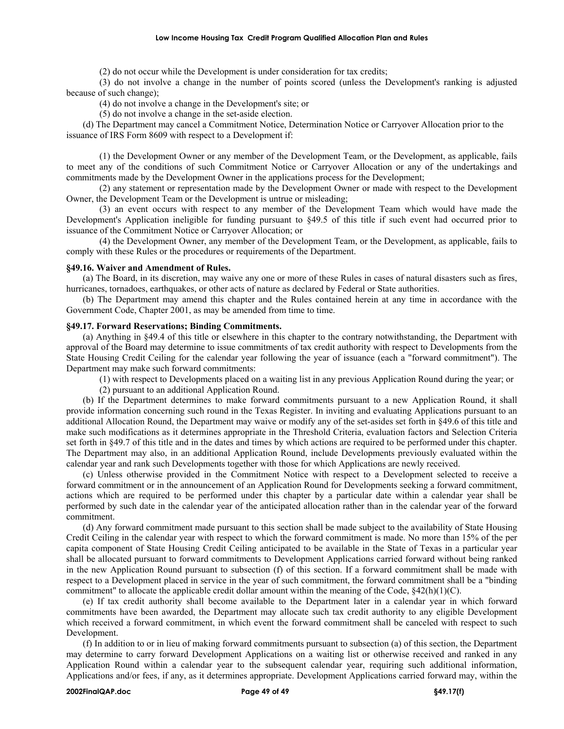(2) do not occur while the Development is under consideration for tax credits;

(3) do not involve a change in the number of points scored (unless the Development's ranking is adjusted because of such change);

(4) do not involve a change in the Development's site; or

(5) do not involve a change in the set-aside election.

(d) The Department may cancel a Commitment Notice, Determination Notice or Carryover Allocation prior to the issuance of IRS Form 8609 with respect to a Development if:

(1) the Development Owner or any member of the Development Team, or the Development, as applicable, fails to meet any of the conditions of such Commitment Notice or Carryover Allocation or any of the undertakings and commitments made by the Development Owner in the applications process for the Development;

(2) any statement or representation made by the Development Owner or made with respect to the Development Owner, the Development Team or the Development is untrue or misleading;

(3) an event occurs with respect to any member of the Development Team which would have made the Development's Application ineligible for funding pursuant to §49.5 of this title if such event had occurred prior to issuance of the Commitment Notice or Carryover Allocation; or

(4) the Development Owner, any member of the Development Team, or the Development, as applicable, fails to comply with these Rules or the procedures or requirements of the Department.

**§49.16. Waiver and Amendment of Rules.**

(a) The Board, in its discretion, may waive any one or more of these Rules in cases of natural disasters such as fires, hurricanes, tornadoes, earthquakes, or other acts of nature as declared by Federal or State authorities.

(b) The Department may amend this chapter and the Rules contained herein at any time in accordance with the Government Code, Chapter 2001, as may be amended from time to time.

**§49.17. Forward Reservations; Binding Commitments.**

(a) Anything in §49.4 of this title or elsewhere in this chapter to the contrary notwithstanding, the Department with approval of the Board may determine to issue commitments of tax credit authority with respect to Developments from the State Housing Credit Ceiling for the calendar year following the year of issuance (each a "forward commitment"). The Department may make such forward commitments:

(1) with respect to Developments placed on a waiting list in any previous Application Round during the year; or

(2) pursuant to an additional Application Round.

(b) If the Department determines to make forward commitments pursuant to a new Application Round, it shall provide information concerning such round in the Texas Register. In inviting and evaluating Applications pursuant to an additional Allocation Round, the Department may waive or modify any of the set-asides set forth in §49.6 of this title and make such modifications as it determines appropriate in the Threshold Criteria, evaluation factors and Selection Criteria set forth in §49.7 of this title and in the dates and times by which actions are required to be performed under this chapter. The Department may also, in an additional Application Round, include Developments previously evaluated within the calendar year and rank such Developments together with those for which Applications are newly received.

(c) Unless otherwise provided in the Commitment Notice with respect to a Development selected to receive a forward commitment or in the announcement of an Application Round for Developments seeking a forward commitment, actions which are required to be performed under this chapter by a particular date within a calendar year shall be performed by such date in the calendar year of the anticipated allocation rather than in the calendar year of the forward commitment.

(d) Any forward commitment made pursuant to this section shall be made subject to the availability of State Housing Credit Ceiling in the calendar year with respect to which the forward commitment is made. No more than 15% of the per capita component of State Housing Credit Ceiling anticipated to be available in the State of Texas in a particular year shall be allocated pursuant to forward commitments to Development Applications carried forward without being ranked in the new Application Round pursuant to subsection (f) of this section. If a forward commitment shall be made with respect to a Development placed in service in the year of such commitment, the forward commitment shall be a "binding commitment" to allocate the applicable credit dollar amount within the meaning of the Code, §42(h)(1)(C).

(e) If tax credit authority shall become available to the Department later in a calendar year in which forward commitments have been awarded, the Department may allocate such tax credit authority to any eligible Development which received a forward commitment, in which event the forward commitment shall be canceled with respect to such Development.

(f) In addition to or in lieu of making forward commitments pursuant to subsection (a) of this section, the Department may determine to carry forward Development Applications on a waiting list or otherwise received and ranked in any Application Round within a calendar year to the subsequent calendar year, requiring such additional information, Applications and/or fees, if any, as it determines appropriate. Development Applications carried forward may, within the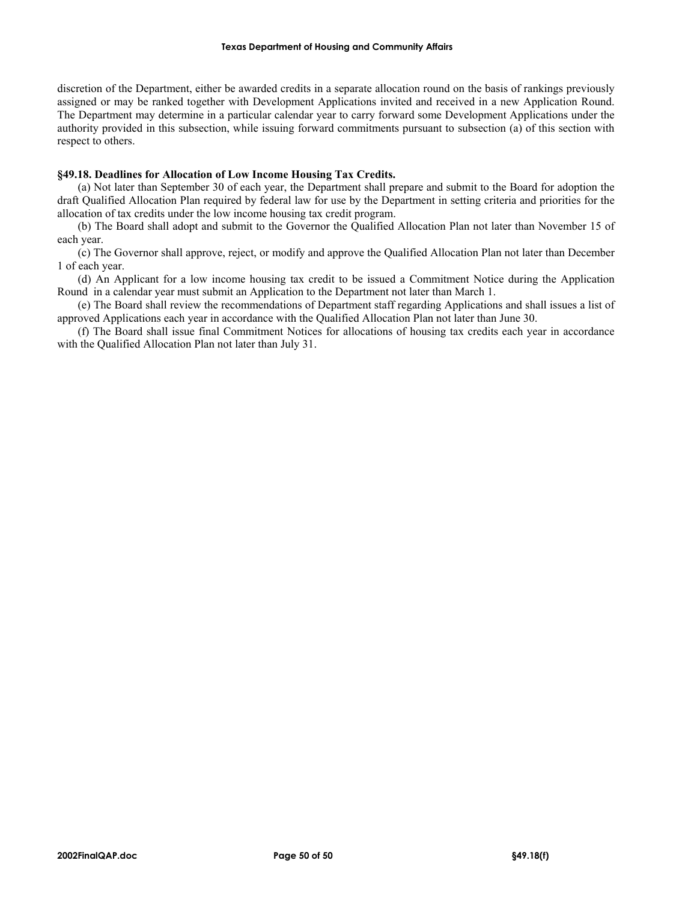discretion of the Department, either be awarded credits in a separate allocation round on the basis of rankings previously assigned or may be ranked together with Development Applications invited and received in a new Application Round. The Department may determine in a particular calendar year to carry forward some Development Applications under the authority provided in this subsection, while issuing forward commitments pursuant to subsection (a) of this section with respect to others.

**§49.18. Deadlines for Allocation of Low Income Housing Tax Credits.**

(a) Not later than September 30 of each year, the Department shall prepare and submit to the Board for adoption the draft Qualified Allocation Plan required by federal law for use by the Department in setting criteria and priorities for the allocation of tax credits under the low income housing tax credit program.

(b) The Board shall adopt and submit to the Governor the Qualified Allocation Plan not later than November 15 of each year.

(c) The Governor shall approve, reject, or modify and approve the Qualified Allocation Plan not later than December 1 of each year.

(d) An Applicant for a low income housing tax credit to be issued a Commitment Notice during the Application Round in a calendar year must submit an Application to the Department not later than March 1.

(e) The Board shall review the recommendations of Department staff regarding Applications and shall issues a list of approved Applications each year in accordance with the Qualified Allocation Plan not later than June 30.

(f) The Board shall issue final Commitment Notices for allocations of housing tax credits each year in accordance with the Qualified Allocation Plan not later than July 31.